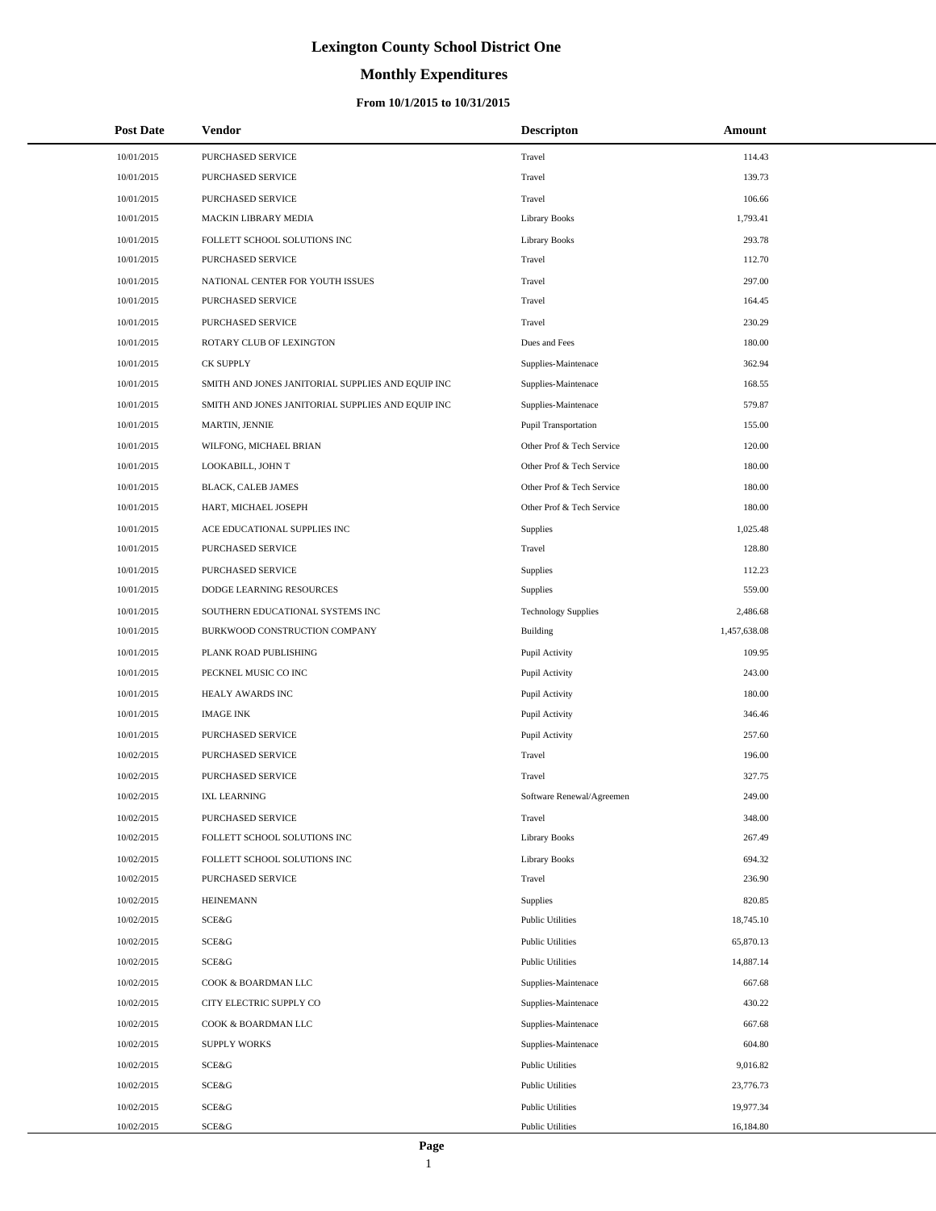# Lexington County School District One

## Monthly Expenditures

### From 10/1/2015 to 10/31/2015

| Post Date | Vendor | Descripton | Amount |
|---|---|---|---|
| 10/01/2015 | PURCHASED SERVICE | Travel | 114.43 |
| 10/01/2015 | PURCHASED SERVICE | Travel | 139.73 |
| 10/01/2015 | PURCHASED SERVICE | Travel | 106.66 |
| 10/01/2015 | MACKIN LIBRARY MEDIA | Library Books | 1,793.41 |
| 10/01/2015 | FOLLETT SCHOOL SOLUTIONS INC | Library Books | 293.78 |
| 10/01/2015 | PURCHASED SERVICE | Travel | 112.70 |
| 10/01/2015 | NATIONAL CENTER FOR YOUTH ISSUES | Travel | 297.00 |
| 10/01/2015 | PURCHASED SERVICE | Travel | 164.45 |
| 10/01/2015 | PURCHASED SERVICE | Travel | 230.29 |
| 10/01/2015 | ROTARY CLUB OF LEXINGTON | Dues and Fees | 180.00 |
| 10/01/2015 | CK SUPPLY | Supplies-Maintenace | 362.94 |
| 10/01/2015 | SMITH AND JONES JANITORIAL SUPPLIES AND EQUIP INC | Supplies-Maintenace | 168.55 |
| 10/01/2015 | SMITH AND JONES JANITORIAL SUPPLIES AND EQUIP INC | Supplies-Maintenace | 579.87 |
| 10/01/2015 | MARTIN, JENNIE | Pupil Transportation | 155.00 |
| 10/01/2015 | WILFONG, MICHAEL BRIAN | Other Prof & Tech Service | 120.00 |
| 10/01/2015 | LOOKABILL, JOHN T | Other Prof & Tech Service | 180.00 |
| 10/01/2015 | BLACK, CALEB JAMES | Other Prof & Tech Service | 180.00 |
| 10/01/2015 | HART, MICHAEL JOSEPH | Other Prof & Tech Service | 180.00 |
| 10/01/2015 | ACE EDUCATIONAL SUPPLIES INC | Supplies | 1,025.48 |
| 10/01/2015 | PURCHASED SERVICE | Travel | 128.80 |
| 10/01/2015 | PURCHASED SERVICE | Supplies | 112.23 |
| 10/01/2015 | DODGE LEARNING RESOURCES | Supplies | 559.00 |
| 10/01/2015 | SOUTHERN EDUCATIONAL SYSTEMS INC | Technology Supplies | 2,486.68 |
| 10/01/2015 | BURKWOOD CONSTRUCTION COMPANY | Building | 1,457,638.08 |
| 10/01/2015 | PLANK ROAD PUBLISHING | Pupil Activity | 109.95 |
| 10/01/2015 | PECKNEL MUSIC CO INC | Pupil Activity | 243.00 |
| 10/01/2015 | HEALY AWARDS INC | Pupil Activity | 180.00 |
| 10/01/2015 | IMAGE INK | Pupil Activity | 346.46 |
| 10/01/2015 | PURCHASED SERVICE | Pupil Activity | 257.60 |
| 10/02/2015 | PURCHASED SERVICE | Travel | 196.00 |
| 10/02/2015 | PURCHASED SERVICE | Travel | 327.75 |
| 10/02/2015 | IXL LEARNING | Software Renewal/Agreemen | 249.00 |
| 10/02/2015 | PURCHASED SERVICE | Travel | 348.00 |
| 10/02/2015 | FOLLETT SCHOOL SOLUTIONS INC | Library Books | 267.49 |
| 10/02/2015 | FOLLETT SCHOOL SOLUTIONS INC | Library Books | 694.32 |
| 10/02/2015 | PURCHASED SERVICE | Travel | 236.90 |
| 10/02/2015 | HEINEMANN | Supplies | 820.85 |
| 10/02/2015 | SCE&G | Public Utilities | 18,745.10 |
| 10/02/2015 | SCE&G | Public Utilities | 65,870.13 |
| 10/02/2015 | SCE&G | Public Utilities | 14,887.14 |
| 10/02/2015 | COOK & BOARDMAN LLC | Supplies-Maintenace | 667.68 |
| 10/02/2015 | CITY ELECTRIC SUPPLY CO | Supplies-Maintenace | 430.22 |
| 10/02/2015 | COOK & BOARDMAN LLC | Supplies-Maintenace | 667.68 |
| 10/02/2015 | SUPPLY WORKS | Supplies-Maintenace | 604.80 |
| 10/02/2015 | SCE&G | Public Utilities | 9,016.82 |
| 10/02/2015 | SCE&G | Public Utilities | 23,776.73 |
| 10/02/2015 | SCE&G | Public Utilities | 19,977.34 |
| 10/02/2015 | SCE&G | Public Utilities | 16,184.80 |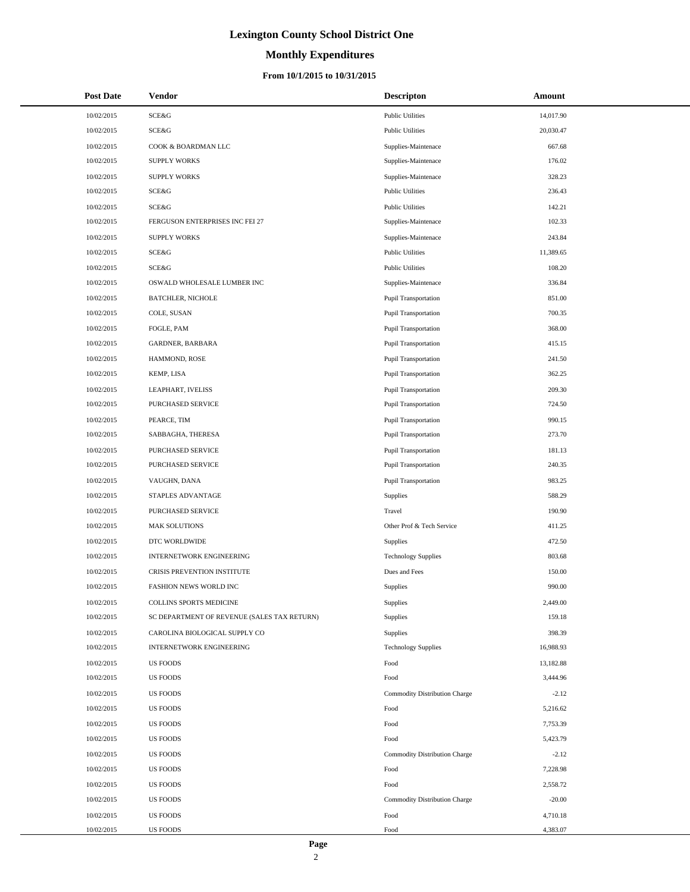# Lexington County School District One

## Monthly Expenditures

### From 10/1/2015 to 10/31/2015

| Post Date | Vendor | Descripton | Amount |
|---|---|---|---|
| 10/02/2015 | SCE&G | Public Utilities | 14,017.90 |
| 10/02/2015 | SCE&G | Public Utilities | 20,030.47 |
| 10/02/2015 | COOK & BOARDMAN LLC | Supplies-Maintenace | 667.68 |
| 10/02/2015 | SUPPLY WORKS | Supplies-Maintenace | 176.02 |
| 10/02/2015 | SUPPLY WORKS | Supplies-Maintenace | 328.23 |
| 10/02/2015 | SCE&G | Public Utilities | 236.43 |
| 10/02/2015 | SCE&G | Public Utilities | 142.21 |
| 10/02/2015 | FERGUSON ENTERPRISES INC FEI 27 | Supplies-Maintenace | 102.33 |
| 10/02/2015 | SUPPLY WORKS | Supplies-Maintenace | 243.84 |
| 10/02/2015 | SCE&G | Public Utilities | 11,389.65 |
| 10/02/2015 | SCE&G | Public Utilities | 108.20 |
| 10/02/2015 | OSWALD WHOLESALE LUMBER INC | Supplies-Maintenace | 336.84 |
| 10/02/2015 | BATCHLER, NICHOLE | Pupil Transportation | 851.00 |
| 10/02/2015 | COLE, SUSAN | Pupil Transportation | 700.35 |
| 10/02/2015 | FOGLE, PAM | Pupil Transportation | 368.00 |
| 10/02/2015 | GARDNER, BARBARA | Pupil Transportation | 415.15 |
| 10/02/2015 | HAMMOND, ROSE | Pupil Transportation | 241.50 |
| 10/02/2015 | KEMP, LISA | Pupil Transportation | 362.25 |
| 10/02/2015 | LEAPHART, IVELISS | Pupil Transportation | 209.30 |
| 10/02/2015 | PURCHASED SERVICE | Pupil Transportation | 724.50 |
| 10/02/2015 | PEARCE, TIM | Pupil Transportation | 990.15 |
| 10/02/2015 | SABBAGHA, THERESA | Pupil Transportation | 273.70 |
| 10/02/2015 | PURCHASED SERVICE | Pupil Transportation | 181.13 |
| 10/02/2015 | PURCHASED SERVICE | Pupil Transportation | 240.35 |
| 10/02/2015 | VAUGHN, DANA | Pupil Transportation | 983.25 |
| 10/02/2015 | STAPLES ADVANTAGE | Supplies | 588.29 |
| 10/02/2015 | PURCHASED SERVICE | Travel | 190.90 |
| 10/02/2015 | MAK SOLUTIONS | Other Prof & Tech Service | 411.25 |
| 10/02/2015 | DTC WORLDWIDE | Supplies | 472.50 |
| 10/02/2015 | INTERNETWORK ENGINEERING | Technology Supplies | 803.68 |
| 10/02/2015 | CRISIS PREVENTION INSTITUTE | Dues and Fees | 150.00 |
| 10/02/2015 | FASHION NEWS WORLD INC | Supplies | 990.00 |
| 10/02/2015 | COLLINS SPORTS MEDICINE | Supplies | 2,449.00 |
| 10/02/2015 | SC DEPARTMENT OF REVENUE (SALES TAX RETURN) | Supplies | 159.18 |
| 10/02/2015 | CAROLINA BIOLOGICAL SUPPLY CO | Supplies | 398.39 |
| 10/02/2015 | INTERNETWORK ENGINEERING | Technology Supplies | 16,988.93 |
| 10/02/2015 | US FOODS | Food | 13,182.88 |
| 10/02/2015 | US FOODS | Food | 3,444.96 |
| 10/02/2015 | US FOODS | Commodity Distribution Charge | -2.12 |
| 10/02/2015 | US FOODS | Food | 5,216.62 |
| 10/02/2015 | US FOODS | Food | 7,753.39 |
| 10/02/2015 | US FOODS | Food | 5,423.79 |
| 10/02/2015 | US FOODS | Commodity Distribution Charge | -2.12 |
| 10/02/2015 | US FOODS | Food | 7,228.98 |
| 10/02/2015 | US FOODS | Food | 2,558.72 |
| 10/02/2015 | US FOODS | Commodity Distribution Charge | -20.00 |
| 10/02/2015 | US FOODS | Food | 4,710.18 |
| 10/02/2015 | US FOODS | Food | 4,383.07 |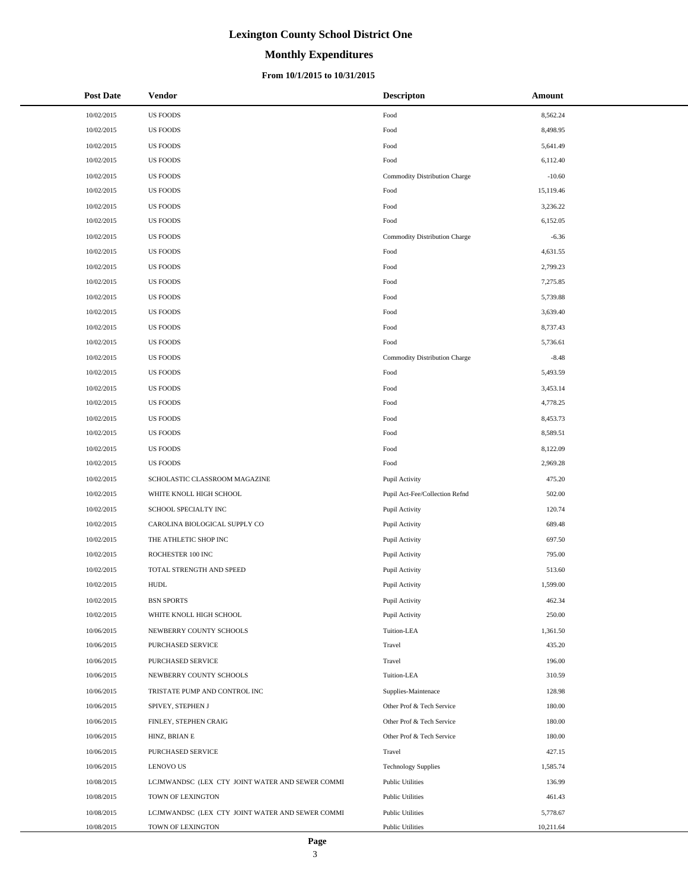# Lexington County School District One

## Monthly Expenditures

### From 10/1/2015 to 10/31/2015

| Post Date | Vendor | Descripton | Amount |
|---|---|---|---|
| 10/02/2015 | US FOODS | Food | 8,562.24 |
| 10/02/2015 | US FOODS | Food | 8,498.95 |
| 10/02/2015 | US FOODS | Food | 5,641.49 |
| 10/02/2015 | US FOODS | Food | 6,112.40 |
| 10/02/2015 | US FOODS | Commodity Distribution Charge | -10.60 |
| 10/02/2015 | US FOODS | Food | 15,119.46 |
| 10/02/2015 | US FOODS | Food | 3,236.22 |
| 10/02/2015 | US FOODS | Food | 6,152.05 |
| 10/02/2015 | US FOODS | Commodity Distribution Charge | -6.36 |
| 10/02/2015 | US FOODS | Food | 4,631.55 |
| 10/02/2015 | US FOODS | Food | 2,799.23 |
| 10/02/2015 | US FOODS | Food | 7,275.85 |
| 10/02/2015 | US FOODS | Food | 5,739.88 |
| 10/02/2015 | US FOODS | Food | 3,639.40 |
| 10/02/2015 | US FOODS | Food | 8,737.43 |
| 10/02/2015 | US FOODS | Food | 5,736.61 |
| 10/02/2015 | US FOODS | Commodity Distribution Charge | -8.48 |
| 10/02/2015 | US FOODS | Food | 5,493.59 |
| 10/02/2015 | US FOODS | Food | 3,453.14 |
| 10/02/2015 | US FOODS | Food | 4,778.25 |
| 10/02/2015 | US FOODS | Food | 8,453.73 |
| 10/02/2015 | US FOODS | Food | 8,589.51 |
| 10/02/2015 | US FOODS | Food | 8,122.09 |
| 10/02/2015 | US FOODS | Food | 2,969.28 |
| 10/02/2015 | SCHOLASTIC CLASSROOM MAGAZINE | Pupil Activity | 475.20 |
| 10/02/2015 | WHITE KNOLL HIGH SCHOOL | Pupil Act-Fee/Collection Refnd | 502.00 |
| 10/02/2015 | SCHOOL SPECIALTY INC | Pupil Activity | 120.74 |
| 10/02/2015 | CAROLINA BIOLOGICAL SUPPLY CO | Pupil Activity | 689.48 |
| 10/02/2015 | THE ATHLETIC SHOP INC | Pupil Activity | 697.50 |
| 10/02/2015 | ROCHESTER 100 INC | Pupil Activity | 795.00 |
| 10/02/2015 | TOTAL STRENGTH AND SPEED | Pupil Activity | 513.60 |
| 10/02/2015 | HUDL | Pupil Activity | 1,599.00 |
| 10/02/2015 | BSN SPORTS | Pupil Activity | 462.34 |
| 10/02/2015 | WHITE KNOLL HIGH SCHOOL | Pupil Activity | 250.00 |
| 10/06/2015 | NEWBERRY COUNTY SCHOOLS | Tuition-LEA | 1,361.50 |
| 10/06/2015 | PURCHASED SERVICE | Travel | 435.20 |
| 10/06/2015 | PURCHASED SERVICE | Travel | 196.00 |
| 10/06/2015 | NEWBERRY COUNTY SCHOOLS | Tuition-LEA | 310.59 |
| 10/06/2015 | TRISTATE PUMP AND CONTROL INC | Supplies-Maintenace | 128.98 |
| 10/06/2015 | SPIVEY, STEPHEN J | Other Prof & Tech Service | 180.00 |
| 10/06/2015 | FINLEY, STEPHEN CRAIG | Other Prof & Tech Service | 180.00 |
| 10/06/2015 | HINZ, BRIAN E | Other Prof & Tech Service | 180.00 |
| 10/06/2015 | PURCHASED SERVICE | Travel | 427.15 |
| 10/06/2015 | LENOVO US | Technology Supplies | 1,585.74 |
| 10/08/2015 | LCJMWANDSC (LEX CTY JOINT WATER AND SEWER COMMI | Public Utilities | 136.99 |
| 10/08/2015 | TOWN OF LEXINGTON | Public Utilities | 461.43 |
| 10/08/2015 | LCJMWANDSC (LEX CTY JOINT WATER AND SEWER COMMI | Public Utilities | 5,778.67 |
| 10/08/2015 | TOWN OF LEXINGTON | Public Utilities | 10,211.64 |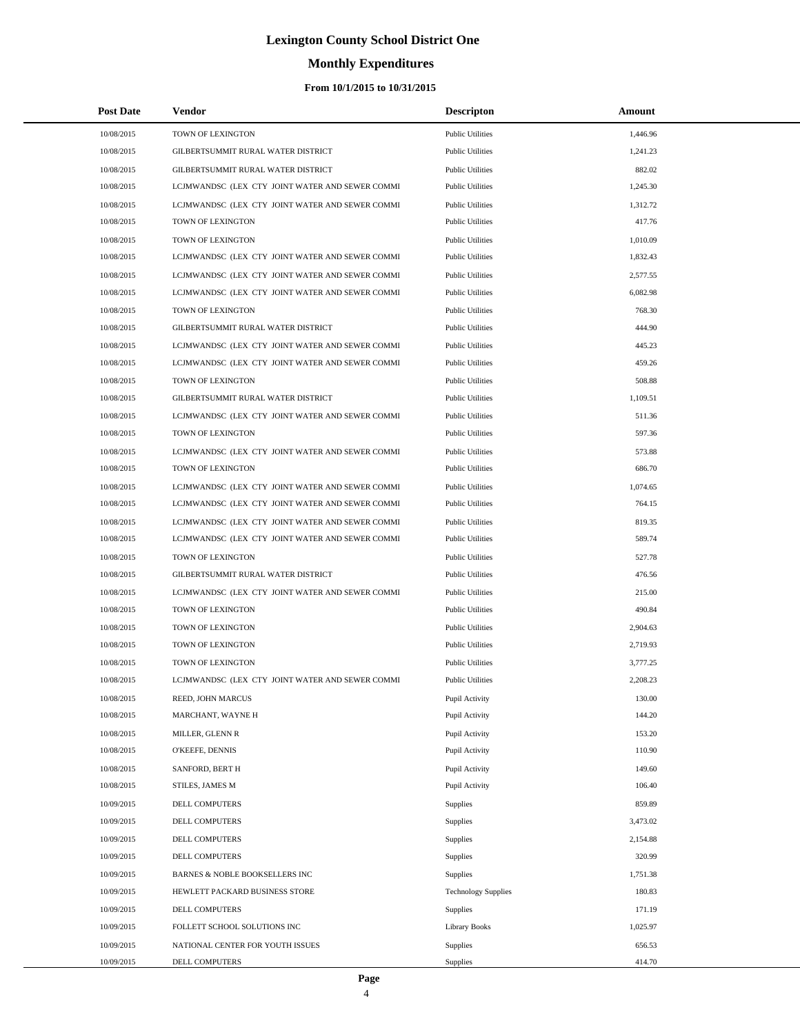# Lexington County School District One

## Monthly Expenditures

### From 10/1/2015 to 10/31/2015

| Post Date | Vendor | Descripton | Amount |
|---|---|---|---|
| 10/08/2015 | TOWN OF LEXINGTON | Public Utilities | 1,446.96 |
| 10/08/2015 | GILBERTSUMMIT RURAL WATER DISTRICT | Public Utilities | 1,241.23 |
| 10/08/2015 | GILBERTSUMMIT RURAL WATER DISTRICT | Public Utilities | 882.02 |
| 10/08/2015 | LCJMWANDSC (LEX CTY JOINT WATER AND SEWER COMMI | Public Utilities | 1,245.30 |
| 10/08/2015 | LCJMWANDSC (LEX CTY JOINT WATER AND SEWER COMMI | Public Utilities | 1,312.72 |
| 10/08/2015 | TOWN OF LEXINGTON | Public Utilities | 417.76 |
| 10/08/2015 | TOWN OF LEXINGTON | Public Utilities | 1,010.09 |
| 10/08/2015 | LCJMWANDSC (LEX CTY JOINT WATER AND SEWER COMMI | Public Utilities | 1,832.43 |
| 10/08/2015 | LCJMWANDSC (LEX CTY JOINT WATER AND SEWER COMMI | Public Utilities | 2,577.55 |
| 10/08/2015 | LCJMWANDSC (LEX CTY JOINT WATER AND SEWER COMMI | Public Utilities | 6,082.98 |
| 10/08/2015 | TOWN OF LEXINGTON | Public Utilities | 768.30 |
| 10/08/2015 | GILBERTSUMMIT RURAL WATER DISTRICT | Public Utilities | 444.90 |
| 10/08/2015 | LCJMWANDSC (LEX CTY JOINT WATER AND SEWER COMMI | Public Utilities | 445.23 |
| 10/08/2015 | LCJMWANDSC (LEX CTY JOINT WATER AND SEWER COMMI | Public Utilities | 459.26 |
| 10/08/2015 | TOWN OF LEXINGTON | Public Utilities | 508.88 |
| 10/08/2015 | GILBERTSUMMIT RURAL WATER DISTRICT | Public Utilities | 1,109.51 |
| 10/08/2015 | LCJMWANDSC (LEX CTY JOINT WATER AND SEWER COMMI | Public Utilities | 511.36 |
| 10/08/2015 | TOWN OF LEXINGTON | Public Utilities | 597.36 |
| 10/08/2015 | LCJMWANDSC (LEX CTY JOINT WATER AND SEWER COMMI | Public Utilities | 573.88 |
| 10/08/2015 | TOWN OF LEXINGTON | Public Utilities | 686.70 |
| 10/08/2015 | LCJMWANDSC (LEX CTY JOINT WATER AND SEWER COMMI | Public Utilities | 1,074.65 |
| 10/08/2015 | LCJMWANDSC (LEX CTY JOINT WATER AND SEWER COMMI | Public Utilities | 764.15 |
| 10/08/2015 | LCJMWANDSC (LEX CTY JOINT WATER AND SEWER COMMI | Public Utilities | 819.35 |
| 10/08/2015 | LCJMWANDSC (LEX CTY JOINT WATER AND SEWER COMMI | Public Utilities | 589.74 |
| 10/08/2015 | TOWN OF LEXINGTON | Public Utilities | 527.78 |
| 10/08/2015 | GILBERTSUMMIT RURAL WATER DISTRICT | Public Utilities | 476.56 |
| 10/08/2015 | LCJMWANDSC (LEX CTY JOINT WATER AND SEWER COMMI | Public Utilities | 215.00 |
| 10/08/2015 | TOWN OF LEXINGTON | Public Utilities | 490.84 |
| 10/08/2015 | TOWN OF LEXINGTON | Public Utilities | 2,904.63 |
| 10/08/2015 | TOWN OF LEXINGTON | Public Utilities | 2,719.93 |
| 10/08/2015 | TOWN OF LEXINGTON | Public Utilities | 3,777.25 |
| 10/08/2015 | LCJMWANDSC (LEX CTY JOINT WATER AND SEWER COMMI | Public Utilities | 2,208.23 |
| 10/08/2015 | REED, JOHN MARCUS | Pupil Activity | 130.00 |
| 10/08/2015 | MARCHANT, WAYNE H | Pupil Activity | 144.20 |
| 10/08/2015 | MILLER, GLENN R | Pupil Activity | 153.20 |
| 10/08/2015 | O'KEEFE, DENNIS | Pupil Activity | 110.90 |
| 10/08/2015 | SANFORD, BERT H | Pupil Activity | 149.60 |
| 10/08/2015 | STILES, JAMES M | Pupil Activity | 106.40 |
| 10/09/2015 | DELL COMPUTERS | Supplies | 859.89 |
| 10/09/2015 | DELL COMPUTERS | Supplies | 3,473.02 |
| 10/09/2015 | DELL COMPUTERS | Supplies | 2,154.88 |
| 10/09/2015 | DELL COMPUTERS | Supplies | 320.99 |
| 10/09/2015 | BARNES & NOBLE BOOKSELLERS INC | Supplies | 1,751.38 |
| 10/09/2015 | HEWLETT PACKARD BUSINESS STORE | Technology Supplies | 180.83 |
| 10/09/2015 | DELL COMPUTERS | Supplies | 171.19 |
| 10/09/2015 | FOLLETT SCHOOL SOLUTIONS INC | Library Books | 1,025.97 |
| 10/09/2015 | NATIONAL CENTER FOR YOUTH ISSUES | Supplies | 656.53 |
| 10/09/2015 | DELL COMPUTERS | Supplies | 414.70 |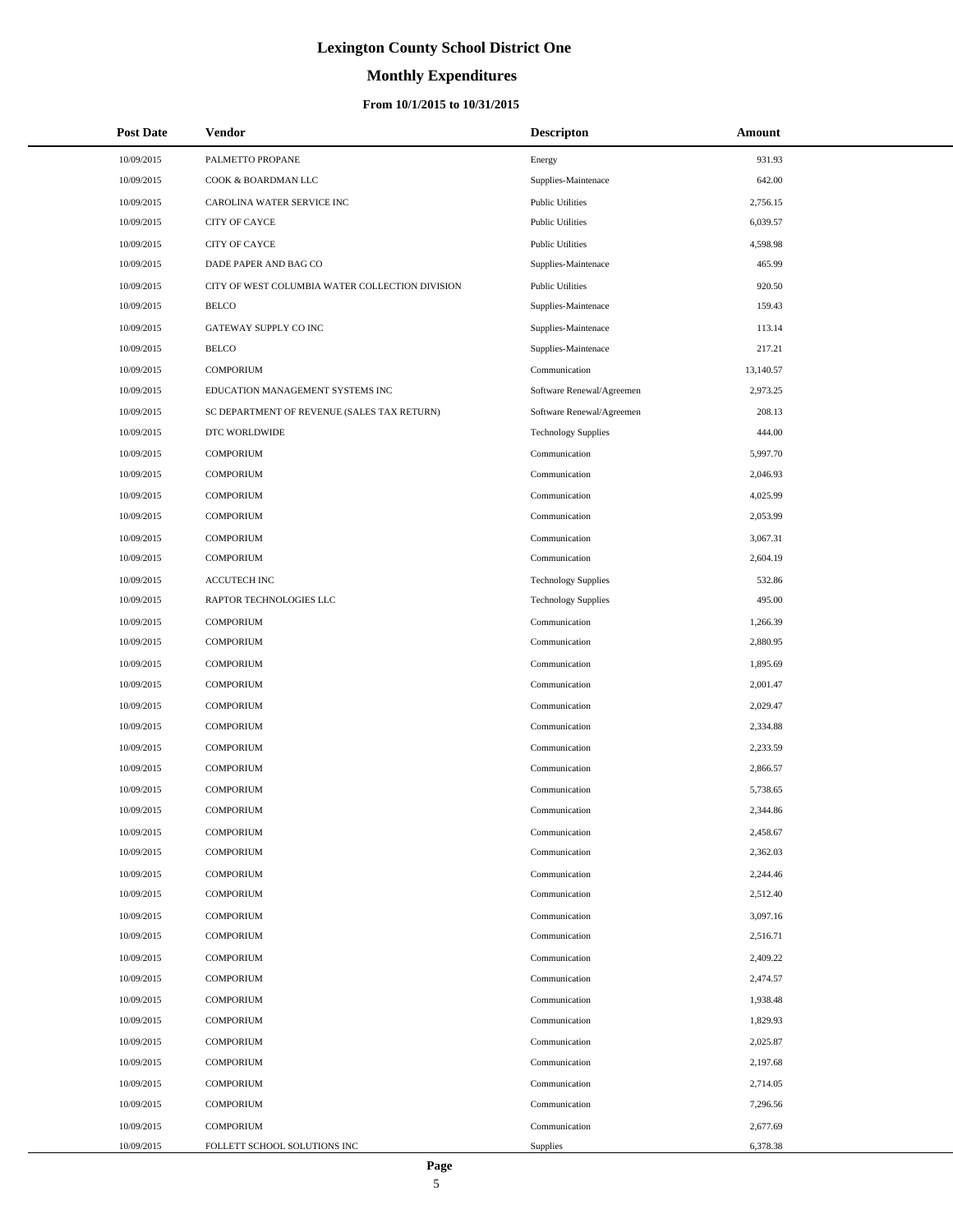# Lexington County School District One

## Monthly Expenditures

### From 10/1/2015 to 10/31/2015

| Post Date | Vendor | Descripton | Amount |
|---|---|---|---|
| 10/09/2015 | PALMETTO PROPANE | Energy | 931.93 |
| 10/09/2015 | COOK & BOARDMAN LLC | Supplies-Maintenace | 642.00 |
| 10/09/2015 | CAROLINA WATER SERVICE INC | Public Utilities | 2,756.15 |
| 10/09/2015 | CITY OF CAYCE | Public Utilities | 6,039.57 |
| 10/09/2015 | CITY OF CAYCE | Public Utilities | 4,598.98 |
| 10/09/2015 | DADE PAPER AND BAG CO | Supplies-Maintenace | 465.99 |
| 10/09/2015 | CITY OF WEST COLUMBIA WATER COLLECTION DIVISION | Public Utilities | 920.50 |
| 10/09/2015 | BELCO | Supplies-Maintenace | 159.43 |
| 10/09/2015 | GATEWAY SUPPLY CO INC | Supplies-Maintenace | 113.14 |
| 10/09/2015 | BELCO | Supplies-Maintenace | 217.21 |
| 10/09/2015 | COMPORIUM | Communication | 13,140.57 |
| 10/09/2015 | EDUCATION MANAGEMENT SYSTEMS INC | Software Renewal/Agreemen | 2,973.25 |
| 10/09/2015 | SC DEPARTMENT OF REVENUE (SALES TAX RETURN) | Software Renewal/Agreemen | 208.13 |
| 10/09/2015 | DTC WORLDWIDE | Technology Supplies | 444.00 |
| 10/09/2015 | COMPORIUM | Communication | 5,997.70 |
| 10/09/2015 | COMPORIUM | Communication | 2,046.93 |
| 10/09/2015 | COMPORIUM | Communication | 4,025.99 |
| 10/09/2015 | COMPORIUM | Communication | 2,053.99 |
| 10/09/2015 | COMPORIUM | Communication | 3,067.31 |
| 10/09/2015 | COMPORIUM | Communication | 2,604.19 |
| 10/09/2015 | ACCUTECH INC | Technology Supplies | 532.86 |
| 10/09/2015 | RAPTOR TECHNOLOGIES LLC | Technology Supplies | 495.00 |
| 10/09/2015 | COMPORIUM | Communication | 1,266.39 |
| 10/09/2015 | COMPORIUM | Communication | 2,880.95 |
| 10/09/2015 | COMPORIUM | Communication | 1,895.69 |
| 10/09/2015 | COMPORIUM | Communication | 2,001.47 |
| 10/09/2015 | COMPORIUM | Communication | 2,029.47 |
| 10/09/2015 | COMPORIUM | Communication | 2,334.88 |
| 10/09/2015 | COMPORIUM | Communication | 2,233.59 |
| 10/09/2015 | COMPORIUM | Communication | 2,866.57 |
| 10/09/2015 | COMPORIUM | Communication | 5,738.65 |
| 10/09/2015 | COMPORIUM | Communication | 2,344.86 |
| 10/09/2015 | COMPORIUM | Communication | 2,458.67 |
| 10/09/2015 | COMPORIUM | Communication | 2,362.03 |
| 10/09/2015 | COMPORIUM | Communication | 2,244.46 |
| 10/09/2015 | COMPORIUM | Communication | 2,512.40 |
| 10/09/2015 | COMPORIUM | Communication | 3,097.16 |
| 10/09/2015 | COMPORIUM | Communication | 2,516.71 |
| 10/09/2015 | COMPORIUM | Communication | 2,409.22 |
| 10/09/2015 | COMPORIUM | Communication | 2,474.57 |
| 10/09/2015 | COMPORIUM | Communication | 1,938.48 |
| 10/09/2015 | COMPORIUM | Communication | 1,829.93 |
| 10/09/2015 | COMPORIUM | Communication | 2,025.87 |
| 10/09/2015 | COMPORIUM | Communication | 2,197.68 |
| 10/09/2015 | COMPORIUM | Communication | 2,714.05 |
| 10/09/2015 | COMPORIUM | Communication | 7,296.56 |
| 10/09/2015 | COMPORIUM | Communication | 2,677.69 |
| 10/09/2015 | FOLLETT SCHOOL SOLUTIONS INC | Supplies | 6,378.38 |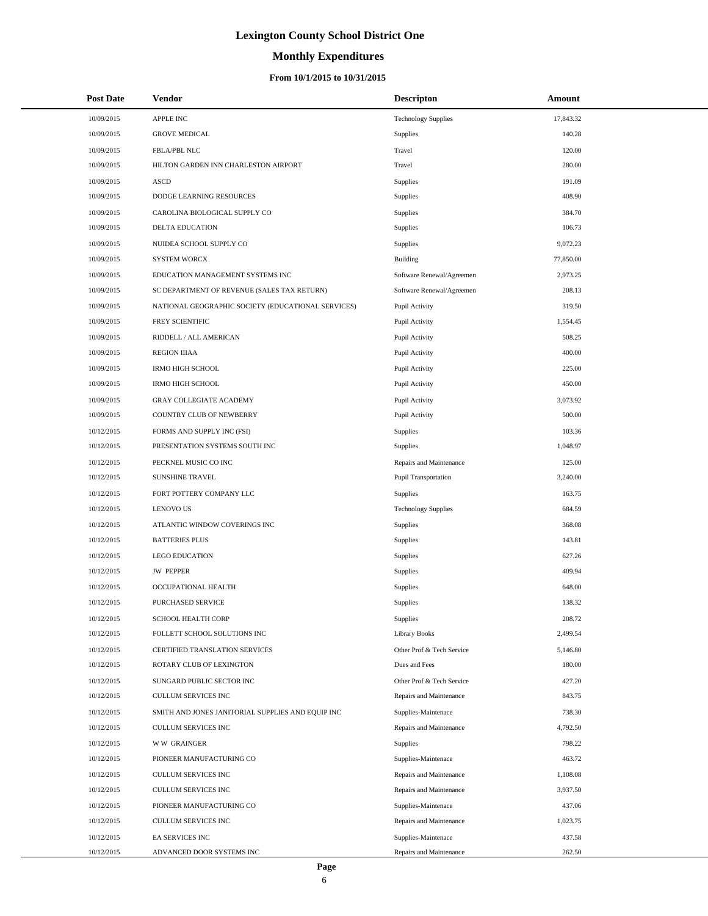# Lexington County School District One

## Monthly Expenditures

### From 10/1/2015 to 10/31/2015

| Post Date | Vendor | Descripton | Amount |
|---|---|---|---|
| 10/09/2015 | APPLE INC | Technology Supplies | 17,843.32 |
| 10/09/2015 | GROVE MEDICAL | Supplies | 140.28 |
| 10/09/2015 | FBLA/PBL NLC | Travel | 120.00 |
| 10/09/2015 | HILTON GARDEN INN CHARLESTON AIRPORT | Travel | 280.00 |
| 10/09/2015 | ASCD | Supplies | 191.09 |
| 10/09/2015 | DODGE LEARNING RESOURCES | Supplies | 408.90 |
| 10/09/2015 | CAROLINA BIOLOGICAL SUPPLY CO | Supplies | 384.70 |
| 10/09/2015 | DELTA EDUCATION | Supplies | 106.73 |
| 10/09/2015 | NUIDEA SCHOOL SUPPLY CO | Supplies | 9,072.23 |
| 10/09/2015 | SYSTEM WORCX | Building | 77,850.00 |
| 10/09/2015 | EDUCATION MANAGEMENT SYSTEMS INC | Software Renewal/Agreemen | 2,973.25 |
| 10/09/2015 | SC DEPARTMENT OF REVENUE (SALES TAX RETURN) | Software Renewal/Agreemen | 208.13 |
| 10/09/2015 | NATIONAL GEOGRAPHIC SOCIETY (EDUCATIONAL SERVICES) | Pupil Activity | 319.50 |
| 10/09/2015 | FREY SCIENTIFIC | Pupil Activity | 1,554.45 |
| 10/09/2015 | RIDDELL / ALL AMERICAN | Pupil Activity | 508.25 |
| 10/09/2015 | REGION IIIAA | Pupil Activity | 400.00 |
| 10/09/2015 | IRMO HIGH SCHOOL | Pupil Activity | 225.00 |
| 10/09/2015 | IRMO HIGH SCHOOL | Pupil Activity | 450.00 |
| 10/09/2015 | GRAY COLLEGIATE ACADEMY | Pupil Activity | 3,073.92 |
| 10/09/2015 | COUNTRY CLUB OF NEWBERRY | Pupil Activity | 500.00 |
| 10/12/2015 | FORMS AND SUPPLY INC (FSI) | Supplies | 103.36 |
| 10/12/2015 | PRESENTATION SYSTEMS SOUTH INC | Supplies | 1,048.97 |
| 10/12/2015 | PECKNEL MUSIC CO INC | Repairs and Maintenance | 125.00 |
| 10/12/2015 | SUNSHINE TRAVEL | Pupil Transportation | 3,240.00 |
| 10/12/2015 | FORT POTTERY COMPANY LLC | Supplies | 163.75 |
| 10/12/2015 | LENOVO US | Technology Supplies | 684.59 |
| 10/12/2015 | ATLANTIC WINDOW COVERINGS INC | Supplies | 368.08 |
| 10/12/2015 | BATTERIES PLUS | Supplies | 143.81 |
| 10/12/2015 | LEGO EDUCATION | Supplies | 627.26 |
| 10/12/2015 | JW PEPPER | Supplies | 409.94 |
| 10/12/2015 | OCCUPATIONAL HEALTH | Supplies | 648.00 |
| 10/12/2015 | PURCHASED SERVICE | Supplies | 138.32 |
| 10/12/2015 | SCHOOL HEALTH CORP | Supplies | 208.72 |
| 10/12/2015 | FOLLETT SCHOOL SOLUTIONS INC | Library Books | 2,499.54 |
| 10/12/2015 | CERTIFIED TRANSLATION SERVICES | Other Prof & Tech Service | 5,146.80 |
| 10/12/2015 | ROTARY CLUB OF LEXINGTON | Dues and Fees | 180.00 |
| 10/12/2015 | SUNGARD PUBLIC SECTOR INC | Other Prof & Tech Service | 427.20 |
| 10/12/2015 | CULLUM SERVICES INC | Repairs and Maintenance | 843.75 |
| 10/12/2015 | SMITH AND JONES JANITORIAL SUPPLIES AND EQUIP INC | Supplies-Maintenace | 738.30 |
| 10/12/2015 | CULLUM SERVICES INC | Repairs and Maintenance | 4,792.50 |
| 10/12/2015 | W W GRAINGER | Supplies | 798.22 |
| 10/12/2015 | PIONEER MANUFACTURING CO | Supplies-Maintenace | 463.72 |
| 10/12/2015 | CULLUM SERVICES INC | Repairs and Maintenance | 1,108.08 |
| 10/12/2015 | CULLUM SERVICES INC | Repairs and Maintenance | 3,937.50 |
| 10/12/2015 | PIONEER MANUFACTURING CO | Supplies-Maintenace | 437.06 |
| 10/12/2015 | CULLUM SERVICES INC | Repairs and Maintenance | 1,023.75 |
| 10/12/2015 | EA SERVICES INC | Supplies-Maintenace | 437.58 |
| 10/12/2015 | ADVANCED DOOR SYSTEMS INC | Repairs and Maintenance | 262.50 |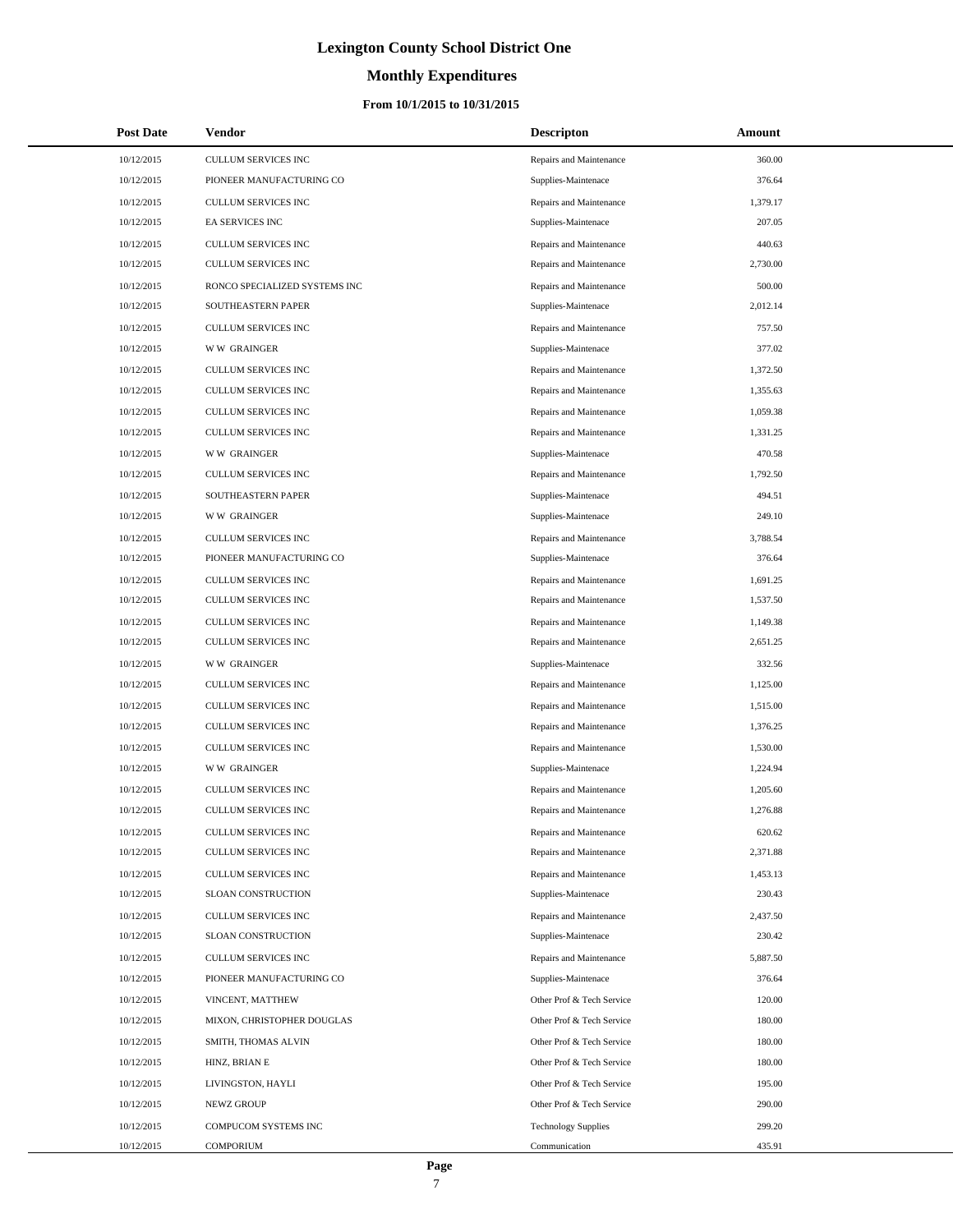# Lexington County School District One

## Monthly Expenditures

### From 10/1/2015 to 10/31/2015

| Post Date | Vendor | Descripton | Amount |
|---|---|---|---|
| 10/12/2015 | CULLUM SERVICES INC | Repairs and Maintenance | 360.00 |
| 10/12/2015 | PIONEER MANUFACTURING CO | Supplies-Maintenace | 376.64 |
| 10/12/2015 | CULLUM SERVICES INC | Repairs and Maintenance | 1,379.17 |
| 10/12/2015 | EA SERVICES INC | Supplies-Maintenace | 207.05 |
| 10/12/2015 | CULLUM SERVICES INC | Repairs and Maintenance | 440.63 |
| 10/12/2015 | CULLUM SERVICES INC | Repairs and Maintenance | 2,730.00 |
| 10/12/2015 | RONCO SPECIALIZED SYSTEMS INC | Repairs and Maintenance | 500.00 |
| 10/12/2015 | SOUTHEASTERN PAPER | Supplies-Maintenace | 2,012.14 |
| 10/12/2015 | CULLUM SERVICES INC | Repairs and Maintenance | 757.50 |
| 10/12/2015 | W W GRAINGER | Supplies-Maintenace | 377.02 |
| 10/12/2015 | CULLUM SERVICES INC | Repairs and Maintenance | 1,372.50 |
| 10/12/2015 | CULLUM SERVICES INC | Repairs and Maintenance | 1,355.63 |
| 10/12/2015 | CULLUM SERVICES INC | Repairs and Maintenance | 1,059.38 |
| 10/12/2015 | CULLUM SERVICES INC | Repairs and Maintenance | 1,331.25 |
| 10/12/2015 | W W GRAINGER | Supplies-Maintenace | 470.58 |
| 10/12/2015 | CULLUM SERVICES INC | Repairs and Maintenance | 1,792.50 |
| 10/12/2015 | SOUTHEASTERN PAPER | Supplies-Maintenace | 494.51 |
| 10/12/2015 | W W GRAINGER | Supplies-Maintenace | 249.10 |
| 10/12/2015 | CULLUM SERVICES INC | Repairs and Maintenance | 3,788.54 |
| 10/12/2015 | PIONEER MANUFACTURING CO | Supplies-Maintenace | 376.64 |
| 10/12/2015 | CULLUM SERVICES INC | Repairs and Maintenance | 1,691.25 |
| 10/12/2015 | CULLUM SERVICES INC | Repairs and Maintenance | 1,537.50 |
| 10/12/2015 | CULLUM SERVICES INC | Repairs and Maintenance | 1,149.38 |
| 10/12/2015 | CULLUM SERVICES INC | Repairs and Maintenance | 2,651.25 |
| 10/12/2015 | W W GRAINGER | Supplies-Maintenace | 332.56 |
| 10/12/2015 | CULLUM SERVICES INC | Repairs and Maintenance | 1,125.00 |
| 10/12/2015 | CULLUM SERVICES INC | Repairs and Maintenance | 1,515.00 |
| 10/12/2015 | CULLUM SERVICES INC | Repairs and Maintenance | 1,376.25 |
| 10/12/2015 | CULLUM SERVICES INC | Repairs and Maintenance | 1,530.00 |
| 10/12/2015 | W W GRAINGER | Supplies-Maintenace | 1,224.94 |
| 10/12/2015 | CULLUM SERVICES INC | Repairs and Maintenance | 1,205.60 |
| 10/12/2015 | CULLUM SERVICES INC | Repairs and Maintenance | 1,276.88 |
| 10/12/2015 | CULLUM SERVICES INC | Repairs and Maintenance | 620.62 |
| 10/12/2015 | CULLUM SERVICES INC | Repairs and Maintenance | 2,371.88 |
| 10/12/2015 | CULLUM SERVICES INC | Repairs and Maintenance | 1,453.13 |
| 10/12/2015 | SLOAN CONSTRUCTION | Supplies-Maintenace | 230.43 |
| 10/12/2015 | CULLUM SERVICES INC | Repairs and Maintenance | 2,437.50 |
| 10/12/2015 | SLOAN CONSTRUCTION | Supplies-Maintenace | 230.42 |
| 10/12/2015 | CULLUM SERVICES INC | Repairs and Maintenance | 5,887.50 |
| 10/12/2015 | PIONEER MANUFACTURING CO | Supplies-Maintenace | 376.64 |
| 10/12/2015 | VINCENT, MATTHEW | Other Prof & Tech Service | 120.00 |
| 10/12/2015 | MIXON, CHRISTOPHER DOUGLAS | Other Prof & Tech Service | 180.00 |
| 10/12/2015 | SMITH, THOMAS ALVIN | Other Prof & Tech Service | 180.00 |
| 10/12/2015 | HINZ, BRIAN E | Other Prof & Tech Service | 180.00 |
| 10/12/2015 | LIVINGSTON, HAYLI | Other Prof & Tech Service | 195.00 |
| 10/12/2015 | NEWZ GROUP | Other Prof & Tech Service | 290.00 |
| 10/12/2015 | COMPUCOM SYSTEMS INC | Technology Supplies | 299.20 |
| 10/12/2015 | COMPORIUM | Communication | 435.91 |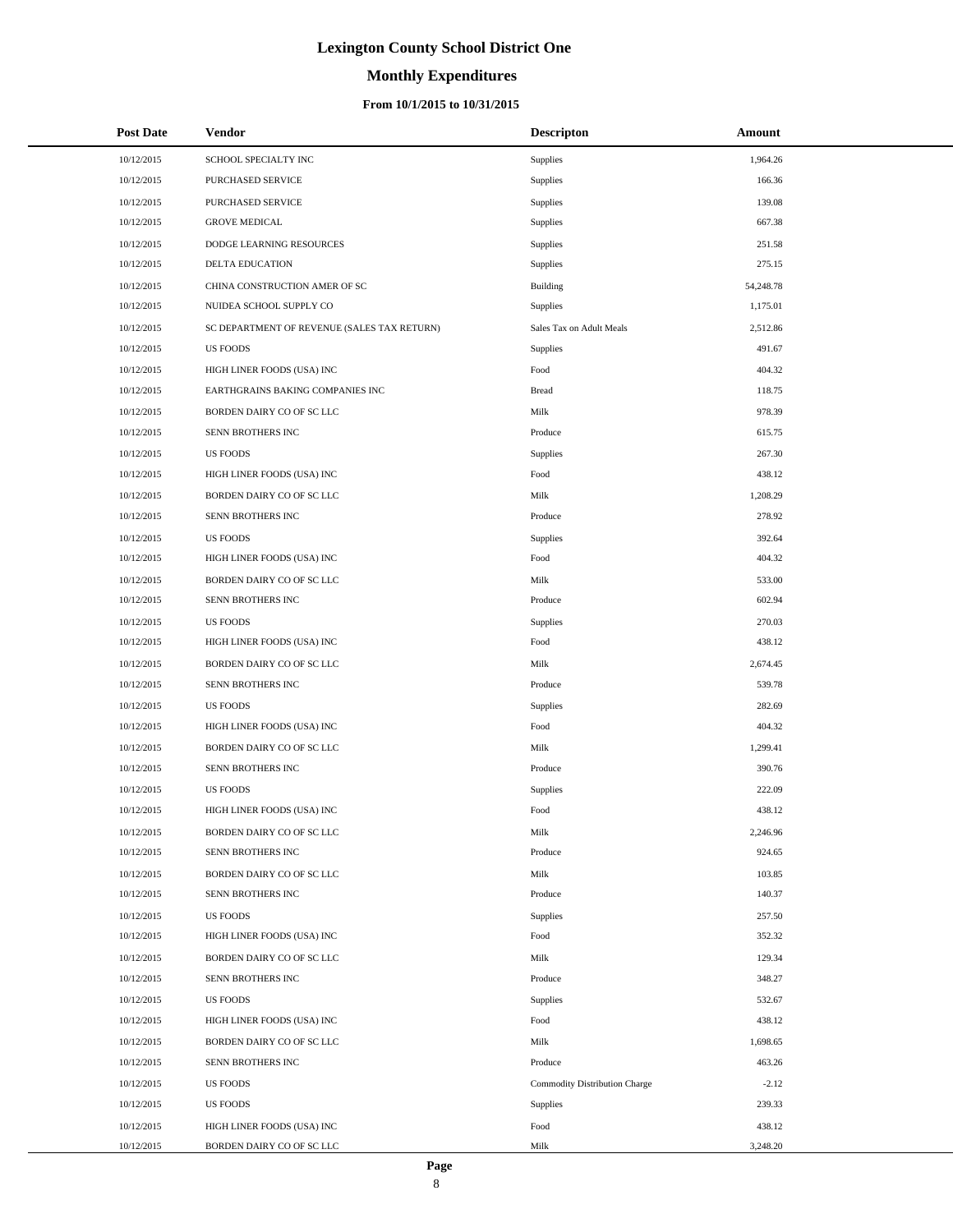# Lexington County School District One

## Monthly Expenditures

### From 10/1/2015 to 10/31/2015

| Post Date | Vendor | Descripton | Amount |
|---|---|---|---|
| 10/12/2015 | SCHOOL SPECIALTY INC | Supplies | 1,964.26 |
| 10/12/2015 | PURCHASED SERVICE | Supplies | 166.36 |
| 10/12/2015 | PURCHASED SERVICE | Supplies | 139.08 |
| 10/12/2015 | GROVE MEDICAL | Supplies | 667.38 |
| 10/12/2015 | DODGE LEARNING RESOURCES | Supplies | 251.58 |
| 10/12/2015 | DELTA EDUCATION | Supplies | 275.15 |
| 10/12/2015 | CHINA CONSTRUCTION AMER OF SC | Building | 54,248.78 |
| 10/12/2015 | NUIDEA SCHOOL SUPPLY CO | Supplies | 1,175.01 |
| 10/12/2015 | SC DEPARTMENT OF REVENUE (SALES TAX RETURN) | Sales Tax on Adult Meals | 2,512.86 |
| 10/12/2015 | US FOODS | Supplies | 491.67 |
| 10/12/2015 | HIGH LINER FOODS (USA) INC | Food | 404.32 |
| 10/12/2015 | EARTHGRAINS BAKING COMPANIES INC | Bread | 118.75 |
| 10/12/2015 | BORDEN DAIRY CO OF SC LLC | Milk | 978.39 |
| 10/12/2015 | SENN BROTHERS INC | Produce | 615.75 |
| 10/12/2015 | US FOODS | Supplies | 267.30 |
| 10/12/2015 | HIGH LINER FOODS (USA) INC | Food | 438.12 |
| 10/12/2015 | BORDEN DAIRY CO OF SC LLC | Milk | 1,208.29 |
| 10/12/2015 | SENN BROTHERS INC | Produce | 278.92 |
| 10/12/2015 | US FOODS | Supplies | 392.64 |
| 10/12/2015 | HIGH LINER FOODS (USA) INC | Food | 404.32 |
| 10/12/2015 | BORDEN DAIRY CO OF SC LLC | Milk | 533.00 |
| 10/12/2015 | SENN BROTHERS INC | Produce | 602.94 |
| 10/12/2015 | US FOODS | Supplies | 270.03 |
| 10/12/2015 | HIGH LINER FOODS (USA) INC | Food | 438.12 |
| 10/12/2015 | BORDEN DAIRY CO OF SC LLC | Milk | 2,674.45 |
| 10/12/2015 | SENN BROTHERS INC | Produce | 539.78 |
| 10/12/2015 | US FOODS | Supplies | 282.69 |
| 10/12/2015 | HIGH LINER FOODS (USA) INC | Food | 404.32 |
| 10/12/2015 | BORDEN DAIRY CO OF SC LLC | Milk | 1,299.41 |
| 10/12/2015 | SENN BROTHERS INC | Produce | 390.76 |
| 10/12/2015 | US FOODS | Supplies | 222.09 |
| 10/12/2015 | HIGH LINER FOODS (USA) INC | Food | 438.12 |
| 10/12/2015 | BORDEN DAIRY CO OF SC LLC | Milk | 2,246.96 |
| 10/12/2015 | SENN BROTHERS INC | Produce | 924.65 |
| 10/12/2015 | BORDEN DAIRY CO OF SC LLC | Milk | 103.85 |
| 10/12/2015 | SENN BROTHERS INC | Produce | 140.37 |
| 10/12/2015 | US FOODS | Supplies | 257.50 |
| 10/12/2015 | HIGH LINER FOODS (USA) INC | Food | 352.32 |
| 10/12/2015 | BORDEN DAIRY CO OF SC LLC | Milk | 129.34 |
| 10/12/2015 | SENN BROTHERS INC | Produce | 348.27 |
| 10/12/2015 | US FOODS | Supplies | 532.67 |
| 10/12/2015 | HIGH LINER FOODS (USA) INC | Food | 438.12 |
| 10/12/2015 | BORDEN DAIRY CO OF SC LLC | Milk | 1,698.65 |
| 10/12/2015 | SENN BROTHERS INC | Produce | 463.26 |
| 10/12/2015 | US FOODS | Commodity Distribution Charge | -2.12 |
| 10/12/2015 | US FOODS | Supplies | 239.33 |
| 10/12/2015 | HIGH LINER FOODS (USA) INC | Food | 438.12 |
| 10/12/2015 | BORDEN DAIRY CO OF SC LLC | Milk | 3,248.20 |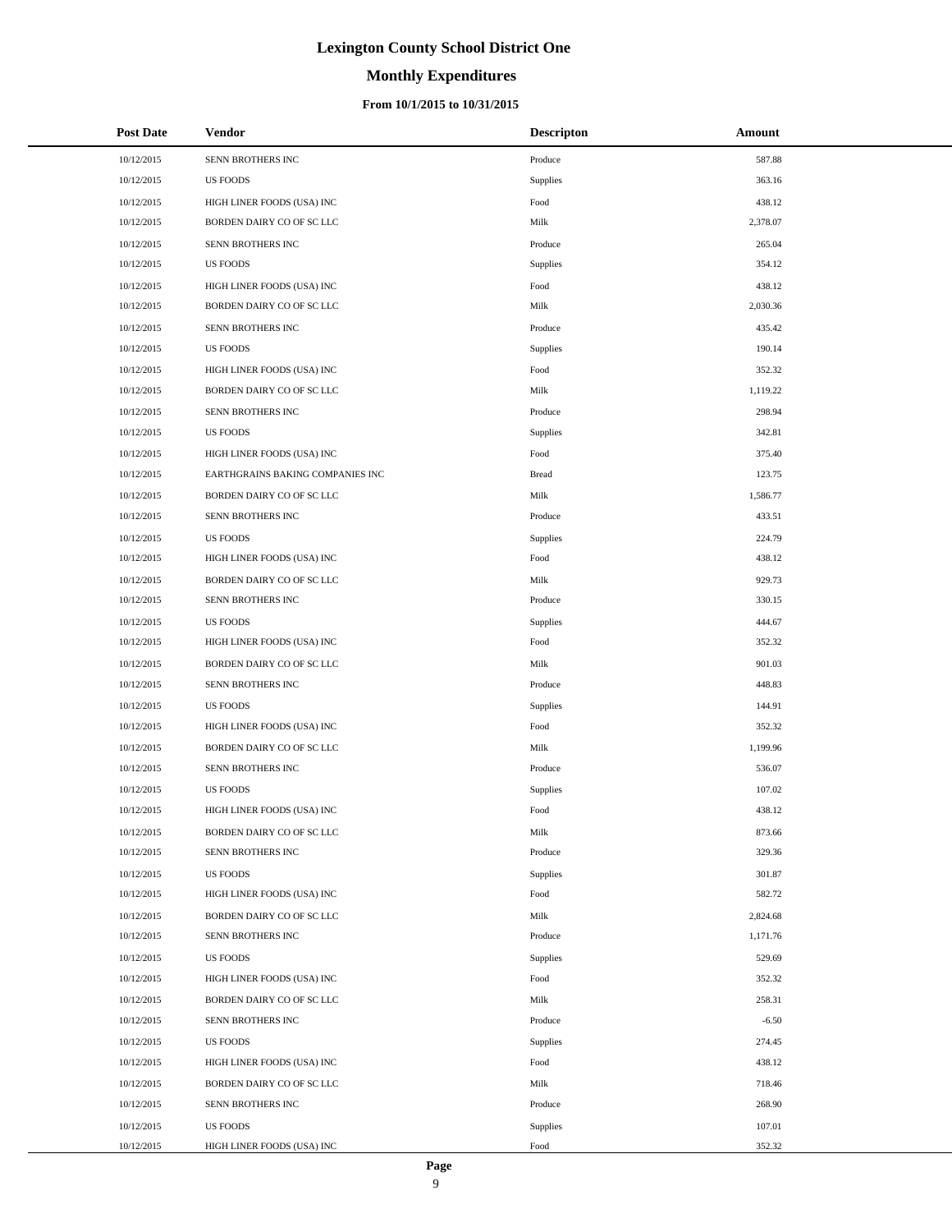# Lexington County School District One

## Monthly Expenditures

### From 10/1/2015 to 10/31/2015

| Post Date | Vendor | Descripton | Amount |
|---|---|---|---|
| 10/12/2015 | SENN BROTHERS INC | Produce | 587.88 |
| 10/12/2015 | US FOODS | Supplies | 363.16 |
| 10/12/2015 | HIGH LINER FOODS (USA) INC | Food | 438.12 |
| 10/12/2015 | BORDEN DAIRY CO OF SC LLC | Milk | 2,378.07 |
| 10/12/2015 | SENN BROTHERS INC | Produce | 265.04 |
| 10/12/2015 | US FOODS | Supplies | 354.12 |
| 10/12/2015 | HIGH LINER FOODS (USA) INC | Food | 438.12 |
| 10/12/2015 | BORDEN DAIRY CO OF SC LLC | Milk | 2,030.36 |
| 10/12/2015 | SENN BROTHERS INC | Produce | 435.42 |
| 10/12/2015 | US FOODS | Supplies | 190.14 |
| 10/12/2015 | HIGH LINER FOODS (USA) INC | Food | 352.32 |
| 10/12/2015 | BORDEN DAIRY CO OF SC LLC | Milk | 1,119.22 |
| 10/12/2015 | SENN BROTHERS INC | Produce | 298.94 |
| 10/12/2015 | US FOODS | Supplies | 342.81 |
| 10/12/2015 | HIGH LINER FOODS (USA) INC | Food | 375.40 |
| 10/12/2015 | EARTHGRAINS BAKING COMPANIES INC | Bread | 123.75 |
| 10/12/2015 | BORDEN DAIRY CO OF SC LLC | Milk | 1,586.77 |
| 10/12/2015 | SENN BROTHERS INC | Produce | 433.51 |
| 10/12/2015 | US FOODS | Supplies | 224.79 |
| 10/12/2015 | HIGH LINER FOODS (USA) INC | Food | 438.12 |
| 10/12/2015 | BORDEN DAIRY CO OF SC LLC | Milk | 929.73 |
| 10/12/2015 | SENN BROTHERS INC | Produce | 330.15 |
| 10/12/2015 | US FOODS | Supplies | 444.67 |
| 10/12/2015 | HIGH LINER FOODS (USA) INC | Food | 352.32 |
| 10/12/2015 | BORDEN DAIRY CO OF SC LLC | Milk | 901.03 |
| 10/12/2015 | SENN BROTHERS INC | Produce | 448.83 |
| 10/12/2015 | US FOODS | Supplies | 144.91 |
| 10/12/2015 | HIGH LINER FOODS (USA) INC | Food | 352.32 |
| 10/12/2015 | BORDEN DAIRY CO OF SC LLC | Milk | 1,199.96 |
| 10/12/2015 | SENN BROTHERS INC | Produce | 536.07 |
| 10/12/2015 | US FOODS | Supplies | 107.02 |
| 10/12/2015 | HIGH LINER FOODS (USA) INC | Food | 438.12 |
| 10/12/2015 | BORDEN DAIRY CO OF SC LLC | Milk | 873.66 |
| 10/12/2015 | SENN BROTHERS INC | Produce | 329.36 |
| 10/12/2015 | US FOODS | Supplies | 301.87 |
| 10/12/2015 | HIGH LINER FOODS (USA) INC | Food | 582.72 |
| 10/12/2015 | BORDEN DAIRY CO OF SC LLC | Milk | 2,824.68 |
| 10/12/2015 | SENN BROTHERS INC | Produce | 1,171.76 |
| 10/12/2015 | US FOODS | Supplies | 529.69 |
| 10/12/2015 | HIGH LINER FOODS (USA) INC | Food | 352.32 |
| 10/12/2015 | BORDEN DAIRY CO OF SC LLC | Milk | 258.31 |
| 10/12/2015 | SENN BROTHERS INC | Produce | -6.50 |
| 10/12/2015 | US FOODS | Supplies | 274.45 |
| 10/12/2015 | HIGH LINER FOODS (USA) INC | Food | 438.12 |
| 10/12/2015 | BORDEN DAIRY CO OF SC LLC | Milk | 718.46 |
| 10/12/2015 | SENN BROTHERS INC | Produce | 268.90 |
| 10/12/2015 | US FOODS | Supplies | 107.01 |
| 10/12/2015 | HIGH LINER FOODS (USA) INC | Food | 352.32 |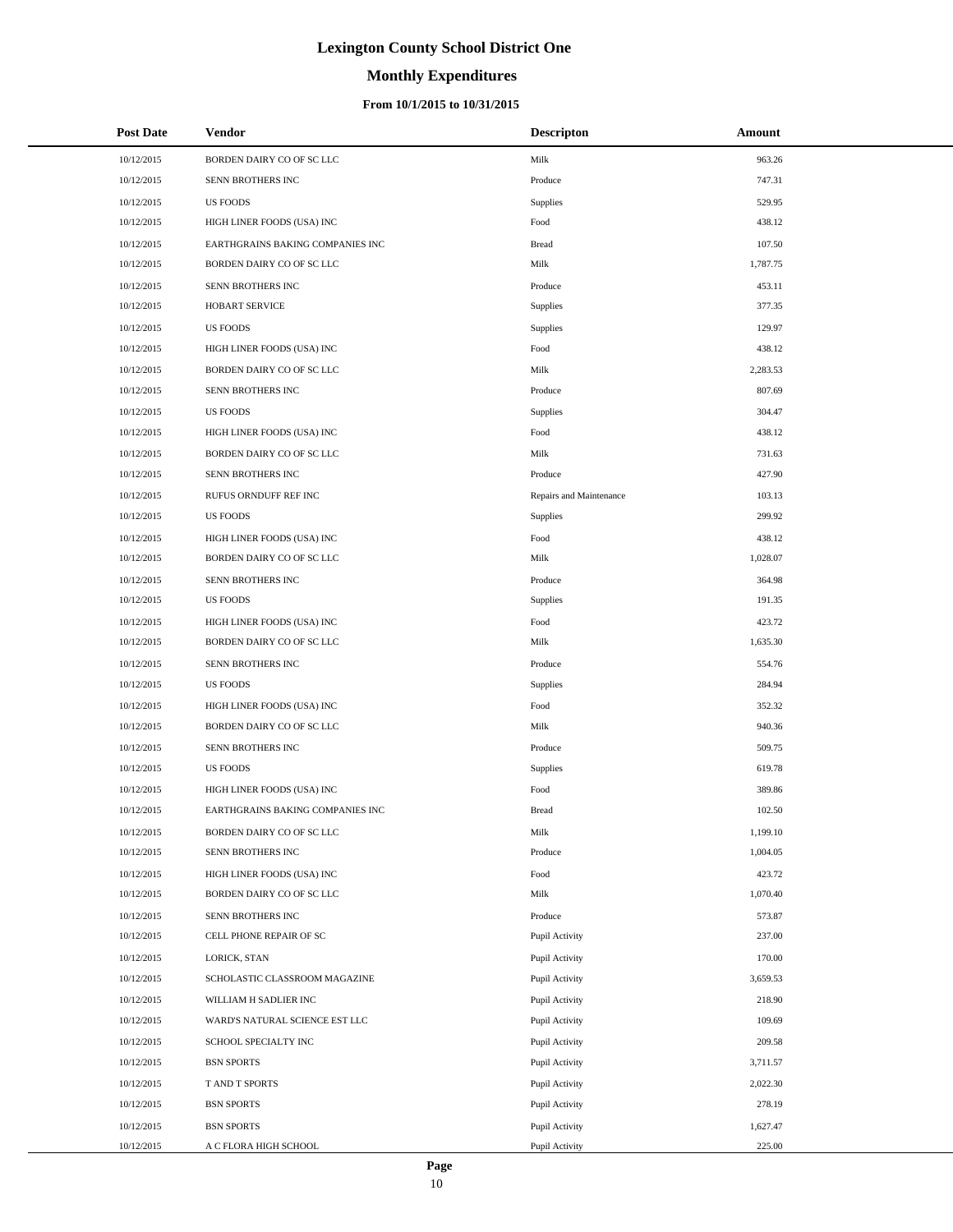# Lexington County School District One

## Monthly Expenditures

### From 10/1/2015 to 10/31/2015

| Post Date | Vendor | Descripton | Amount |
|---|---|---|---|
| 10/12/2015 | BORDEN DAIRY CO OF SC LLC | Milk | 963.26 |
| 10/12/2015 | SENN BROTHERS INC | Produce | 747.31 |
| 10/12/2015 | US FOODS | Supplies | 529.95 |
| 10/12/2015 | HIGH LINER FOODS (USA) INC | Food | 438.12 |
| 10/12/2015 | EARTHGRAINS BAKING COMPANIES INC | Bread | 107.50 |
| 10/12/2015 | BORDEN DAIRY CO OF SC LLC | Milk | 1,787.75 |
| 10/12/2015 | SENN BROTHERS INC | Produce | 453.11 |
| 10/12/2015 | HOBART SERVICE | Supplies | 377.35 |
| 10/12/2015 | US FOODS | Supplies | 129.97 |
| 10/12/2015 | HIGH LINER FOODS (USA) INC | Food | 438.12 |
| 10/12/2015 | BORDEN DAIRY CO OF SC LLC | Milk | 2,283.53 |
| 10/12/2015 | SENN BROTHERS INC | Produce | 807.69 |
| 10/12/2015 | US FOODS | Supplies | 304.47 |
| 10/12/2015 | HIGH LINER FOODS (USA) INC | Food | 438.12 |
| 10/12/2015 | BORDEN DAIRY CO OF SC LLC | Milk | 731.63 |
| 10/12/2015 | SENN BROTHERS INC | Produce | 427.90 |
| 10/12/2015 | RUFUS ORNDUFF REF INC | Repairs and Maintenance | 103.13 |
| 10/12/2015 | US FOODS | Supplies | 299.92 |
| 10/12/2015 | HIGH LINER FOODS (USA) INC | Food | 438.12 |
| 10/12/2015 | BORDEN DAIRY CO OF SC LLC | Milk | 1,028.07 |
| 10/12/2015 | SENN BROTHERS INC | Produce | 364.98 |
| 10/12/2015 | US FOODS | Supplies | 191.35 |
| 10/12/2015 | HIGH LINER FOODS (USA) INC | Food | 423.72 |
| 10/12/2015 | BORDEN DAIRY CO OF SC LLC | Milk | 1,635.30 |
| 10/12/2015 | SENN BROTHERS INC | Produce | 554.76 |
| 10/12/2015 | US FOODS | Supplies | 284.94 |
| 10/12/2015 | HIGH LINER FOODS (USA) INC | Food | 352.32 |
| 10/12/2015 | BORDEN DAIRY CO OF SC LLC | Milk | 940.36 |
| 10/12/2015 | SENN BROTHERS INC | Produce | 509.75 |
| 10/12/2015 | US FOODS | Supplies | 619.78 |
| 10/12/2015 | HIGH LINER FOODS (USA) INC | Food | 389.86 |
| 10/12/2015 | EARTHGRAINS BAKING COMPANIES INC | Bread | 102.50 |
| 10/12/2015 | BORDEN DAIRY CO OF SC LLC | Milk | 1,199.10 |
| 10/12/2015 | SENN BROTHERS INC | Produce | 1,004.05 |
| 10/12/2015 | HIGH LINER FOODS (USA) INC | Food | 423.72 |
| 10/12/2015 | BORDEN DAIRY CO OF SC LLC | Milk | 1,070.40 |
| 10/12/2015 | SENN BROTHERS INC | Produce | 573.87 |
| 10/12/2015 | CELL PHONE REPAIR OF SC | Pupil Activity | 237.00 |
| 10/12/2015 | LORICK, STAN | Pupil Activity | 170.00 |
| 10/12/2015 | SCHOLASTIC CLASSROOM MAGAZINE | Pupil Activity | 3,659.53 |
| 10/12/2015 | WILLIAM H SADLIER INC | Pupil Activity | 218.90 |
| 10/12/2015 | WARD'S NATURAL SCIENCE EST LLC | Pupil Activity | 109.69 |
| 10/12/2015 | SCHOOL SPECIALTY INC | Pupil Activity | 209.58 |
| 10/12/2015 | BSN SPORTS | Pupil Activity | 3,711.57 |
| 10/12/2015 | T AND T SPORTS | Pupil Activity | 2,022.30 |
| 10/12/2015 | BSN SPORTS | Pupil Activity | 278.19 |
| 10/12/2015 | BSN SPORTS | Pupil Activity | 1,627.47 |
| 10/12/2015 | A C FLORA HIGH SCHOOL | Pupil Activity | 225.00 |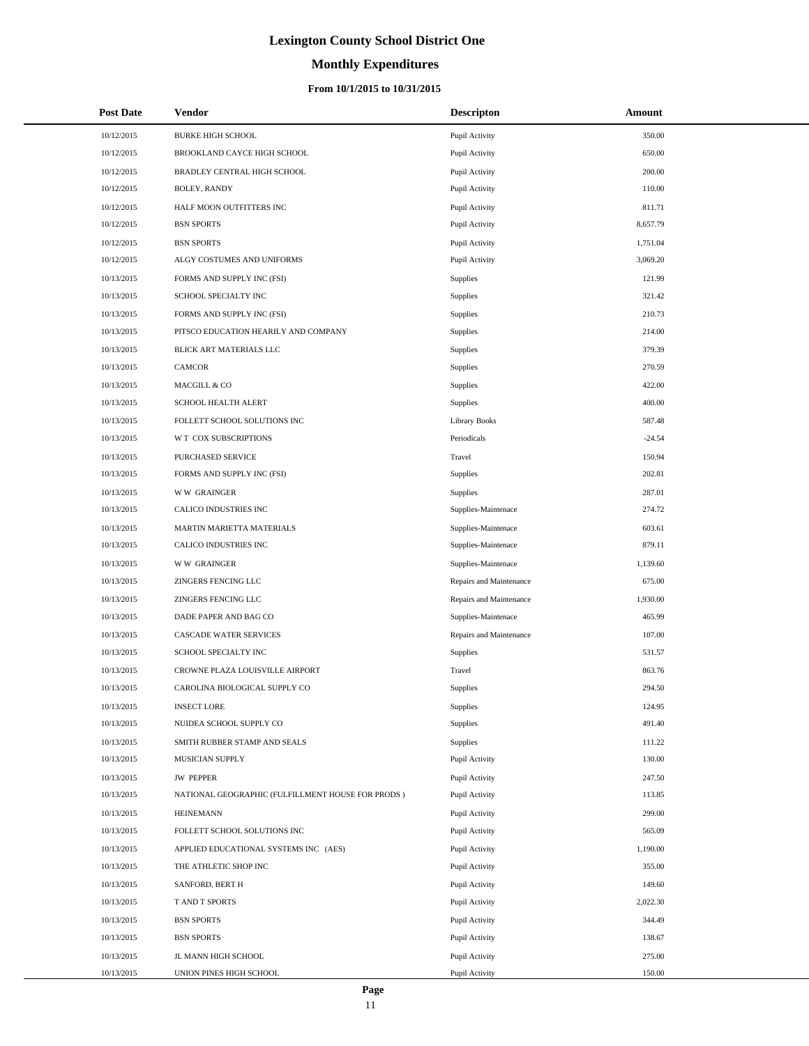# Lexington County School District One

## Monthly Expenditures

### From 10/1/2015 to 10/31/2015

| Post Date | Vendor | Descripton | Amount |
|---|---|---|---|
| 10/12/2015 | BURKE HIGH SCHOOL | Pupil Activity | 350.00 |
| 10/12/2015 | BROOKLAND CAYCE HIGH SCHOOL | Pupil Activity | 650.00 |
| 10/12/2015 | BRADLEY CENTRAL HIGH SCHOOL | Pupil Activity | 200.00 |
| 10/12/2015 | BOLEY, RANDY | Pupil Activity | 110.00 |
| 10/12/2015 | HALF MOON OUTFITTERS INC | Pupil Activity | 811.71 |
| 10/12/2015 | BSN SPORTS | Pupil Activity | 8,657.79 |
| 10/12/2015 | BSN SPORTS | Pupil Activity | 1,751.04 |
| 10/12/2015 | ALGY COSTUMES AND UNIFORMS | Pupil Activity | 3,069.20 |
| 10/13/2015 | FORMS AND SUPPLY INC (FSI) | Supplies | 121.99 |
| 10/13/2015 | SCHOOL SPECIALTY INC | Supplies | 321.42 |
| 10/13/2015 | FORMS AND SUPPLY INC (FSI) | Supplies | 210.73 |
| 10/13/2015 | PITSCO EDUCATION HEARILY AND COMPANY | Supplies | 214.00 |
| 10/13/2015 | BLICK ART MATERIALS LLC | Supplies | 379.39 |
| 10/13/2015 | CAMCOR | Supplies | 270.59 |
| 10/13/2015 | MACGILL & CO | Supplies | 422.00 |
| 10/13/2015 | SCHOOL HEALTH ALERT | Supplies | 400.00 |
| 10/13/2015 | FOLLETT SCHOOL SOLUTIONS INC | Library Books | 587.48 |
| 10/13/2015 | W T COX SUBSCRIPTIONS | Periodicals | -24.54 |
| 10/13/2015 | PURCHASED SERVICE | Travel | 150.94 |
| 10/13/2015 | FORMS AND SUPPLY INC (FSI) | Supplies | 202.81 |
| 10/13/2015 | W W GRAINGER | Supplies | 287.01 |
| 10/13/2015 | CALICO INDUSTRIES INC | Supplies-Maintenace | 274.72 |
| 10/13/2015 | MARTIN MARIETTA MATERIALS | Supplies-Maintenace | 603.61 |
| 10/13/2015 | CALICO INDUSTRIES INC | Supplies-Maintenace | 879.11 |
| 10/13/2015 | W W GRAINGER | Supplies-Maintenace | 1,139.60 |
| 10/13/2015 | ZINGERS FENCING LLC | Repairs and Maintenance | 675.00 |
| 10/13/2015 | ZINGERS FENCING LLC | Repairs and Maintenance | 1,930.00 |
| 10/13/2015 | DADE PAPER AND BAG CO | Supplies-Maintenace | 465.99 |
| 10/13/2015 | CASCADE WATER SERVICES | Repairs and Maintenance | 107.00 |
| 10/13/2015 | SCHOOL SPECIALTY INC | Supplies | 531.57 |
| 10/13/2015 | CROWNE PLAZA LOUISVILLE AIRPORT | Travel | 863.76 |
| 10/13/2015 | CAROLINA BIOLOGICAL SUPPLY CO | Supplies | 294.50 |
| 10/13/2015 | INSECT LORE | Supplies | 124.95 |
| 10/13/2015 | NUIDEA SCHOOL SUPPLY CO | Supplies | 491.40 |
| 10/13/2015 | SMITH RUBBER STAMP AND SEALS | Supplies | 111.22 |
| 10/13/2015 | MUSICIAN SUPPLY | Pupil Activity | 130.00 |
| 10/13/2015 | JW PEPPER | Pupil Activity | 247.50 |
| 10/13/2015 | NATIONAL GEOGRAPHIC (FULFILLMENT HOUSE FOR PRODS ) | Pupil Activity | 113.85 |
| 10/13/2015 | HEINEMANN | Pupil Activity | 299.00 |
| 10/13/2015 | FOLLETT SCHOOL SOLUTIONS INC | Pupil Activity | 565.09 |
| 10/13/2015 | APPLIED EDUCATIONAL SYSTEMS INC (AES) | Pupil Activity | 1,190.00 |
| 10/13/2015 | THE ATHLETIC SHOP INC | Pupil Activity | 355.00 |
| 10/13/2015 | SANFORD, BERT H | Pupil Activity | 149.60 |
| 10/13/2015 | T AND T SPORTS | Pupil Activity | 2,022.30 |
| 10/13/2015 | BSN SPORTS | Pupil Activity | 344.49 |
| 10/13/2015 | BSN SPORTS | Pupil Activity | 138.67 |
| 10/13/2015 | JL MANN HIGH SCHOOL | Pupil Activity | 275.00 |
| 10/13/2015 | UNION PINES HIGH SCHOOL | Pupil Activity | 150.00 |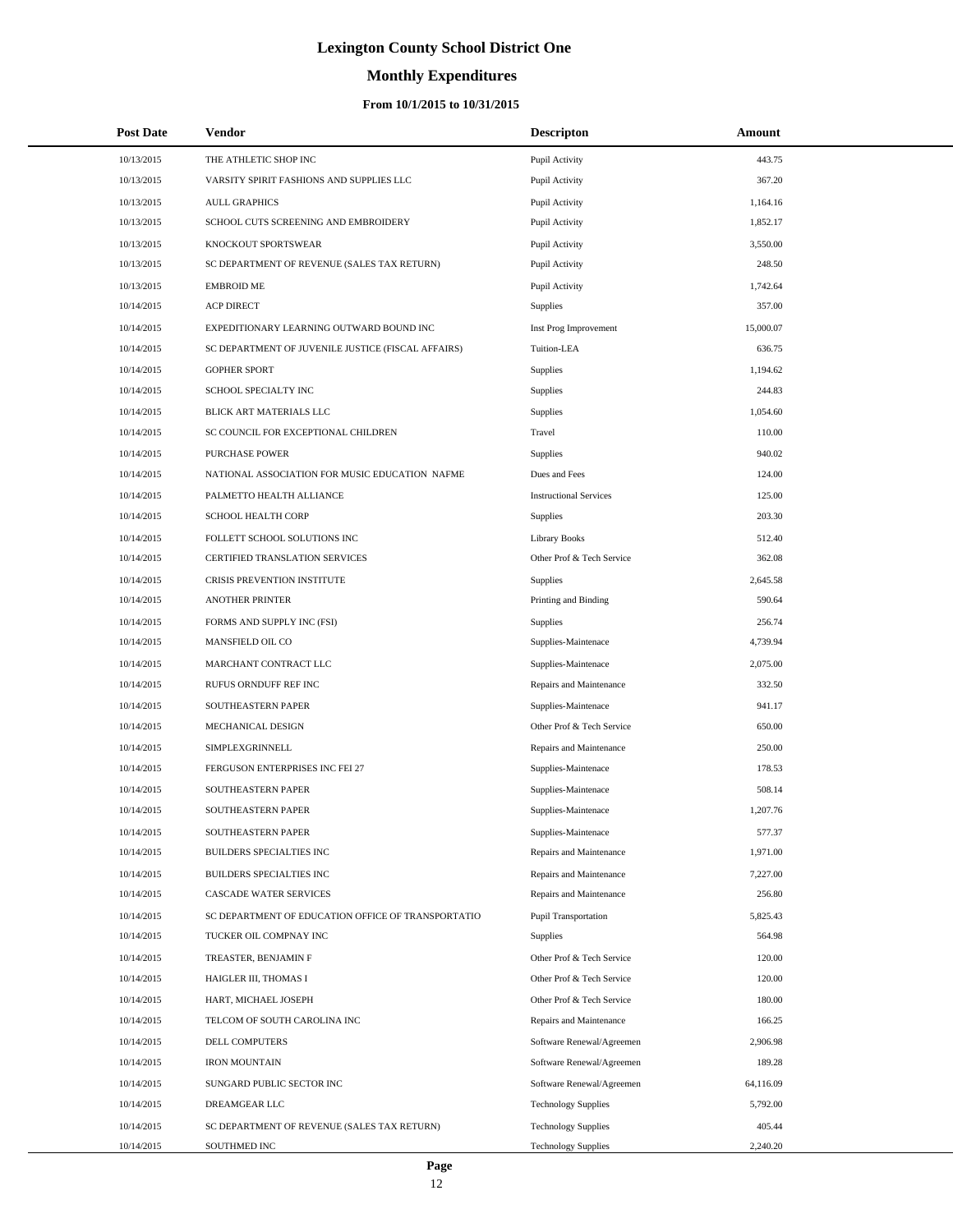# Lexington County School District One

## Monthly Expenditures

### From 10/1/2015 to 10/31/2015

| Post Date | Vendor | Descripton | Amount |
|---|---|---|---|
| 10/13/2015 | THE ATHLETIC SHOP INC | Pupil Activity | 443.75 |
| 10/13/2015 | VARSITY SPIRIT FASHIONS AND SUPPLIES LLC | Pupil Activity | 367.20 |
| 10/13/2015 | AULL GRAPHICS | Pupil Activity | 1,164.16 |
| 10/13/2015 | SCHOOL CUTS SCREENING AND EMBROIDERY | Pupil Activity | 1,852.17 |
| 10/13/2015 | KNOCKOUT SPORTSWEAR | Pupil Activity | 3,550.00 |
| 10/13/2015 | SC DEPARTMENT OF REVENUE (SALES TAX RETURN) | Pupil Activity | 248.50 |
| 10/13/2015 | EMBROID ME | Pupil Activity | 1,742.64 |
| 10/14/2015 | ACP DIRECT | Supplies | 357.00 |
| 10/14/2015 | EXPEDITIONARY LEARNING OUTWARD BOUND INC | Inst Prog Improvement | 15,000.07 |
| 10/14/2015 | SC DEPARTMENT OF JUVENILE JUSTICE (FISCAL AFFAIRS) | Tuition-LEA | 636.75 |
| 10/14/2015 | GOPHER SPORT | Supplies | 1,194.62 |
| 10/14/2015 | SCHOOL SPECIALTY INC | Supplies | 244.83 |
| 10/14/2015 | BLICK ART MATERIALS LLC | Supplies | 1,054.60 |
| 10/14/2015 | SC COUNCIL FOR EXCEPTIONAL CHILDREN | Travel | 110.00 |
| 10/14/2015 | PURCHASE POWER | Supplies | 940.02 |
| 10/14/2015 | NATIONAL ASSOCIATION FOR MUSIC EDUCATION NAFME | Dues and Fees | 124.00 |
| 10/14/2015 | PALMETTO HEALTH ALLIANCE | Instructional Services | 125.00 |
| 10/14/2015 | SCHOOL HEALTH CORP | Supplies | 203.30 |
| 10/14/2015 | FOLLETT SCHOOL SOLUTIONS INC | Library Books | 512.40 |
| 10/14/2015 | CERTIFIED TRANSLATION SERVICES | Other Prof & Tech Service | 362.08 |
| 10/14/2015 | CRISIS PREVENTION INSTITUTE | Supplies | 2,645.58 |
| 10/14/2015 | ANOTHER PRINTER | Printing and Binding | 590.64 |
| 10/14/2015 | FORMS AND SUPPLY INC (FSI) | Supplies | 256.74 |
| 10/14/2015 | MANSFIELD OIL CO | Supplies-Maintenace | 4,739.94 |
| 10/14/2015 | MARCHANT CONTRACT LLC | Supplies-Maintenace | 2,075.00 |
| 10/14/2015 | RUFUS ORNDUFF REF INC | Repairs and Maintenance | 332.50 |
| 10/14/2015 | SOUTHEASTERN PAPER | Supplies-Maintenace | 941.17 |
| 10/14/2015 | MECHANICAL DESIGN | Other Prof & Tech Service | 650.00 |
| 10/14/2015 | SIMPLEXGRINNELL | Repairs and Maintenance | 250.00 |
| 10/14/2015 | FERGUSON ENTERPRISES INC FEI 27 | Supplies-Maintenace | 178.53 |
| 10/14/2015 | SOUTHEASTERN PAPER | Supplies-Maintenace | 508.14 |
| 10/14/2015 | SOUTHEASTERN PAPER | Supplies-Maintenace | 1,207.76 |
| 10/14/2015 | SOUTHEASTERN PAPER | Supplies-Maintenace | 577.37 |
| 10/14/2015 | BUILDERS SPECIALTIES INC | Repairs and Maintenance | 1,971.00 |
| 10/14/2015 | BUILDERS SPECIALTIES INC | Repairs and Maintenance | 7,227.00 |
| 10/14/2015 | CASCADE WATER SERVICES | Repairs and Maintenance | 256.80 |
| 10/14/2015 | SC DEPARTMENT OF EDUCATION OFFICE OF TRANSPORTATIO | Pupil Transportation | 5,825.43 |
| 10/14/2015 | TUCKER OIL COMPNAY INC | Supplies | 564.98 |
| 10/14/2015 | TREASTER, BENJAMIN F | Other Prof & Tech Service | 120.00 |
| 10/14/2015 | HAIGLER III, THOMAS I | Other Prof & Tech Service | 120.00 |
| 10/14/2015 | HART, MICHAEL JOSEPH | Other Prof & Tech Service | 180.00 |
| 10/14/2015 | TELCOM OF SOUTH CAROLINA INC | Repairs and Maintenance | 166.25 |
| 10/14/2015 | DELL COMPUTERS | Software Renewal/Agreemen | 2,906.98 |
| 10/14/2015 | IRON MOUNTAIN | Software Renewal/Agreemen | 189.28 |
| 10/14/2015 | SUNGARD PUBLIC SECTOR INC | Software Renewal/Agreemen | 64,116.09 |
| 10/14/2015 | DREAMGEAR LLC | Technology Supplies | 5,792.00 |
| 10/14/2015 | SC DEPARTMENT OF REVENUE (SALES TAX RETURN) | Technology Supplies | 405.44 |
| 10/14/2015 | SOUTHMED INC | Technology Supplies | 2,240.20 |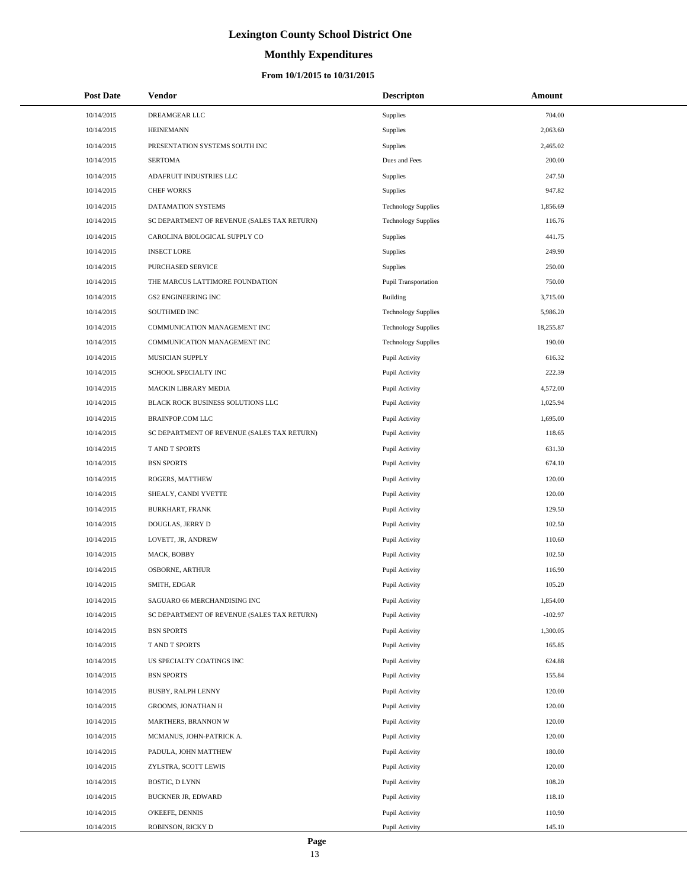# Lexington County School District One

## Monthly Expenditures

### From 10/1/2015 to 10/31/2015

| Post Date | Vendor | Descripton | Amount |
|---|---|---|---|
| 10/14/2015 | DREAMGEAR LLC | Supplies | 704.00 |
| 10/14/2015 | HEINEMANN | Supplies | 2,063.60 |
| 10/14/2015 | PRESENTATION SYSTEMS SOUTH INC | Supplies | 2,465.02 |
| 10/14/2015 | SERTOMA | Dues and Fees | 200.00 |
| 10/14/2015 | ADAFRUIT INDUSTRIES LLC | Supplies | 247.50 |
| 10/14/2015 | CHEF WORKS | Supplies | 947.82 |
| 10/14/2015 | DATAMATION SYSTEMS | Technology Supplies | 1,856.69 |
| 10/14/2015 | SC DEPARTMENT OF REVENUE (SALES TAX RETURN) | Technology Supplies | 116.76 |
| 10/14/2015 | CAROLINA BIOLOGICAL SUPPLY CO | Supplies | 441.75 |
| 10/14/2015 | INSECT LORE | Supplies | 249.90 |
| 10/14/2015 | PURCHASED SERVICE | Supplies | 250.00 |
| 10/14/2015 | THE MARCUS LATTIMORE FOUNDATION | Pupil Transportation | 750.00 |
| 10/14/2015 | GS2 ENGINEERING INC | Building | 3,715.00 |
| 10/14/2015 | SOUTHMED INC | Technology Supplies | 5,986.20 |
| 10/14/2015 | COMMUNICATION MANAGEMENT INC | Technology Supplies | 18,255.87 |
| 10/14/2015 | COMMUNICATION MANAGEMENT INC | Technology Supplies | 190.00 |
| 10/14/2015 | MUSICIAN SUPPLY | Pupil Activity | 616.32 |
| 10/14/2015 | SCHOOL SPECIALTY INC | Pupil Activity | 222.39 |
| 10/14/2015 | MACKIN LIBRARY MEDIA | Pupil Activity | 4,572.00 |
| 10/14/2015 | BLACK ROCK BUSINESS SOLUTIONS LLC | Pupil Activity | 1,025.94 |
| 10/14/2015 | BRAINPOP.COM LLC | Pupil Activity | 1,695.00 |
| 10/14/2015 | SC DEPARTMENT OF REVENUE (SALES TAX RETURN) | Pupil Activity | 118.65 |
| 10/14/2015 | T AND T SPORTS | Pupil Activity | 631.30 |
| 10/14/2015 | BSN SPORTS | Pupil Activity | 674.10 |
| 10/14/2015 | ROGERS, MATTHEW | Pupil Activity | 120.00 |
| 10/14/2015 | SHEALY, CANDI YVETTE | Pupil Activity | 120.00 |
| 10/14/2015 | BURKHART, FRANK | Pupil Activity | 129.50 |
| 10/14/2015 | DOUGLAS, JERRY D | Pupil Activity | 102.50 |
| 10/14/2015 | LOVETT, JR, ANDREW | Pupil Activity | 110.60 |
| 10/14/2015 | MACK, BOBBY | Pupil Activity | 102.50 |
| 10/14/2015 | OSBORNE, ARTHUR | Pupil Activity | 116.90 |
| 10/14/2015 | SMITH, EDGAR | Pupil Activity | 105.20 |
| 10/14/2015 | SAGUARO 66 MERCHANDISING INC | Pupil Activity | 1,854.00 |
| 10/14/2015 | SC DEPARTMENT OF REVENUE (SALES TAX RETURN) | Pupil Activity | -102.97 |
| 10/14/2015 | BSN SPORTS | Pupil Activity | 1,300.05 |
| 10/14/2015 | T AND T SPORTS | Pupil Activity | 165.85 |
| 10/14/2015 | US SPECIALTY COATINGS INC | Pupil Activity | 624.88 |
| 10/14/2015 | BSN SPORTS | Pupil Activity | 155.84 |
| 10/14/2015 | BUSBY, RALPH LENNY | Pupil Activity | 120.00 |
| 10/14/2015 | GROOMS, JONATHAN H | Pupil Activity | 120.00 |
| 10/14/2015 | MARTHERS, BRANNON W | Pupil Activity | 120.00 |
| 10/14/2015 | MCMANUS, JOHN-PATRICK A. | Pupil Activity | 120.00 |
| 10/14/2015 | PADULA, JOHN MATTHEW | Pupil Activity | 180.00 |
| 10/14/2015 | ZYLSTRA, SCOTT LEWIS | Pupil Activity | 120.00 |
| 10/14/2015 | BOSTIC, D LYNN | Pupil Activity | 108.20 |
| 10/14/2015 | BUCKNER JR, EDWARD | Pupil Activity | 118.10 |
| 10/14/2015 | O'KEEFE, DENNIS | Pupil Activity | 110.90 |
| 10/14/2015 | ROBINSON, RICKY D | Pupil Activity | 145.10 |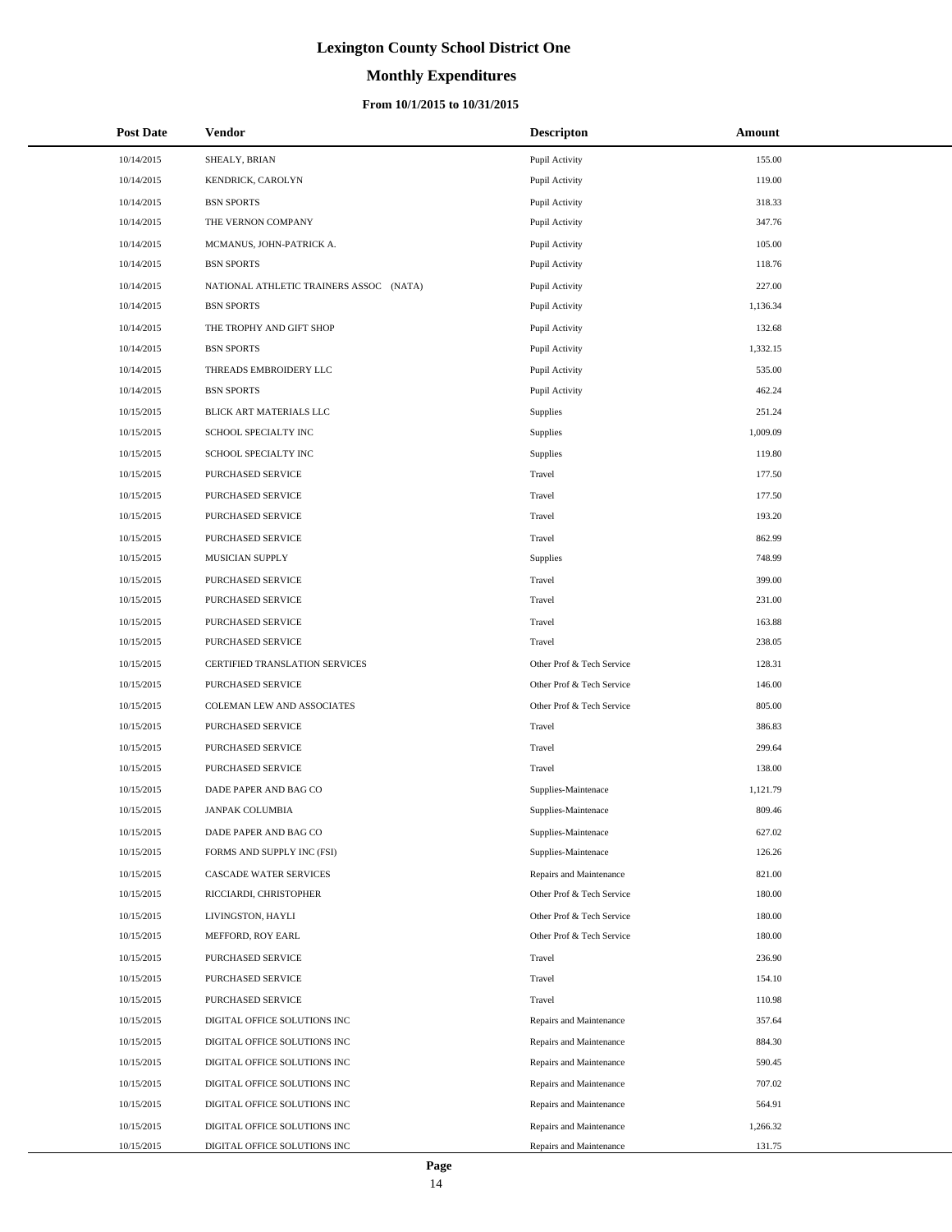# Lexington County School District One

## Monthly Expenditures

### From 10/1/2015 to 10/31/2015

| Post Date | Vendor | Descripton | Amount |
|---|---|---|---|
| 10/14/2015 | SHEALY, BRIAN | Pupil Activity | 155.00 |
| 10/14/2015 | KENDRICK, CAROLYN | Pupil Activity | 119.00 |
| 10/14/2015 | BSN SPORTS | Pupil Activity | 318.33 |
| 10/14/2015 | THE VERNON COMPANY | Pupil Activity | 347.76 |
| 10/14/2015 | MCMANUS, JOHN-PATRICK A. | Pupil Activity | 105.00 |
| 10/14/2015 | BSN SPORTS | Pupil Activity | 118.76 |
| 10/14/2015 | NATIONAL ATHLETIC TRAINERS ASSOC (NATA) | Pupil Activity | 227.00 |
| 10/14/2015 | BSN SPORTS | Pupil Activity | 1,136.34 |
| 10/14/2015 | THE TROPHY AND GIFT SHOP | Pupil Activity | 132.68 |
| 10/14/2015 | BSN SPORTS | Pupil Activity | 1,332.15 |
| 10/14/2015 | THREADS EMBROIDERY LLC | Pupil Activity | 535.00 |
| 10/14/2015 | BSN SPORTS | Pupil Activity | 462.24 |
| 10/15/2015 | BLICK ART MATERIALS LLC | Supplies | 251.24 |
| 10/15/2015 | SCHOOL SPECIALTY INC | Supplies | 1,009.09 |
| 10/15/2015 | SCHOOL SPECIALTY INC | Supplies | 119.80 |
| 10/15/2015 | PURCHASED SERVICE | Travel | 177.50 |
| 10/15/2015 | PURCHASED SERVICE | Travel | 177.50 |
| 10/15/2015 | PURCHASED SERVICE | Travel | 193.20 |
| 10/15/2015 | PURCHASED SERVICE | Travel | 862.99 |
| 10/15/2015 | MUSICIAN SUPPLY | Supplies | 748.99 |
| 10/15/2015 | PURCHASED SERVICE | Travel | 399.00 |
| 10/15/2015 | PURCHASED SERVICE | Travel | 231.00 |
| 10/15/2015 | PURCHASED SERVICE | Travel | 163.88 |
| 10/15/2015 | PURCHASED SERVICE | Travel | 238.05 |
| 10/15/2015 | CERTIFIED TRANSLATION SERVICES | Other Prof & Tech Service | 128.31 |
| 10/15/2015 | PURCHASED SERVICE | Other Prof & Tech Service | 146.00 |
| 10/15/2015 | COLEMAN LEW AND ASSOCIATES | Other Prof & Tech Service | 805.00 |
| 10/15/2015 | PURCHASED SERVICE | Travel | 386.83 |
| 10/15/2015 | PURCHASED SERVICE | Travel | 299.64 |
| 10/15/2015 | PURCHASED SERVICE | Travel | 138.00 |
| 10/15/2015 | DADE PAPER AND BAG CO | Supplies-Maintenace | 1,121.79 |
| 10/15/2015 | JANPAK COLUMBIA | Supplies-Maintenace | 809.46 |
| 10/15/2015 | DADE PAPER AND BAG CO | Supplies-Maintenace | 627.02 |
| 10/15/2015 | FORMS AND SUPPLY INC (FSI) | Supplies-Maintenace | 126.26 |
| 10/15/2015 | CASCADE WATER SERVICES | Repairs and Maintenance | 821.00 |
| 10/15/2015 | RICCIARDI, CHRISTOPHER | Other Prof & Tech Service | 180.00 |
| 10/15/2015 | LIVINGSTON, HAYLI | Other Prof & Tech Service | 180.00 |
| 10/15/2015 | MEFFORD, ROY EARL | Other Prof & Tech Service | 180.00 |
| 10/15/2015 | PURCHASED SERVICE | Travel | 236.90 |
| 10/15/2015 | PURCHASED SERVICE | Travel | 154.10 |
| 10/15/2015 | PURCHASED SERVICE | Travel | 110.98 |
| 10/15/2015 | DIGITAL OFFICE SOLUTIONS INC | Repairs and Maintenance | 357.64 |
| 10/15/2015 | DIGITAL OFFICE SOLUTIONS INC | Repairs and Maintenance | 884.30 |
| 10/15/2015 | DIGITAL OFFICE SOLUTIONS INC | Repairs and Maintenance | 590.45 |
| 10/15/2015 | DIGITAL OFFICE SOLUTIONS INC | Repairs and Maintenance | 707.02 |
| 10/15/2015 | DIGITAL OFFICE SOLUTIONS INC | Repairs and Maintenance | 564.91 |
| 10/15/2015 | DIGITAL OFFICE SOLUTIONS INC | Repairs and Maintenance | 1,266.32 |
| 10/15/2015 | DIGITAL OFFICE SOLUTIONS INC | Repairs and Maintenance | 131.75 |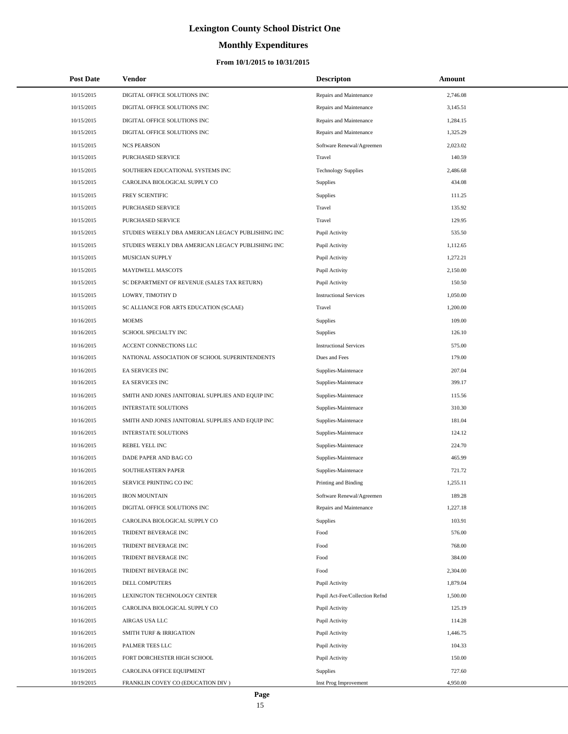# Lexington County School District One

## Monthly Expenditures

### From 10/1/2015 to 10/31/2015

| Post Date | Vendor | Descripton | Amount |
|---|---|---|---|
| 10/15/2015 | DIGITAL OFFICE SOLUTIONS INC | Repairs and Maintenance | 2,746.08 |
| 10/15/2015 | DIGITAL OFFICE SOLUTIONS INC | Repairs and Maintenance | 3,145.51 |
| 10/15/2015 | DIGITAL OFFICE SOLUTIONS INC | Repairs and Maintenance | 1,284.15 |
| 10/15/2015 | DIGITAL OFFICE SOLUTIONS INC | Repairs and Maintenance | 1,325.29 |
| 10/15/2015 | NCS PEARSON | Software Renewal/Agreemen | 2,023.02 |
| 10/15/2015 | PURCHASED SERVICE | Travel | 140.59 |
| 10/15/2015 | SOUTHERN EDUCATIONAL SYSTEMS INC | Technology Supplies | 2,486.68 |
| 10/15/2015 | CAROLINA BIOLOGICAL SUPPLY CO | Supplies | 434.08 |
| 10/15/2015 | FREY SCIENTIFIC | Supplies | 111.25 |
| 10/15/2015 | PURCHASED SERVICE | Travel | 135.92 |
| 10/15/2015 | PURCHASED SERVICE | Travel | 129.95 |
| 10/15/2015 | STUDIES WEEKLY DBA AMERICAN LEGACY PUBLISHING INC | Pupil Activity | 535.50 |
| 10/15/2015 | STUDIES WEEKLY DBA AMERICAN LEGACY PUBLISHING INC | Pupil Activity | 1,112.65 |
| 10/15/2015 | MUSICIAN SUPPLY | Pupil Activity | 1,272.21 |
| 10/15/2015 | MAYDWELL MASCOTS | Pupil Activity | 2,150.00 |
| 10/15/2015 | SC DEPARTMENT OF REVENUE (SALES TAX RETURN) | Pupil Activity | 150.50 |
| 10/15/2015 | LOWRY, TIMOTHY D | Instructional Services | 1,050.00 |
| 10/15/2015 | SC ALLIANCE FOR ARTS EDUCATION (SCAAE) | Travel | 1,200.00 |
| 10/16/2015 | MOEMS | Supplies | 109.00 |
| 10/16/2015 | SCHOOL SPECIALTY INC | Supplies | 126.10 |
| 10/16/2015 | ACCENT CONNECTIONS LLC | Instructional Services | 575.00 |
| 10/16/2015 | NATIONAL ASSOCIATION OF SCHOOL SUPERINTENDENTS | Dues and Fees | 179.00 |
| 10/16/2015 | EA SERVICES INC | Supplies-Maintenace | 207.04 |
| 10/16/2015 | EA SERVICES INC | Supplies-Maintenace | 399.17 |
| 10/16/2015 | SMITH AND JONES JANITORIAL SUPPLIES AND EQUIP INC | Supplies-Maintenace | 115.56 |
| 10/16/2015 | INTERSTATE SOLUTIONS | Supplies-Maintenace | 310.30 |
| 10/16/2015 | SMITH AND JONES JANITORIAL SUPPLIES AND EQUIP INC | Supplies-Maintenace | 181.04 |
| 10/16/2015 | INTERSTATE SOLUTIONS | Supplies-Maintenace | 124.12 |
| 10/16/2015 | REBEL YELL INC | Supplies-Maintenace | 224.70 |
| 10/16/2015 | DADE PAPER AND BAG CO | Supplies-Maintenace | 465.99 |
| 10/16/2015 | SOUTHEASTERN PAPER | Supplies-Maintenace | 721.72 |
| 10/16/2015 | SERVICE PRINTING CO INC | Printing and Binding | 1,255.11 |
| 10/16/2015 | IRON MOUNTAIN | Software Renewal/Agreemen | 189.28 |
| 10/16/2015 | DIGITAL OFFICE SOLUTIONS INC | Repairs and Maintenance | 1,227.18 |
| 10/16/2015 | CAROLINA BIOLOGICAL SUPPLY CO | Supplies | 103.91 |
| 10/16/2015 | TRIDENT BEVERAGE INC | Food | 576.00 |
| 10/16/2015 | TRIDENT BEVERAGE INC | Food | 768.00 |
| 10/16/2015 | TRIDENT BEVERAGE INC | Food | 384.00 |
| 10/16/2015 | TRIDENT BEVERAGE INC | Food | 2,304.00 |
| 10/16/2015 | DELL COMPUTERS | Pupil Activity | 1,879.04 |
| 10/16/2015 | LEXINGTON TECHNOLOGY CENTER | Pupil Act-Fee/Collection Refnd | 1,500.00 |
| 10/16/2015 | CAROLINA BIOLOGICAL SUPPLY CO | Pupil Activity | 125.19 |
| 10/16/2015 | AIRGAS USA LLC | Pupil Activity | 114.28 |
| 10/16/2015 | SMITH TURF & IRRIGATION | Pupil Activity | 1,446.75 |
| 10/16/2015 | PALMER TEES LLC | Pupil Activity | 104.33 |
| 10/16/2015 | FORT DORCHESTER HIGH SCHOOL | Pupil Activity | 150.00 |
| 10/19/2015 | CAROLINA OFFICE EQUIPMENT | Supplies | 727.60 |
| 10/19/2015 | FRANKLIN COVEY CO (EDUCATION DIV ) | Inst Prog Improvement | 4,950.00 |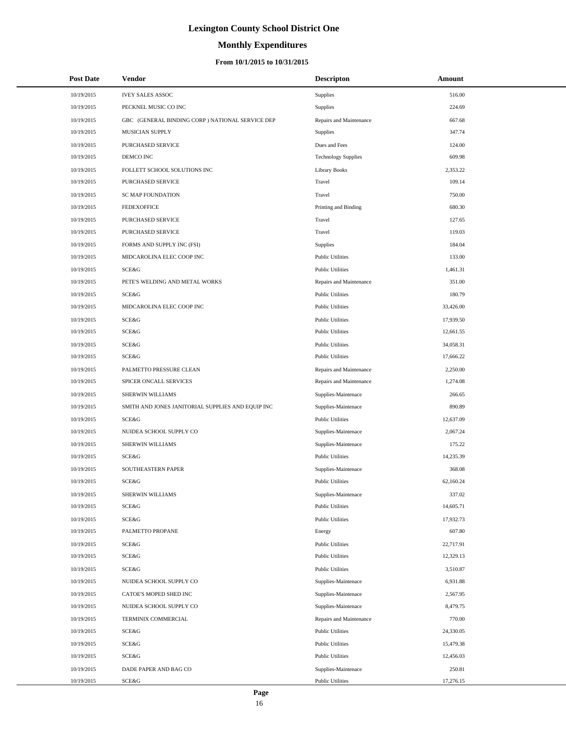# Lexington County School District One

## Monthly Expenditures

### From 10/1/2015 to 10/31/2015

| Post Date | Vendor | Descripton | Amount |
|---|---|---|---|
| 10/19/2015 | IVEY SALES ASSOC | Supplies | 516.00 |
| 10/19/2015 | PECKNEL MUSIC CO INC | Supplies | 224.69 |
| 10/19/2015 | GBC (GENERAL BINDING CORP ) NATIONAL SERVICE DEP | Repairs and Maintenance | 667.68 |
| 10/19/2015 | MUSICIAN SUPPLY | Supplies | 347.74 |
| 10/19/2015 | PURCHASED SERVICE | Dues and Fees | 124.00 |
| 10/19/2015 | DEMCO INC | Technology Supplies | 609.98 |
| 10/19/2015 | FOLLETT SCHOOL SOLUTIONS INC | Library Books | 2,353.22 |
| 10/19/2015 | PURCHASED SERVICE | Travel | 109.14 |
| 10/19/2015 | SC MAP FOUNDATION | Travel | 750.00 |
| 10/19/2015 | FEDEXOFFICE | Printing and Binding | 680.30 |
| 10/19/2015 | PURCHASED SERVICE | Travel | 127.65 |
| 10/19/2015 | PURCHASED SERVICE | Travel | 119.03 |
| 10/19/2015 | FORMS AND SUPPLY INC (FSI) | Supplies | 184.04 |
| 10/19/2015 | MIDCAROLINA ELEC COOP INC | Public Utilities | 133.00 |
| 10/19/2015 | SCE&G | Public Utilities | 1,461.31 |
| 10/19/2015 | PETE'S WELDING AND METAL WORKS | Repairs and Maintenance | 351.00 |
| 10/19/2015 | SCE&G | Public Utilities | 180.79 |
| 10/19/2015 | MIDCAROLINA ELEC COOP INC | Public Utilities | 33,426.00 |
| 10/19/2015 | SCE&G | Public Utilities | 17,939.50 |
| 10/19/2015 | SCE&G | Public Utilities | 12,661.55 |
| 10/19/2015 | SCE&G | Public Utilities | 34,058.31 |
| 10/19/2015 | SCE&G | Public Utilities | 17,666.22 |
| 10/19/2015 | PALMETTO PRESSURE CLEAN | Repairs and Maintenance | 2,250.00 |
| 10/19/2015 | SPICER ONCALL SERVICES | Repairs and Maintenance | 1,274.08 |
| 10/19/2015 | SHERWIN WILLIAMS | Supplies-Maintenace | 266.65 |
| 10/19/2015 | SMITH AND JONES JANITORIAL SUPPLIES AND EQUIP INC | Supplies-Maintenace | 890.89 |
| 10/19/2015 | SCE&G | Public Utilities | 12,637.09 |
| 10/19/2015 | NUIDEA SCHOOL SUPPLY CO | Supplies-Maintenace | 2,067.24 |
| 10/19/2015 | SHERWIN WILLIAMS | Supplies-Maintenace | 175.22 |
| 10/19/2015 | SCE&G | Public Utilities | 14,235.39 |
| 10/19/2015 | SOUTHEASTERN PAPER | Supplies-Maintenace | 368.08 |
| 10/19/2015 | SCE&G | Public Utilities | 62,160.24 |
| 10/19/2015 | SHERWIN WILLIAMS | Supplies-Maintenace | 337.02 |
| 10/19/2015 | SCE&G | Public Utilities | 14,605.71 |
| 10/19/2015 | SCE&G | Public Utilities | 17,932.73 |
| 10/19/2015 | PALMETTO PROPANE | Energy | 607.80 |
| 10/19/2015 | SCE&G | Public Utilities | 22,717.91 |
| 10/19/2015 | SCE&G | Public Utilities | 12,329.13 |
| 10/19/2015 | SCE&G | Public Utilities | 3,510.87 |
| 10/19/2015 | NUIDEA SCHOOL SUPPLY CO | Supplies-Maintenace | 6,931.88 |
| 10/19/2015 | CATOE'S MOPED SHED INC | Supplies-Maintenace | 2,567.95 |
| 10/19/2015 | NUIDEA SCHOOL SUPPLY CO | Supplies-Maintenace | 8,479.75 |
| 10/19/2015 | TERMINIX COMMERCIAL | Repairs and Maintenance | 770.00 |
| 10/19/2015 | SCE&G | Public Utilities | 24,330.05 |
| 10/19/2015 | SCE&G | Public Utilities | 15,479.38 |
| 10/19/2015 | SCE&G | Public Utilities | 12,456.03 |
| 10/19/2015 | DADE PAPER AND BAG CO | Supplies-Maintenace | 250.81 |
| 10/19/2015 | SCE&G | Public Utilities | 17,276.15 |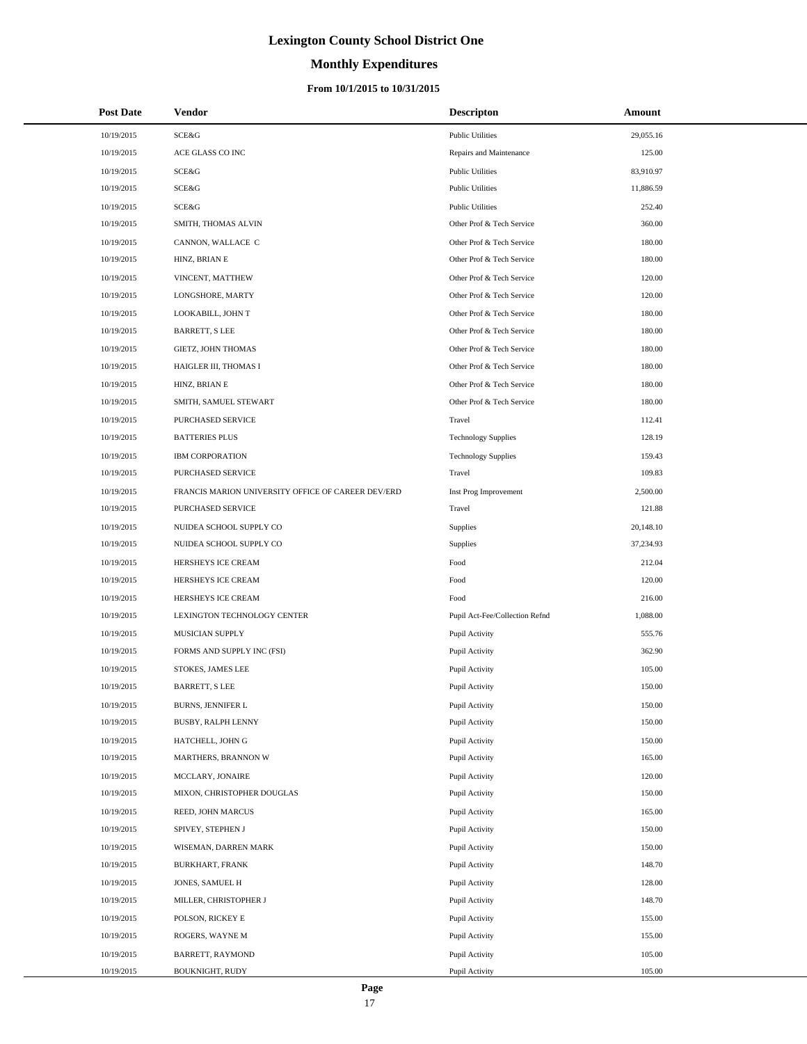# Lexington County School District One

## Monthly Expenditures

### From 10/1/2015 to 10/31/2015

| Post Date | Vendor | Descripton | Amount |
|---|---|---|---|
| 10/19/2015 | SCE&G | Public Utilities | 29,055.16 |
| 10/19/2015 | ACE GLASS CO INC | Repairs and Maintenance | 125.00 |
| 10/19/2015 | SCE&G | Public Utilities | 83,910.97 |
| 10/19/2015 | SCE&G | Public Utilities | 11,886.59 |
| 10/19/2015 | SCE&G | Public Utilities | 252.40 |
| 10/19/2015 | SMITH, THOMAS ALVIN | Other Prof & Tech Service | 360.00 |
| 10/19/2015 | CANNON, WALLACE C | Other Prof & Tech Service | 180.00 |
| 10/19/2015 | HINZ, BRIAN E | Other Prof & Tech Service | 180.00 |
| 10/19/2015 | VINCENT, MATTHEW | Other Prof & Tech Service | 120.00 |
| 10/19/2015 | LONGSHORE, MARTY | Other Prof & Tech Service | 120.00 |
| 10/19/2015 | LOOKABILL, JOHN T | Other Prof & Tech Service | 180.00 |
| 10/19/2015 | BARRETT, S LEE | Other Prof & Tech Service | 180.00 |
| 10/19/2015 | GIETZ, JOHN THOMAS | Other Prof & Tech Service | 180.00 |
| 10/19/2015 | HAIGLER III, THOMAS I | Other Prof & Tech Service | 180.00 |
| 10/19/2015 | HINZ, BRIAN E | Other Prof & Tech Service | 180.00 |
| 10/19/2015 | SMITH, SAMUEL STEWART | Other Prof & Tech Service | 180.00 |
| 10/19/2015 | PURCHASED SERVICE | Travel | 112.41 |
| 10/19/2015 | BATTERIES PLUS | Technology Supplies | 128.19 |
| 10/19/2015 | IBM CORPORATION | Technology Supplies | 159.43 |
| 10/19/2015 | PURCHASED SERVICE | Travel | 109.83 |
| 10/19/2015 | FRANCIS MARION UNIVERSITY OFFICE OF CAREER DEV/ERD | Inst Prog Improvement | 2,500.00 |
| 10/19/2015 | PURCHASED SERVICE | Travel | 121.88 |
| 10/19/2015 | NUIDEA SCHOOL SUPPLY CO | Supplies | 20,148.10 |
| 10/19/2015 | NUIDEA SCHOOL SUPPLY CO | Supplies | 37,234.93 |
| 10/19/2015 | HERSHEYS ICE CREAM | Food | 212.04 |
| 10/19/2015 | HERSHEYS ICE CREAM | Food | 120.00 |
| 10/19/2015 | HERSHEYS ICE CREAM | Food | 216.00 |
| 10/19/2015 | LEXINGTON TECHNOLOGY CENTER | Pupil Act-Fee/Collection Refnd | 1,088.00 |
| 10/19/2015 | MUSICIAN SUPPLY | Pupil Activity | 555.76 |
| 10/19/2015 | FORMS AND SUPPLY INC (FSI) | Pupil Activity | 362.90 |
| 10/19/2015 | STOKES, JAMES LEE | Pupil Activity | 105.00 |
| 10/19/2015 | BARRETT, S LEE | Pupil Activity | 150.00 |
| 10/19/2015 | BURNS, JENNIFER L | Pupil Activity | 150.00 |
| 10/19/2015 | BUSBY, RALPH LENNY | Pupil Activity | 150.00 |
| 10/19/2015 | HATCHELL, JOHN G | Pupil Activity | 150.00 |
| 10/19/2015 | MARTHERS, BRANNON W | Pupil Activity | 165.00 |
| 10/19/2015 | MCCLARY, JONAIRE | Pupil Activity | 120.00 |
| 10/19/2015 | MIXON, CHRISTOPHER DOUGLAS | Pupil Activity | 150.00 |
| 10/19/2015 | REED, JOHN MARCUS | Pupil Activity | 165.00 |
| 10/19/2015 | SPIVEY, STEPHEN J | Pupil Activity | 150.00 |
| 10/19/2015 | WISEMAN, DARREN MARK | Pupil Activity | 150.00 |
| 10/19/2015 | BURKHART, FRANK | Pupil Activity | 148.70 |
| 10/19/2015 | JONES, SAMUEL H | Pupil Activity | 128.00 |
| 10/19/2015 | MILLER, CHRISTOPHER J | Pupil Activity | 148.70 |
| 10/19/2015 | POLSON, RICKEY E | Pupil Activity | 155.00 |
| 10/19/2015 | ROGERS, WAYNE M | Pupil Activity | 155.00 |
| 10/19/2015 | BARRETT, RAYMOND | Pupil Activity | 105.00 |
| 10/19/2015 | BOUKNIGHT, RUDY | Pupil Activity | 105.00 |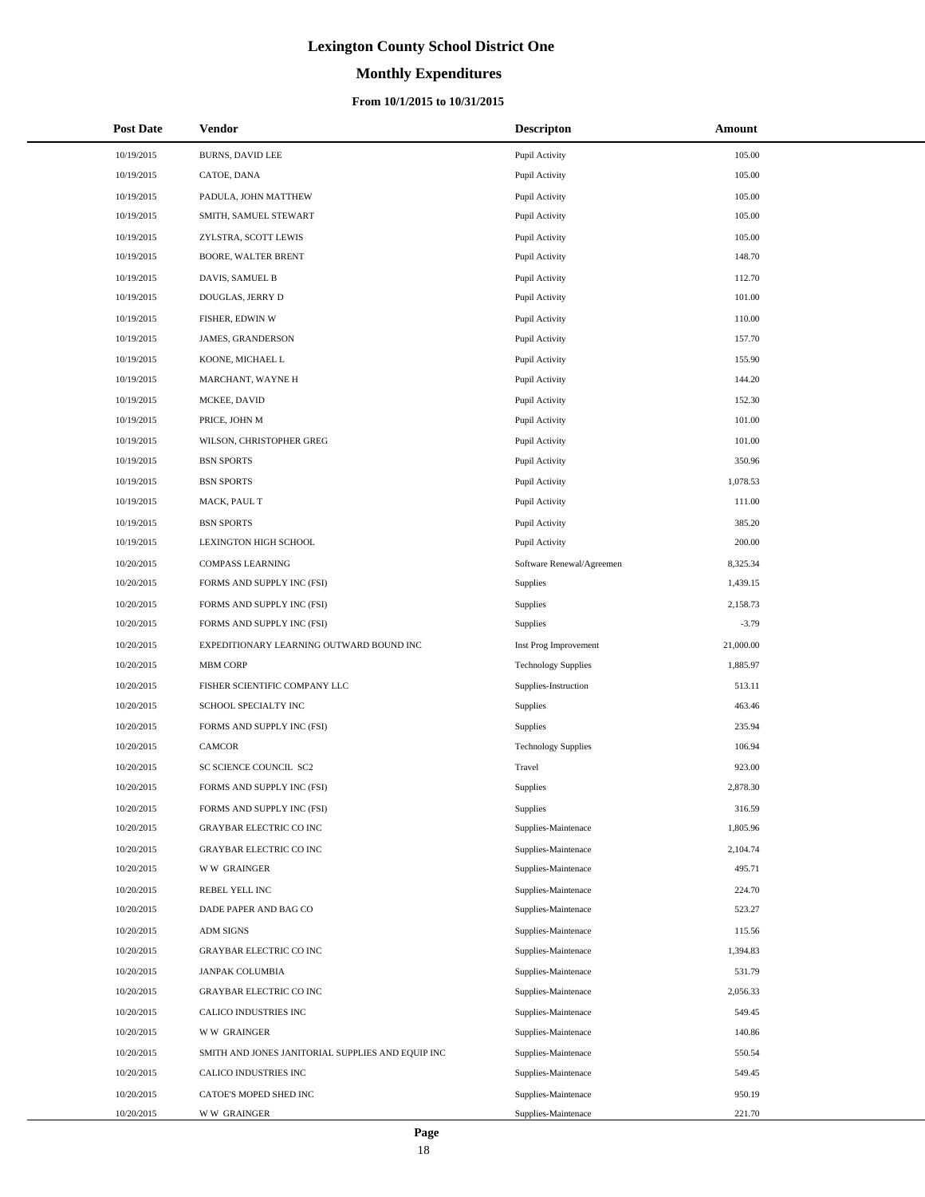# Lexington County School District One

## Monthly Expenditures

### From 10/1/2015 to 10/31/2015

| Post Date | Vendor | Descripton | Amount |
|---|---|---|---|
| 10/19/2015 | BURNS, DAVID LEE | Pupil Activity | 105.00 |
| 10/19/2015 | CATOE, DANA | Pupil Activity | 105.00 |
| 10/19/2015 | PADULA, JOHN MATTHEW | Pupil Activity | 105.00 |
| 10/19/2015 | SMITH, SAMUEL STEWART | Pupil Activity | 105.00 |
| 10/19/2015 | ZYLSTRA, SCOTT LEWIS | Pupil Activity | 105.00 |
| 10/19/2015 | BOORE, WALTER BRENT | Pupil Activity | 148.70 |
| 10/19/2015 | DAVIS, SAMUEL B | Pupil Activity | 112.70 |
| 10/19/2015 | DOUGLAS, JERRY D | Pupil Activity | 101.00 |
| 10/19/2015 | FISHER, EDWIN W | Pupil Activity | 110.00 |
| 10/19/2015 | JAMES, GRANDERSON | Pupil Activity | 157.70 |
| 10/19/2015 | KOONE, MICHAEL L | Pupil Activity | 155.90 |
| 10/19/2015 | MARCHANT, WAYNE H | Pupil Activity | 144.20 |
| 10/19/2015 | MCKEE, DAVID | Pupil Activity | 152.30 |
| 10/19/2015 | PRICE, JOHN M | Pupil Activity | 101.00 |
| 10/19/2015 | WILSON, CHRISTOPHER GREG | Pupil Activity | 101.00 |
| 10/19/2015 | BSN SPORTS | Pupil Activity | 350.96 |
| 10/19/2015 | BSN SPORTS | Pupil Activity | 1,078.53 |
| 10/19/2015 | MACK, PAUL T | Pupil Activity | 111.00 |
| 10/19/2015 | BSN SPORTS | Pupil Activity | 385.20 |
| 10/19/2015 | LEXINGTON HIGH SCHOOL | Pupil Activity | 200.00 |
| 10/20/2015 | COMPASS LEARNING | Software Renewal/Agreemen | 8,325.34 |
| 10/20/2015 | FORMS AND SUPPLY INC (FSI) | Supplies | 1,439.15 |
| 10/20/2015 | FORMS AND SUPPLY INC (FSI) | Supplies | 2,158.73 |
| 10/20/2015 | FORMS AND SUPPLY INC (FSI) | Supplies | -3.79 |
| 10/20/2015 | EXPEDITIONARY LEARNING OUTWARD BOUND INC | Inst Prog Improvement | 21,000.00 |
| 10/20/2015 | MBM CORP | Technology Supplies | 1,885.97 |
| 10/20/2015 | FISHER SCIENTIFIC COMPANY LLC | Supplies-Instruction | 513.11 |
| 10/20/2015 | SCHOOL SPECIALTY INC | Supplies | 463.46 |
| 10/20/2015 | FORMS AND SUPPLY INC (FSI) | Supplies | 235.94 |
| 10/20/2015 | CAMCOR | Technology Supplies | 106.94 |
| 10/20/2015 | SC SCIENCE COUNCIL SC2 | Travel | 923.00 |
| 10/20/2015 | FORMS AND SUPPLY INC (FSI) | Supplies | 2,878.30 |
| 10/20/2015 | FORMS AND SUPPLY INC (FSI) | Supplies | 316.59 |
| 10/20/2015 | GRAYBAR ELECTRIC CO INC | Supplies-Maintenace | 1,805.96 |
| 10/20/2015 | GRAYBAR ELECTRIC CO INC | Supplies-Maintenace | 2,104.74 |
| 10/20/2015 | W W GRAINGER | Supplies-Maintenace | 495.71 |
| 10/20/2015 | REBEL YELL INC | Supplies-Maintenace | 224.70 |
| 10/20/2015 | DADE PAPER AND BAG CO | Supplies-Maintenace | 523.27 |
| 10/20/2015 | ADM SIGNS | Supplies-Maintenace | 115.56 |
| 10/20/2015 | GRAYBAR ELECTRIC CO INC | Supplies-Maintenace | 1,394.83 |
| 10/20/2015 | JANPAK COLUMBIA | Supplies-Maintenace | 531.79 |
| 10/20/2015 | GRAYBAR ELECTRIC CO INC | Supplies-Maintenace | 2,056.33 |
| 10/20/2015 | CALICO INDUSTRIES INC | Supplies-Maintenace | 549.45 |
| 10/20/2015 | W W GRAINGER | Supplies-Maintenace | 140.86 |
| 10/20/2015 | SMITH AND JONES JANITORIAL SUPPLIES AND EQUIP INC | Supplies-Maintenace | 550.54 |
| 10/20/2015 | CALICO INDUSTRIES INC | Supplies-Maintenace | 549.45 |
| 10/20/2015 | CATOE'S MOPED SHED INC | Supplies-Maintenace | 950.19 |
| 10/20/2015 | W W GRAINGER | Supplies-Maintenace | 221.70 |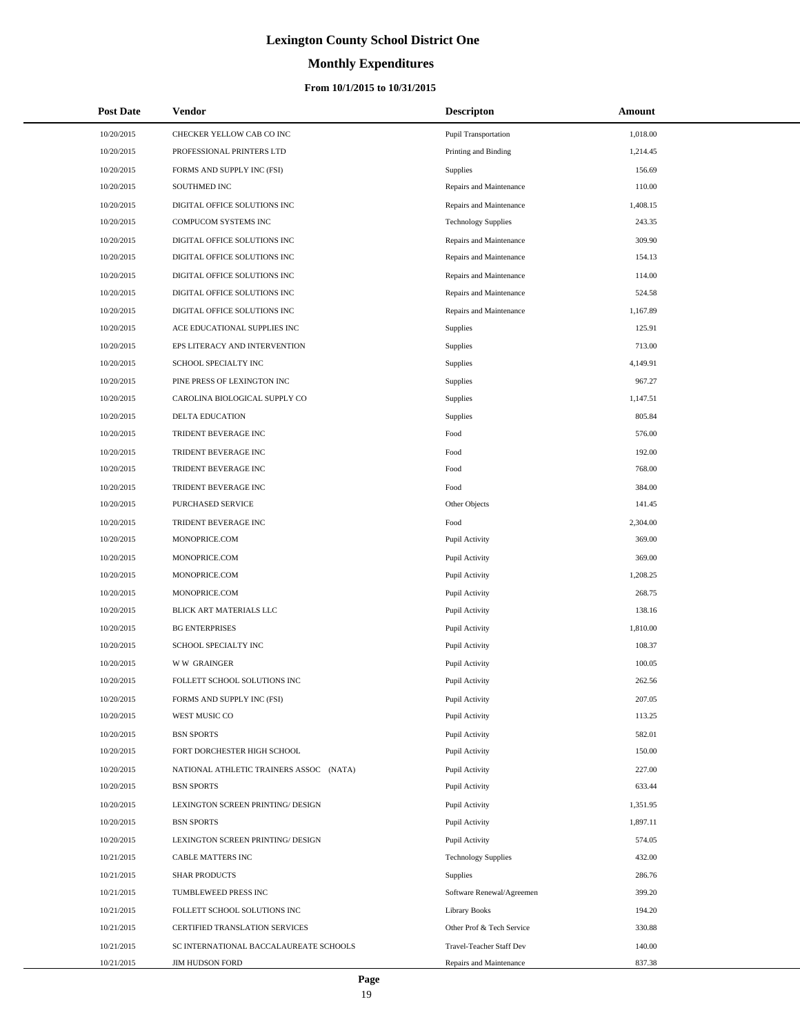# Lexington County School District One

## Monthly Expenditures

### From 10/1/2015 to 10/31/2015

| Post Date | Vendor | Descripton | Amount |
|---|---|---|---|
| 10/20/2015 | CHECKER YELLOW CAB CO INC | Pupil Transportation | 1,018.00 |
| 10/20/2015 | PROFESSIONAL PRINTERS LTD | Printing and Binding | 1,214.45 |
| 10/20/2015 | FORMS AND SUPPLY INC (FSI) | Supplies | 156.69 |
| 10/20/2015 | SOUTHMED INC | Repairs and Maintenance | 110.00 |
| 10/20/2015 | DIGITAL OFFICE SOLUTIONS INC | Repairs and Maintenance | 1,408.15 |
| 10/20/2015 | COMPUCOM SYSTEMS INC | Technology Supplies | 243.35 |
| 10/20/2015 | DIGITAL OFFICE SOLUTIONS INC | Repairs and Maintenance | 309.90 |
| 10/20/2015 | DIGITAL OFFICE SOLUTIONS INC | Repairs and Maintenance | 154.13 |
| 10/20/2015 | DIGITAL OFFICE SOLUTIONS INC | Repairs and Maintenance | 114.00 |
| 10/20/2015 | DIGITAL OFFICE SOLUTIONS INC | Repairs and Maintenance | 524.58 |
| 10/20/2015 | DIGITAL OFFICE SOLUTIONS INC | Repairs and Maintenance | 1,167.89 |
| 10/20/2015 | ACE EDUCATIONAL SUPPLIES INC | Supplies | 125.91 |
| 10/20/2015 | EPS LITERACY AND INTERVENTION | Supplies | 713.00 |
| 10/20/2015 | SCHOOL SPECIALTY INC | Supplies | 4,149.91 |
| 10/20/2015 | PINE PRESS OF LEXINGTON INC | Supplies | 967.27 |
| 10/20/2015 | CAROLINA BIOLOGICAL SUPPLY CO | Supplies | 1,147.51 |
| 10/20/2015 | DELTA EDUCATION | Supplies | 805.84 |
| 10/20/2015 | TRIDENT BEVERAGE INC | Food | 576.00 |
| 10/20/2015 | TRIDENT BEVERAGE INC | Food | 192.00 |
| 10/20/2015 | TRIDENT BEVERAGE INC | Food | 768.00 |
| 10/20/2015 | TRIDENT BEVERAGE INC | Food | 384.00 |
| 10/20/2015 | PURCHASED SERVICE | Other Objects | 141.45 |
| 10/20/2015 | TRIDENT BEVERAGE INC | Food | 2,304.00 |
| 10/20/2015 | MONOPRICE.COM | Pupil Activity | 369.00 |
| 10/20/2015 | MONOPRICE.COM | Pupil Activity | 369.00 |
| 10/20/2015 | MONOPRICE.COM | Pupil Activity | 1,208.25 |
| 10/20/2015 | MONOPRICE.COM | Pupil Activity | 268.75 |
| 10/20/2015 | BLICK ART MATERIALS LLC | Pupil Activity | 138.16 |
| 10/20/2015 | BG ENTERPRISES | Pupil Activity | 1,810.00 |
| 10/20/2015 | SCHOOL SPECIALTY INC | Pupil Activity | 108.37 |
| 10/20/2015 | W W GRAINGER | Pupil Activity | 100.05 |
| 10/20/2015 | FOLLETT SCHOOL SOLUTIONS INC | Pupil Activity | 262.56 |
| 10/20/2015 | FORMS AND SUPPLY INC (FSI) | Pupil Activity | 207.05 |
| 10/20/2015 | WEST MUSIC CO | Pupil Activity | 113.25 |
| 10/20/2015 | BSN SPORTS | Pupil Activity | 582.01 |
| 10/20/2015 | FORT DORCHESTER HIGH SCHOOL | Pupil Activity | 150.00 |
| 10/20/2015 | NATIONAL ATHLETIC TRAINERS ASSOC (NATA) | Pupil Activity | 227.00 |
| 10/20/2015 | BSN SPORTS | Pupil Activity | 633.44 |
| 10/20/2015 | LEXINGTON SCREEN PRINTING/ DESIGN | Pupil Activity | 1,351.95 |
| 10/20/2015 | BSN SPORTS | Pupil Activity | 1,897.11 |
| 10/20/2015 | LEXINGTON SCREEN PRINTING/ DESIGN | Pupil Activity | 574.05 |
| 10/21/2015 | CABLE MATTERS INC | Technology Supplies | 432.00 |
| 10/21/2015 | SHAR PRODUCTS | Supplies | 286.76 |
| 10/21/2015 | TUMBLEWEED PRESS INC | Software Renewal/Agreemen | 399.20 |
| 10/21/2015 | FOLLETT SCHOOL SOLUTIONS INC | Library Books | 194.20 |
| 10/21/2015 | CERTIFIED TRANSLATION SERVICES | Other Prof & Tech Service | 330.88 |
| 10/21/2015 | SC INTERNATIONAL BACCALAUREATE SCHOOLS | Travel-Teacher Staff Dev | 140.00 |
| 10/21/2015 | JIM HUDSON FORD | Repairs and Maintenance | 837.38 |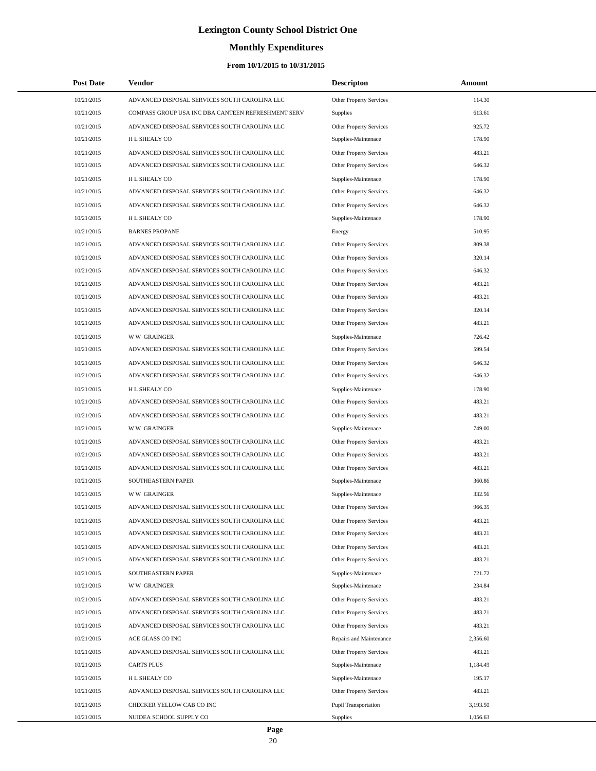# Lexington County School District One

## Monthly Expenditures

### From 10/1/2015 to 10/31/2015

| Post Date | Vendor | Descripton | Amount |
|---|---|---|---|
| 10/21/2015 | ADVANCED DISPOSAL SERVICES SOUTH CAROLINA LLC | Other Property Services | 114.30 |
| 10/21/2015 | COMPASS GROUP USA INC DBA CANTEEN REFRESHMENT SERV | Supplies | 613.61 |
| 10/21/2015 | ADVANCED DISPOSAL SERVICES SOUTH CAROLINA LLC | Other Property Services | 925.72 |
| 10/21/2015 | H L SHEALY CO | Supplies-Maintenace | 178.90 |
| 10/21/2015 | ADVANCED DISPOSAL SERVICES SOUTH CAROLINA LLC | Other Property Services | 483.21 |
| 10/21/2015 | ADVANCED DISPOSAL SERVICES SOUTH CAROLINA LLC | Other Property Services | 646.32 |
| 10/21/2015 | H L SHEALY CO | Supplies-Maintenace | 178.90 |
| 10/21/2015 | ADVANCED DISPOSAL SERVICES SOUTH CAROLINA LLC | Other Property Services | 646.32 |
| 10/21/2015 | ADVANCED DISPOSAL SERVICES SOUTH CAROLINA LLC | Other Property Services | 646.32 |
| 10/21/2015 | H L SHEALY CO | Supplies-Maintenace | 178.90 |
| 10/21/2015 | BARNES PROPANE | Energy | 510.95 |
| 10/21/2015 | ADVANCED DISPOSAL SERVICES SOUTH CAROLINA LLC | Other Property Services | 809.38 |
| 10/21/2015 | ADVANCED DISPOSAL SERVICES SOUTH CAROLINA LLC | Other Property Services | 320.14 |
| 10/21/2015 | ADVANCED DISPOSAL SERVICES SOUTH CAROLINA LLC | Other Property Services | 646.32 |
| 10/21/2015 | ADVANCED DISPOSAL SERVICES SOUTH CAROLINA LLC | Other Property Services | 483.21 |
| 10/21/2015 | ADVANCED DISPOSAL SERVICES SOUTH CAROLINA LLC | Other Property Services | 483.21 |
| 10/21/2015 | ADVANCED DISPOSAL SERVICES SOUTH CAROLINA LLC | Other Property Services | 320.14 |
| 10/21/2015 | ADVANCED DISPOSAL SERVICES SOUTH CAROLINA LLC | Other Property Services | 483.21 |
| 10/21/2015 | W W GRAINGER | Supplies-Maintenace | 726.42 |
| 10/21/2015 | ADVANCED DISPOSAL SERVICES SOUTH CAROLINA LLC | Other Property Services | 599.54 |
| 10/21/2015 | ADVANCED DISPOSAL SERVICES SOUTH CAROLINA LLC | Other Property Services | 646.32 |
| 10/21/2015 | ADVANCED DISPOSAL SERVICES SOUTH CAROLINA LLC | Other Property Services | 646.32 |
| 10/21/2015 | H L SHEALY CO | Supplies-Maintenace | 178.90 |
| 10/21/2015 | ADVANCED DISPOSAL SERVICES SOUTH CAROLINA LLC | Other Property Services | 483.21 |
| 10/21/2015 | ADVANCED DISPOSAL SERVICES SOUTH CAROLINA LLC | Other Property Services | 483.21 |
| 10/21/2015 | W W GRAINGER | Supplies-Maintenace | 749.00 |
| 10/21/2015 | ADVANCED DISPOSAL SERVICES SOUTH CAROLINA LLC | Other Property Services | 483.21 |
| 10/21/2015 | ADVANCED DISPOSAL SERVICES SOUTH CAROLINA LLC | Other Property Services | 483.21 |
| 10/21/2015 | ADVANCED DISPOSAL SERVICES SOUTH CAROLINA LLC | Other Property Services | 483.21 |
| 10/21/2015 | SOUTHEASTERN PAPER | Supplies-Maintenace | 360.86 |
| 10/21/2015 | W W GRAINGER | Supplies-Maintenace | 332.56 |
| 10/21/2015 | ADVANCED DISPOSAL SERVICES SOUTH CAROLINA LLC | Other Property Services | 966.35 |
| 10/21/2015 | ADVANCED DISPOSAL SERVICES SOUTH CAROLINA LLC | Other Property Services | 483.21 |
| 10/21/2015 | ADVANCED DISPOSAL SERVICES SOUTH CAROLINA LLC | Other Property Services | 483.21 |
| 10/21/2015 | ADVANCED DISPOSAL SERVICES SOUTH CAROLINA LLC | Other Property Services | 483.21 |
| 10/21/2015 | ADVANCED DISPOSAL SERVICES SOUTH CAROLINA LLC | Other Property Services | 483.21 |
| 10/21/2015 | SOUTHEASTERN PAPER | Supplies-Maintenace | 721.72 |
| 10/21/2015 | W W GRAINGER | Supplies-Maintenace | 234.84 |
| 10/21/2015 | ADVANCED DISPOSAL SERVICES SOUTH CAROLINA LLC | Other Property Services | 483.21 |
| 10/21/2015 | ADVANCED DISPOSAL SERVICES SOUTH CAROLINA LLC | Other Property Services | 483.21 |
| 10/21/2015 | ADVANCED DISPOSAL SERVICES SOUTH CAROLINA LLC | Other Property Services | 483.21 |
| 10/21/2015 | ACE GLASS CO INC | Repairs and Maintenance | 2,356.60 |
| 10/21/2015 | ADVANCED DISPOSAL SERVICES SOUTH CAROLINA LLC | Other Property Services | 483.21 |
| 10/21/2015 | CARTS PLUS | Supplies-Maintenace | 1,184.49 |
| 10/21/2015 | H L SHEALY CO | Supplies-Maintenace | 195.17 |
| 10/21/2015 | ADVANCED DISPOSAL SERVICES SOUTH CAROLINA LLC | Other Property Services | 483.21 |
| 10/21/2015 | CHECKER YELLOW CAB CO INC | Pupil Transportation | 3,193.50 |
| 10/21/2015 | NUIDEA SCHOOL SUPPLY CO | Supplies | 1,056.63 |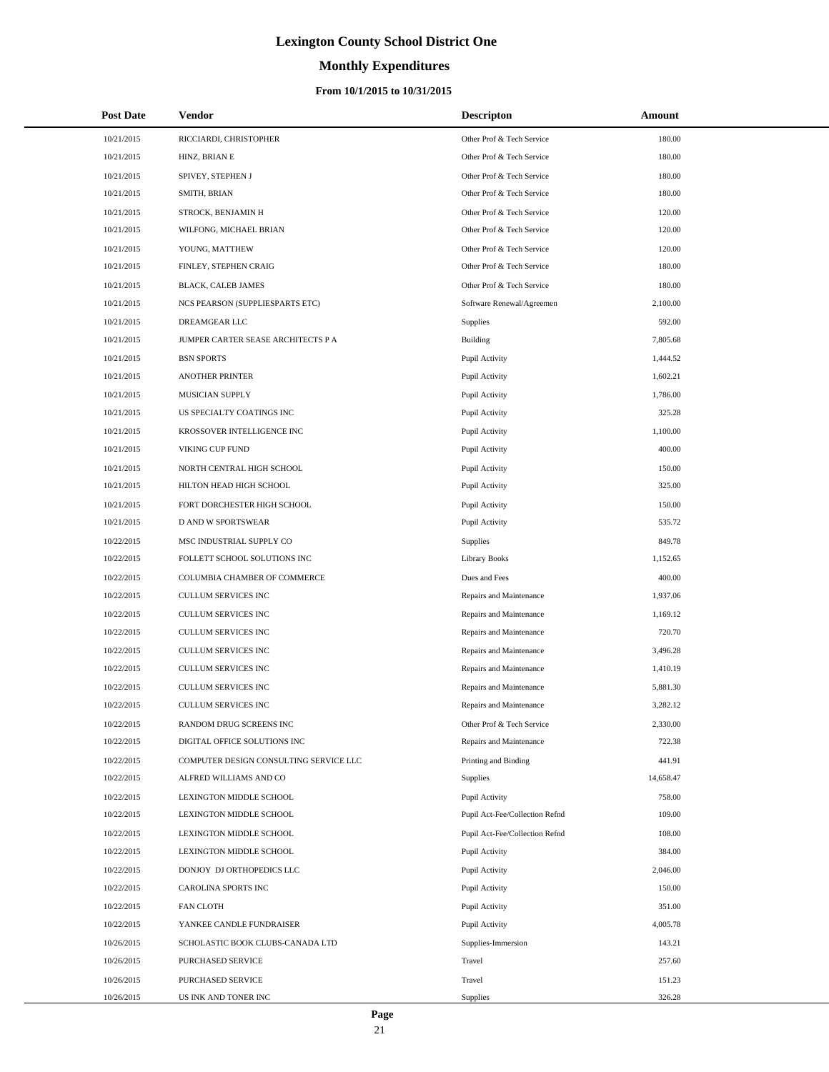# Lexington County School District One

## Monthly Expenditures

### From 10/1/2015 to 10/31/2015

| Post Date | Vendor | Descripton | Amount |
|---|---|---|---|
| 10/21/2015 | RICCIARDI, CHRISTOPHER | Other Prof & Tech Service | 180.00 |
| 10/21/2015 | HINZ, BRIAN E | Other Prof & Tech Service | 180.00 |
| 10/21/2015 | SPIVEY, STEPHEN J | Other Prof & Tech Service | 180.00 |
| 10/21/2015 | SMITH, BRIAN | Other Prof & Tech Service | 180.00 |
| 10/21/2015 | STROCK, BENJAMIN H | Other Prof & Tech Service | 120.00 |
| 10/21/2015 | WILFONG, MICHAEL BRIAN | Other Prof & Tech Service | 120.00 |
| 10/21/2015 | YOUNG, MATTHEW | Other Prof & Tech Service | 120.00 |
| 10/21/2015 | FINLEY, STEPHEN CRAIG | Other Prof & Tech Service | 180.00 |
| 10/21/2015 | BLACK, CALEB JAMES | Other Prof & Tech Service | 180.00 |
| 10/21/2015 | NCS PEARSON (SUPPLIESPARTS ETC) | Software Renewal/Agreemen | 2,100.00 |
| 10/21/2015 | DREAMGEAR LLC | Supplies | 592.00 |
| 10/21/2015 | JUMPER CARTER SEASE ARCHITECTS P A | Building | 7,805.68 |
| 10/21/2015 | BSN SPORTS | Pupil Activity | 1,444.52 |
| 10/21/2015 | ANOTHER PRINTER | Pupil Activity | 1,602.21 |
| 10/21/2015 | MUSICIAN SUPPLY | Pupil Activity | 1,786.00 |
| 10/21/2015 | US SPECIALTY COATINGS INC | Pupil Activity | 325.28 |
| 10/21/2015 | KROSSOVER INTELLIGENCE INC | Pupil Activity | 1,100.00 |
| 10/21/2015 | VIKING CUP FUND | Pupil Activity | 400.00 |
| 10/21/2015 | NORTH CENTRAL HIGH SCHOOL | Pupil Activity | 150.00 |
| 10/21/2015 | HILTON HEAD HIGH SCHOOL | Pupil Activity | 325.00 |
| 10/21/2015 | FORT DORCHESTER HIGH SCHOOL | Pupil Activity | 150.00 |
| 10/21/2015 | D AND W SPORTSWEAR | Pupil Activity | 535.72 |
| 10/22/2015 | MSC INDUSTRIAL SUPPLY CO | Supplies | 849.78 |
| 10/22/2015 | FOLLETT SCHOOL SOLUTIONS INC | Library Books | 1,152.65 |
| 10/22/2015 | COLUMBIA CHAMBER OF COMMERCE | Dues and Fees | 400.00 |
| 10/22/2015 | CULLUM SERVICES INC | Repairs and Maintenance | 1,937.06 |
| 10/22/2015 | CULLUM SERVICES INC | Repairs and Maintenance | 1,169.12 |
| 10/22/2015 | CULLUM SERVICES INC | Repairs and Maintenance | 720.70 |
| 10/22/2015 | CULLUM SERVICES INC | Repairs and Maintenance | 3,496.28 |
| 10/22/2015 | CULLUM SERVICES INC | Repairs and Maintenance | 1,410.19 |
| 10/22/2015 | CULLUM SERVICES INC | Repairs and Maintenance | 5,881.30 |
| 10/22/2015 | CULLUM SERVICES INC | Repairs and Maintenance | 3,282.12 |
| 10/22/2015 | RANDOM DRUG SCREENS INC | Other Prof & Tech Service | 2,330.00 |
| 10/22/2015 | DIGITAL OFFICE SOLUTIONS INC | Repairs and Maintenance | 722.38 |
| 10/22/2015 | COMPUTER DESIGN CONSULTING SERVICE LLC | Printing and Binding | 441.91 |
| 10/22/2015 | ALFRED WILLIAMS AND CO | Supplies | 14,658.47 |
| 10/22/2015 | LEXINGTON MIDDLE SCHOOL | Pupil Activity | 758.00 |
| 10/22/2015 | LEXINGTON MIDDLE SCHOOL | Pupil Act-Fee/Collection Refnd | 109.00 |
| 10/22/2015 | LEXINGTON MIDDLE SCHOOL | Pupil Act-Fee/Collection Refnd | 108.00 |
| 10/22/2015 | LEXINGTON MIDDLE SCHOOL | Pupil Activity | 384.00 |
| 10/22/2015 | DONJOY DJ ORTHOPEDICS LLC | Pupil Activity | 2,046.00 |
| 10/22/2015 | CAROLINA SPORTS INC | Pupil Activity | 150.00 |
| 10/22/2015 | FAN CLOTH | Pupil Activity | 351.00 |
| 10/22/2015 | YANKEE CANDLE FUNDRAISER | Pupil Activity | 4,005.78 |
| 10/26/2015 | SCHOLASTIC BOOK CLUBS-CANADA LTD | Supplies-Immersion | 143.21 |
| 10/26/2015 | PURCHASED SERVICE | Travel | 257.60 |
| 10/26/2015 | PURCHASED SERVICE | Travel | 151.23 |
| 10/26/2015 | US INK AND TONER INC | Supplies | 326.28 |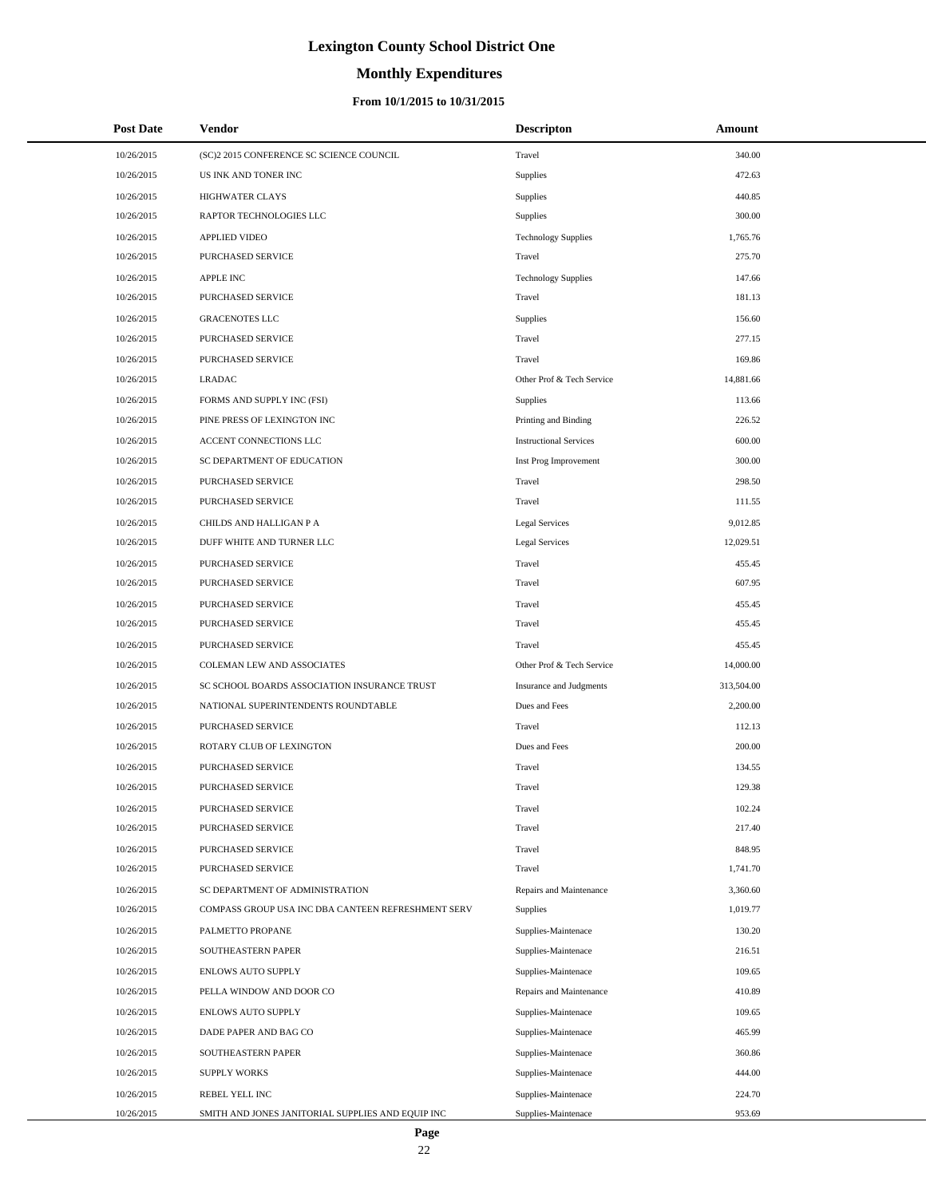# Lexington County School District One

## Monthly Expenditures

### From 10/1/2015 to 10/31/2015

| Post Date | Vendor | Descripton | Amount |
|---|---|---|---|
| 10/26/2015 | (SC)2 2015 CONFERENCE SC SCIENCE COUNCIL | Travel | 340.00 |
| 10/26/2015 | US INK AND TONER INC | Supplies | 472.63 |
| 10/26/2015 | HIGHWATER CLAYS | Supplies | 440.85 |
| 10/26/2015 | RAPTOR TECHNOLOGIES LLC | Supplies | 300.00 |
| 10/26/2015 | APPLIED VIDEO | Technology Supplies | 1,765.76 |
| 10/26/2015 | PURCHASED SERVICE | Travel | 275.70 |
| 10/26/2015 | APPLE INC | Technology Supplies | 147.66 |
| 10/26/2015 | PURCHASED SERVICE | Travel | 181.13 |
| 10/26/2015 | GRACENOTES LLC | Supplies | 156.60 |
| 10/26/2015 | PURCHASED SERVICE | Travel | 277.15 |
| 10/26/2015 | PURCHASED SERVICE | Travel | 169.86 |
| 10/26/2015 | LRADAC | Other Prof & Tech Service | 14,881.66 |
| 10/26/2015 | FORMS AND SUPPLY INC (FSI) | Supplies | 113.66 |
| 10/26/2015 | PINE PRESS OF LEXINGTON INC | Printing and Binding | 226.52 |
| 10/26/2015 | ACCENT CONNECTIONS LLC | Instructional Services | 600.00 |
| 10/26/2015 | SC DEPARTMENT OF EDUCATION | Inst Prog Improvement | 300.00 |
| 10/26/2015 | PURCHASED SERVICE | Travel | 298.50 |
| 10/26/2015 | PURCHASED SERVICE | Travel | 111.55 |
| 10/26/2015 | CHILDS AND HALLIGAN P A | Legal Services | 9,012.85 |
| 10/26/2015 | DUFF WHITE AND TURNER LLC | Legal Services | 12,029.51 |
| 10/26/2015 | PURCHASED SERVICE | Travel | 455.45 |
| 10/26/2015 | PURCHASED SERVICE | Travel | 607.95 |
| 10/26/2015 | PURCHASED SERVICE | Travel | 455.45 |
| 10/26/2015 | PURCHASED SERVICE | Travel | 455.45 |
| 10/26/2015 | PURCHASED SERVICE | Travel | 455.45 |
| 10/26/2015 | COLEMAN LEW AND ASSOCIATES | Other Prof & Tech Service | 14,000.00 |
| 10/26/2015 | SC SCHOOL BOARDS ASSOCIATION INSURANCE TRUST | Insurance and Judgments | 313,504.00 |
| 10/26/2015 | NATIONAL SUPERINTENDENTS ROUNDTABLE | Dues and Fees | 2,200.00 |
| 10/26/2015 | PURCHASED SERVICE | Travel | 112.13 |
| 10/26/2015 | ROTARY CLUB OF LEXINGTON | Dues and Fees | 200.00 |
| 10/26/2015 | PURCHASED SERVICE | Travel | 134.55 |
| 10/26/2015 | PURCHASED SERVICE | Travel | 129.38 |
| 10/26/2015 | PURCHASED SERVICE | Travel | 102.24 |
| 10/26/2015 | PURCHASED SERVICE | Travel | 217.40 |
| 10/26/2015 | PURCHASED SERVICE | Travel | 848.95 |
| 10/26/2015 | PURCHASED SERVICE | Travel | 1,741.70 |
| 10/26/2015 | SC DEPARTMENT OF ADMINISTRATION | Repairs and Maintenance | 3,360.60 |
| 10/26/2015 | COMPASS GROUP USA INC DBA CANTEEN REFRESHMENT SERV | Supplies | 1,019.77 |
| 10/26/2015 | PALMETTO PROPANE | Supplies-Maintenace | 130.20 |
| 10/26/2015 | SOUTHEASTERN PAPER | Supplies-Maintenace | 216.51 |
| 10/26/2015 | ENLOWS AUTO SUPPLY | Supplies-Maintenace | 109.65 |
| 10/26/2015 | PELLA WINDOW AND DOOR CO | Repairs and Maintenance | 410.89 |
| 10/26/2015 | ENLOWS AUTO SUPPLY | Supplies-Maintenace | 109.65 |
| 10/26/2015 | DADE PAPER AND BAG CO | Supplies-Maintenace | 465.99 |
| 10/26/2015 | SOUTHEASTERN PAPER | Supplies-Maintenace | 360.86 |
| 10/26/2015 | SUPPLY WORKS | Supplies-Maintenace | 444.00 |
| 10/26/2015 | REBEL YELL INC | Supplies-Maintenace | 224.70 |
| 10/26/2015 | SMITH AND JONES JANITORIAL SUPPLIES AND EQUIP INC | Supplies-Maintenace | 953.69 |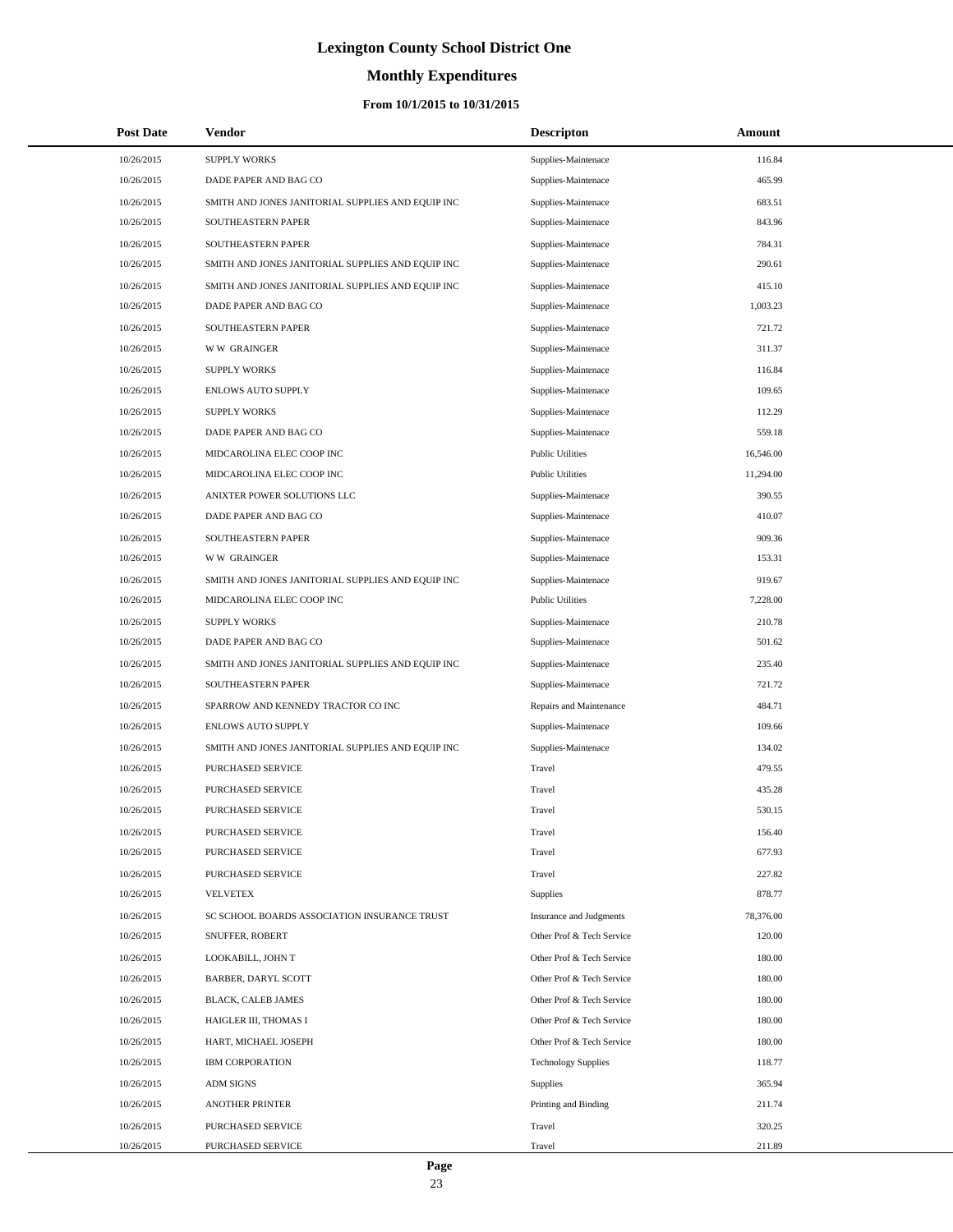# Lexington County School District One

## Monthly Expenditures

### From 10/1/2015 to 10/31/2015

| Post Date | Vendor | Descripton | Amount |
|---|---|---|---|
| 10/26/2015 | SUPPLY WORKS | Supplies-Maintenace | 116.84 |
| 10/26/2015 | DADE PAPER AND BAG CO | Supplies-Maintenace | 465.99 |
| 10/26/2015 | SMITH AND JONES JANITORIAL SUPPLIES AND EQUIP INC | Supplies-Maintenace | 683.51 |
| 10/26/2015 | SOUTHEASTERN PAPER | Supplies-Maintenace | 843.96 |
| 10/26/2015 | SOUTHEASTERN PAPER | Supplies-Maintenace | 784.31 |
| 10/26/2015 | SMITH AND JONES JANITORIAL SUPPLIES AND EQUIP INC | Supplies-Maintenace | 290.61 |
| 10/26/2015 | SMITH AND JONES JANITORIAL SUPPLIES AND EQUIP INC | Supplies-Maintenace | 415.10 |
| 10/26/2015 | DADE PAPER AND BAG CO | Supplies-Maintenace | 1,003.23 |
| 10/26/2015 | SOUTHEASTERN PAPER | Supplies-Maintenace | 721.72 |
| 10/26/2015 | W W GRAINGER | Supplies-Maintenace | 311.37 |
| 10/26/2015 | SUPPLY WORKS | Supplies-Maintenace | 116.84 |
| 10/26/2015 | ENLOWS AUTO SUPPLY | Supplies-Maintenace | 109.65 |
| 10/26/2015 | SUPPLY WORKS | Supplies-Maintenace | 112.29 |
| 10/26/2015 | DADE PAPER AND BAG CO | Supplies-Maintenace | 559.18 |
| 10/26/2015 | MIDCAROLINA ELEC COOP INC | Public Utilities | 16,546.00 |
| 10/26/2015 | MIDCAROLINA ELEC COOP INC | Public Utilities | 11,294.00 |
| 10/26/2015 | ANIXTER POWER SOLUTIONS LLC | Supplies-Maintenace | 390.55 |
| 10/26/2015 | DADE PAPER AND BAG CO | Supplies-Maintenace | 410.07 |
| 10/26/2015 | SOUTHEASTERN PAPER | Supplies-Maintenace | 909.36 |
| 10/26/2015 | W W GRAINGER | Supplies-Maintenace | 153.31 |
| 10/26/2015 | SMITH AND JONES JANITORIAL SUPPLIES AND EQUIP INC | Supplies-Maintenace | 919.67 |
| 10/26/2015 | MIDCAROLINA ELEC COOP INC | Public Utilities | 7,228.00 |
| 10/26/2015 | SUPPLY WORKS | Supplies-Maintenace | 210.78 |
| 10/26/2015 | DADE PAPER AND BAG CO | Supplies-Maintenace | 501.62 |
| 10/26/2015 | SMITH AND JONES JANITORIAL SUPPLIES AND EQUIP INC | Supplies-Maintenace | 235.40 |
| 10/26/2015 | SOUTHEASTERN PAPER | Supplies-Maintenace | 721.72 |
| 10/26/2015 | SPARROW AND KENNEDY TRACTOR CO INC | Repairs and Maintenance | 484.71 |
| 10/26/2015 | ENLOWS AUTO SUPPLY | Supplies-Maintenace | 109.66 |
| 10/26/2015 | SMITH AND JONES JANITORIAL SUPPLIES AND EQUIP INC | Supplies-Maintenace | 134.02 |
| 10/26/2015 | PURCHASED SERVICE | Travel | 479.55 |
| 10/26/2015 | PURCHASED SERVICE | Travel | 435.28 |
| 10/26/2015 | PURCHASED SERVICE | Travel | 530.15 |
| 10/26/2015 | PURCHASED SERVICE | Travel | 156.40 |
| 10/26/2015 | PURCHASED SERVICE | Travel | 677.93 |
| 10/26/2015 | PURCHASED SERVICE | Travel | 227.82 |
| 10/26/2015 | VELVETEX | Supplies | 878.77 |
| 10/26/2015 | SC SCHOOL BOARDS ASSOCIATION INSURANCE TRUST | Insurance and Judgments | 78,376.00 |
| 10/26/2015 | SNUFFER, ROBERT | Other Prof & Tech Service | 120.00 |
| 10/26/2015 | LOOKABILL, JOHN T | Other Prof & Tech Service | 180.00 |
| 10/26/2015 | BARBER, DARYL SCOTT | Other Prof & Tech Service | 180.00 |
| 10/26/2015 | BLACK, CALEB JAMES | Other Prof & Tech Service | 180.00 |
| 10/26/2015 | HAIGLER III, THOMAS I | Other Prof & Tech Service | 180.00 |
| 10/26/2015 | HART, MICHAEL JOSEPH | Other Prof & Tech Service | 180.00 |
| 10/26/2015 | IBM CORPORATION | Technology Supplies | 118.77 |
| 10/26/2015 | ADM SIGNS | Supplies | 365.94 |
| 10/26/2015 | ANOTHER PRINTER | Printing and Binding | 211.74 |
| 10/26/2015 | PURCHASED SERVICE | Travel | 320.25 |
| 10/26/2015 | PURCHASED SERVICE | Travel | 211.89 |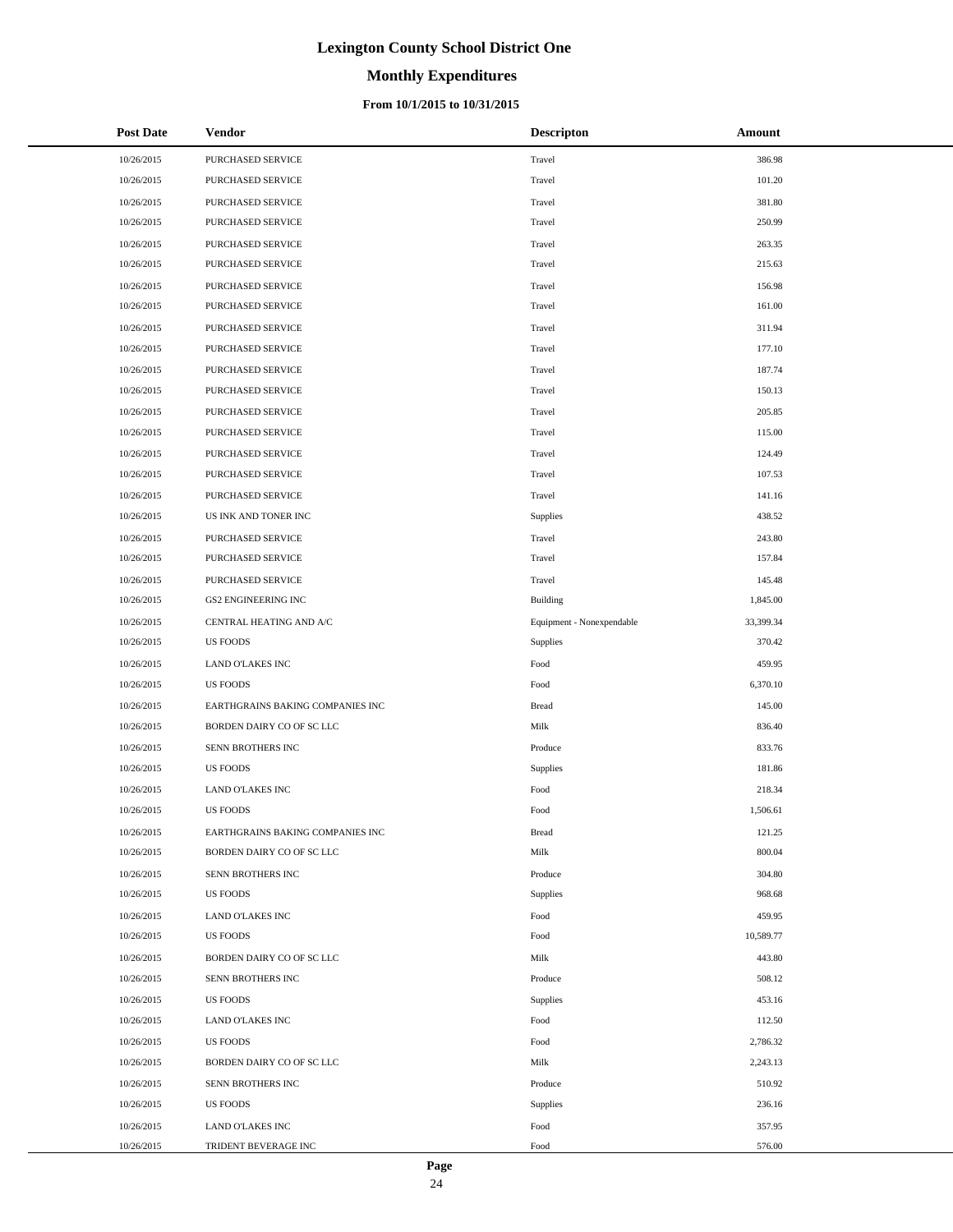# Lexington County School District One

## Monthly Expenditures

### From 10/1/2015 to 10/31/2015

| Post Date | Vendor | Descripton | Amount |
|---|---|---|---|
| 10/26/2015 | PURCHASED SERVICE | Travel | 386.98 |
| 10/26/2015 | PURCHASED SERVICE | Travel | 101.20 |
| 10/26/2015 | PURCHASED SERVICE | Travel | 381.80 |
| 10/26/2015 | PURCHASED SERVICE | Travel | 250.99 |
| 10/26/2015 | PURCHASED SERVICE | Travel | 263.35 |
| 10/26/2015 | PURCHASED SERVICE | Travel | 215.63 |
| 10/26/2015 | PURCHASED SERVICE | Travel | 156.98 |
| 10/26/2015 | PURCHASED SERVICE | Travel | 161.00 |
| 10/26/2015 | PURCHASED SERVICE | Travel | 311.94 |
| 10/26/2015 | PURCHASED SERVICE | Travel | 177.10 |
| 10/26/2015 | PURCHASED SERVICE | Travel | 187.74 |
| 10/26/2015 | PURCHASED SERVICE | Travel | 150.13 |
| 10/26/2015 | PURCHASED SERVICE | Travel | 205.85 |
| 10/26/2015 | PURCHASED SERVICE | Travel | 115.00 |
| 10/26/2015 | PURCHASED SERVICE | Travel | 124.49 |
| 10/26/2015 | PURCHASED SERVICE | Travel | 107.53 |
| 10/26/2015 | PURCHASED SERVICE | Travel | 141.16 |
| 10/26/2015 | US INK AND TONER INC | Supplies | 438.52 |
| 10/26/2015 | PURCHASED SERVICE | Travel | 243.80 |
| 10/26/2015 | PURCHASED SERVICE | Travel | 157.84 |
| 10/26/2015 | PURCHASED SERVICE | Travel | 145.48 |
| 10/26/2015 | GS2 ENGINEERING INC | Building | 1,845.00 |
| 10/26/2015 | CENTRAL HEATING AND A/C | Equipment - Nonexpendable | 33,399.34 |
| 10/26/2015 | US FOODS | Supplies | 370.42 |
| 10/26/2015 | LAND O'LAKES INC | Food | 459.95 |
| 10/26/2015 | US FOODS | Food | 6,370.10 |
| 10/26/2015 | EARTHGRAINS BAKING COMPANIES INC | Bread | 145.00 |
| 10/26/2015 | BORDEN DAIRY CO OF SC LLC | Milk | 836.40 |
| 10/26/2015 | SENN BROTHERS INC | Produce | 833.76 |
| 10/26/2015 | US FOODS | Supplies | 181.86 |
| 10/26/2015 | LAND O'LAKES INC | Food | 218.34 |
| 10/26/2015 | US FOODS | Food | 1,506.61 |
| 10/26/2015 | EARTHGRAINS BAKING COMPANIES INC | Bread | 121.25 |
| 10/26/2015 | BORDEN DAIRY CO OF SC LLC | Milk | 800.04 |
| 10/26/2015 | SENN BROTHERS INC | Produce | 304.80 |
| 10/26/2015 | US FOODS | Supplies | 968.68 |
| 10/26/2015 | LAND O'LAKES INC | Food | 459.95 |
| 10/26/2015 | US FOODS | Food | 10,589.77 |
| 10/26/2015 | BORDEN DAIRY CO OF SC LLC | Milk | 443.80 |
| 10/26/2015 | SENN BROTHERS INC | Produce | 508.12 |
| 10/26/2015 | US FOODS | Supplies | 453.16 |
| 10/26/2015 | LAND O'LAKES INC | Food | 112.50 |
| 10/26/2015 | US FOODS | Food | 2,786.32 |
| 10/26/2015 | BORDEN DAIRY CO OF SC LLC | Milk | 2,243.13 |
| 10/26/2015 | SENN BROTHERS INC | Produce | 510.92 |
| 10/26/2015 | US FOODS | Supplies | 236.16 |
| 10/26/2015 | LAND O'LAKES INC | Food | 357.95 |
| 10/26/2015 | TRIDENT BEVERAGE INC | Food | 576.00 |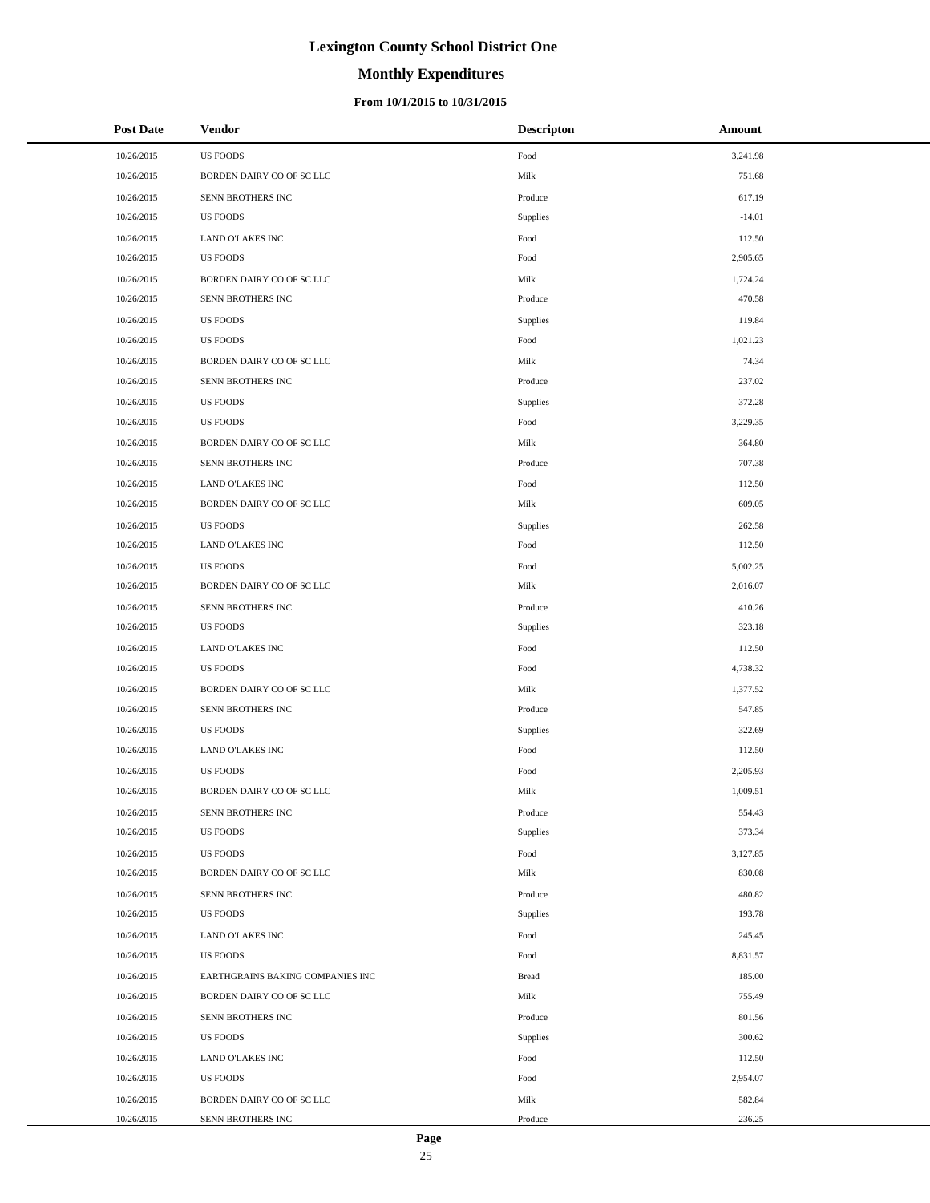# Lexington County School District One

## Monthly Expenditures

### From 10/1/2015 to 10/31/2015

| Post Date | Vendor | Descripton | Amount |
|---|---|---|---|
| 10/26/2015 | US FOODS | Food | 3,241.98 |
| 10/26/2015 | BORDEN DAIRY CO OF SC LLC | Milk | 751.68 |
| 10/26/2015 | SENN BROTHERS INC | Produce | 617.19 |
| 10/26/2015 | US FOODS | Supplies | -14.01 |
| 10/26/2015 | LAND O'LAKES INC | Food | 112.50 |
| 10/26/2015 | US FOODS | Food | 2,905.65 |
| 10/26/2015 | BORDEN DAIRY CO OF SC LLC | Milk | 1,724.24 |
| 10/26/2015 | SENN BROTHERS INC | Produce | 470.58 |
| 10/26/2015 | US FOODS | Supplies | 119.84 |
| 10/26/2015 | US FOODS | Food | 1,021.23 |
| 10/26/2015 | BORDEN DAIRY CO OF SC LLC | Milk | 74.34 |
| 10/26/2015 | SENN BROTHERS INC | Produce | 237.02 |
| 10/26/2015 | US FOODS | Supplies | 372.28 |
| 10/26/2015 | US FOODS | Food | 3,229.35 |
| 10/26/2015 | BORDEN DAIRY CO OF SC LLC | Milk | 364.80 |
| 10/26/2015 | SENN BROTHERS INC | Produce | 707.38 |
| 10/26/2015 | LAND O'LAKES INC | Food | 112.50 |
| 10/26/2015 | BORDEN DAIRY CO OF SC LLC | Milk | 609.05 |
| 10/26/2015 | US FOODS | Supplies | 262.58 |
| 10/26/2015 | LAND O'LAKES INC | Food | 112.50 |
| 10/26/2015 | US FOODS | Food | 5,002.25 |
| 10/26/2015 | BORDEN DAIRY CO OF SC LLC | Milk | 2,016.07 |
| 10/26/2015 | SENN BROTHERS INC | Produce | 410.26 |
| 10/26/2015 | US FOODS | Supplies | 323.18 |
| 10/26/2015 | LAND O'LAKES INC | Food | 112.50 |
| 10/26/2015 | US FOODS | Food | 4,738.32 |
| 10/26/2015 | BORDEN DAIRY CO OF SC LLC | Milk | 1,377.52 |
| 10/26/2015 | SENN BROTHERS INC | Produce | 547.85 |
| 10/26/2015 | US FOODS | Supplies | 322.69 |
| 10/26/2015 | LAND O'LAKES INC | Food | 112.50 |
| 10/26/2015 | US FOODS | Food | 2,205.93 |
| 10/26/2015 | BORDEN DAIRY CO OF SC LLC | Milk | 1,009.51 |
| 10/26/2015 | SENN BROTHERS INC | Produce | 554.43 |
| 10/26/2015 | US FOODS | Supplies | 373.34 |
| 10/26/2015 | US FOODS | Food | 3,127.85 |
| 10/26/2015 | BORDEN DAIRY CO OF SC LLC | Milk | 830.08 |
| 10/26/2015 | SENN BROTHERS INC | Produce | 480.82 |
| 10/26/2015 | US FOODS | Supplies | 193.78 |
| 10/26/2015 | LAND O'LAKES INC | Food | 245.45 |
| 10/26/2015 | US FOODS | Food | 8,831.57 |
| 10/26/2015 | EARTHGRAINS BAKING COMPANIES INC | Bread | 185.00 |
| 10/26/2015 | BORDEN DAIRY CO OF SC LLC | Milk | 755.49 |
| 10/26/2015 | SENN BROTHERS INC | Produce | 801.56 |
| 10/26/2015 | US FOODS | Supplies | 300.62 |
| 10/26/2015 | LAND O'LAKES INC | Food | 112.50 |
| 10/26/2015 | US FOODS | Food | 2,954.07 |
| 10/26/2015 | BORDEN DAIRY CO OF SC LLC | Milk | 582.84 |
| 10/26/2015 | SENN BROTHERS INC | Produce | 236.25 |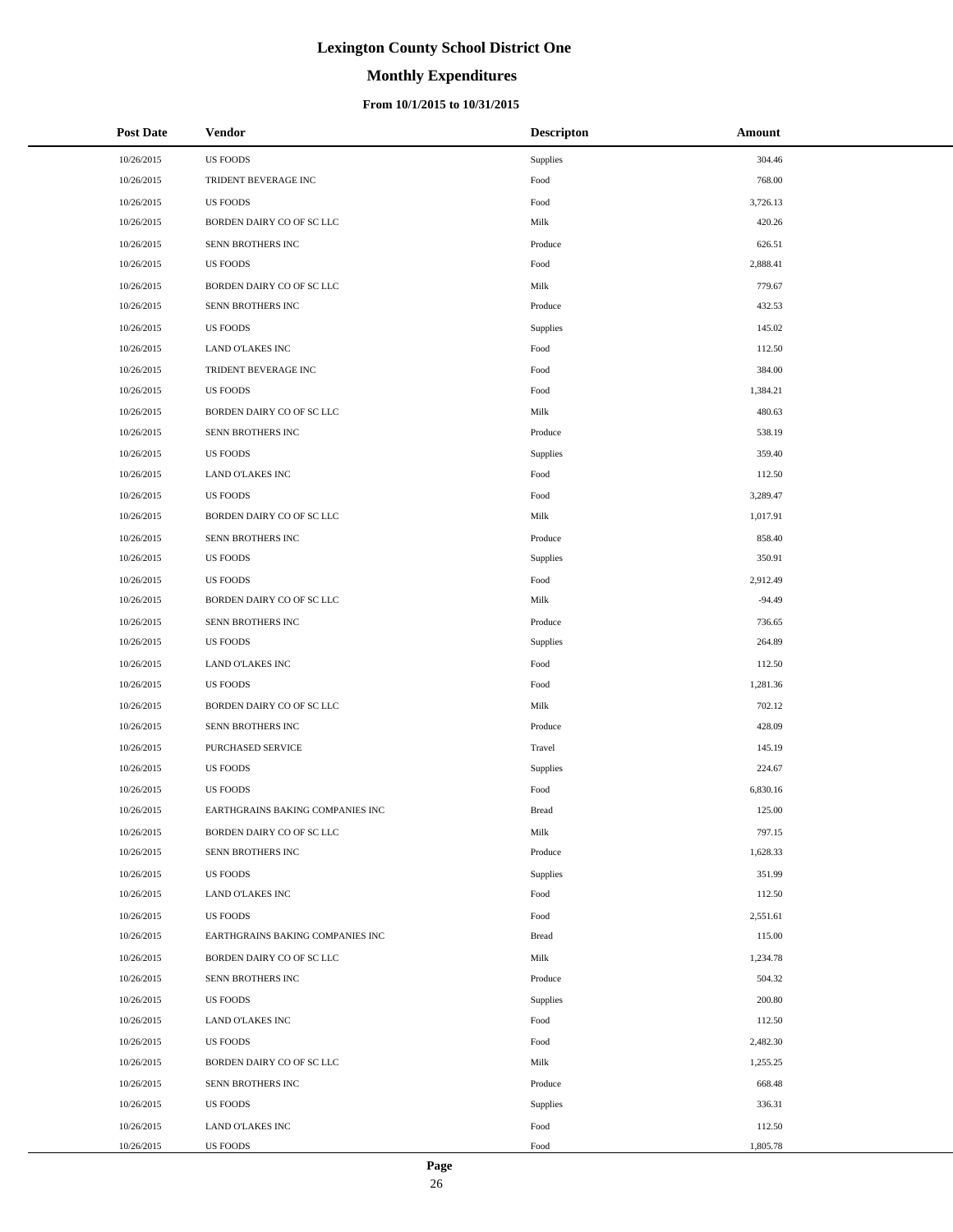# Lexington County School District One

## Monthly Expenditures

### From 10/1/2015 to 10/31/2015

| Post Date | Vendor | Descripton | Amount |
|---|---|---|---|
| 10/26/2015 | US FOODS | Supplies | 304.46 |
| 10/26/2015 | TRIDENT BEVERAGE INC | Food | 768.00 |
| 10/26/2015 | US FOODS | Food | 3,726.13 |
| 10/26/2015 | BORDEN DAIRY CO OF SC LLC | Milk | 420.26 |
| 10/26/2015 | SENN BROTHERS INC | Produce | 626.51 |
| 10/26/2015 | US FOODS | Food | 2,888.41 |
| 10/26/2015 | BORDEN DAIRY CO OF SC LLC | Milk | 779.67 |
| 10/26/2015 | SENN BROTHERS INC | Produce | 432.53 |
| 10/26/2015 | US FOODS | Supplies | 145.02 |
| 10/26/2015 | LAND O'LAKES INC | Food | 112.50 |
| 10/26/2015 | TRIDENT BEVERAGE INC | Food | 384.00 |
| 10/26/2015 | US FOODS | Food | 1,384.21 |
| 10/26/2015 | BORDEN DAIRY CO OF SC LLC | Milk | 480.63 |
| 10/26/2015 | SENN BROTHERS INC | Produce | 538.19 |
| 10/26/2015 | US FOODS | Supplies | 359.40 |
| 10/26/2015 | LAND O'LAKES INC | Food | 112.50 |
| 10/26/2015 | US FOODS | Food | 3,289.47 |
| 10/26/2015 | BORDEN DAIRY CO OF SC LLC | Milk | 1,017.91 |
| 10/26/2015 | SENN BROTHERS INC | Produce | 858.40 |
| 10/26/2015 | US FOODS | Supplies | 350.91 |
| 10/26/2015 | US FOODS | Food | 2,912.49 |
| 10/26/2015 | BORDEN DAIRY CO OF SC LLC | Milk | -94.49 |
| 10/26/2015 | SENN BROTHERS INC | Produce | 736.65 |
| 10/26/2015 | US FOODS | Supplies | 264.89 |
| 10/26/2015 | LAND O'LAKES INC | Food | 112.50 |
| 10/26/2015 | US FOODS | Food | 1,281.36 |
| 10/26/2015 | BORDEN DAIRY CO OF SC LLC | Milk | 702.12 |
| 10/26/2015 | SENN BROTHERS INC | Produce | 428.09 |
| 10/26/2015 | PURCHASED SERVICE | Travel | 145.19 |
| 10/26/2015 | US FOODS | Supplies | 224.67 |
| 10/26/2015 | US FOODS | Food | 6,830.16 |
| 10/26/2015 | EARTHGRAINS BAKING COMPANIES INC | Bread | 125.00 |
| 10/26/2015 | BORDEN DAIRY CO OF SC LLC | Milk | 797.15 |
| 10/26/2015 | SENN BROTHERS INC | Produce | 1,628.33 |
| 10/26/2015 | US FOODS | Supplies | 351.99 |
| 10/26/2015 | LAND O'LAKES INC | Food | 112.50 |
| 10/26/2015 | US FOODS | Food | 2,551.61 |
| 10/26/2015 | EARTHGRAINS BAKING COMPANIES INC | Bread | 115.00 |
| 10/26/2015 | BORDEN DAIRY CO OF SC LLC | Milk | 1,234.78 |
| 10/26/2015 | SENN BROTHERS INC | Produce | 504.32 |
| 10/26/2015 | US FOODS | Supplies | 200.80 |
| 10/26/2015 | LAND O'LAKES INC | Food | 112.50 |
| 10/26/2015 | US FOODS | Food | 2,482.30 |
| 10/26/2015 | BORDEN DAIRY CO OF SC LLC | Milk | 1,255.25 |
| 10/26/2015 | SENN BROTHERS INC | Produce | 668.48 |
| 10/26/2015 | US FOODS | Supplies | 336.31 |
| 10/26/2015 | LAND O'LAKES INC | Food | 112.50 |
| 10/26/2015 | US FOODS | Food | 1,805.78 |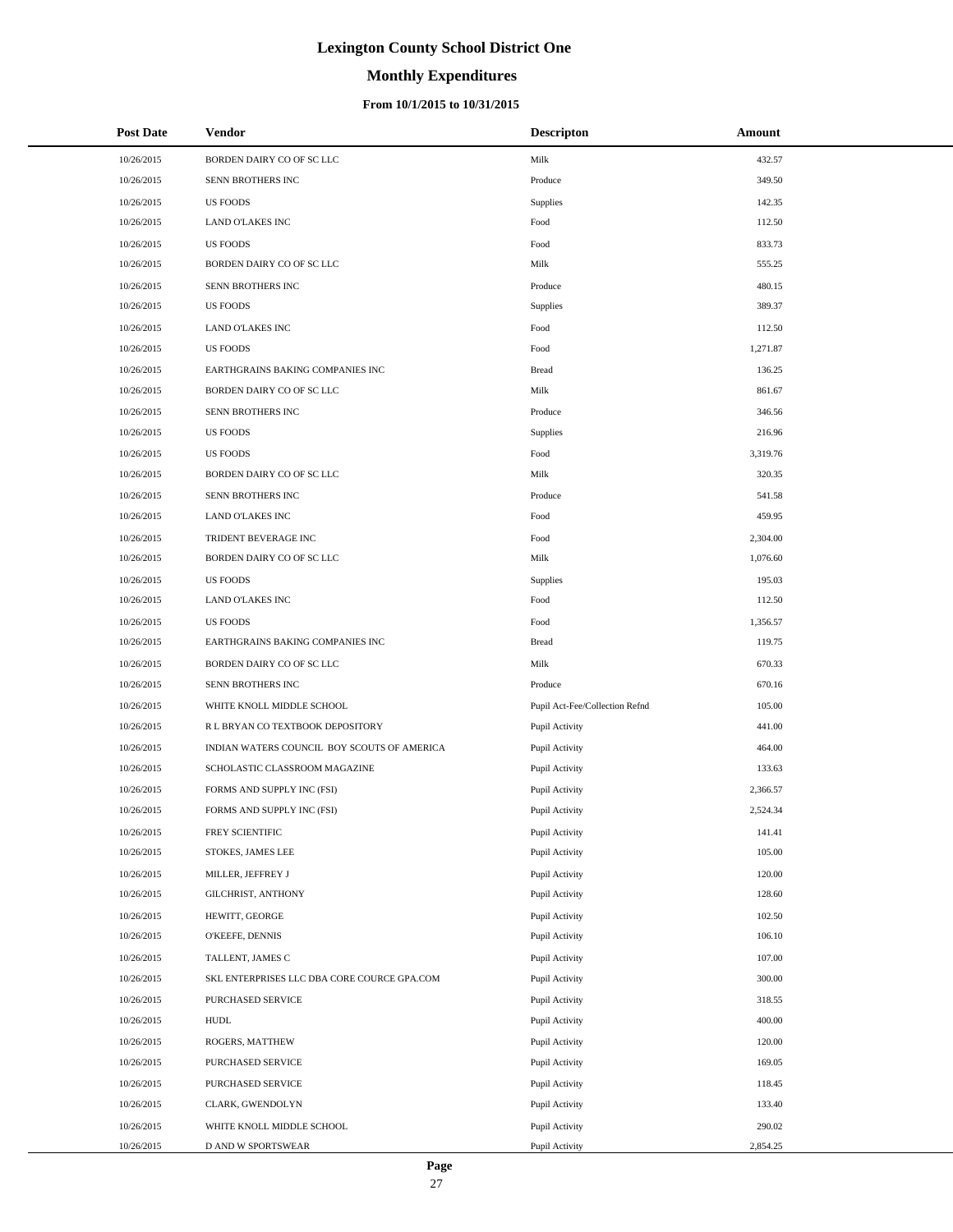# Lexington County School District One

## Monthly Expenditures

### From 10/1/2015 to 10/31/2015

| Post Date | Vendor | Descripton | Amount |
|---|---|---|---|
| 10/26/2015 | BORDEN DAIRY CO OF SC LLC | Milk | 432.57 |
| 10/26/2015 | SENN BROTHERS INC | Produce | 349.50 |
| 10/26/2015 | US FOODS | Supplies | 142.35 |
| 10/26/2015 | LAND O'LAKES INC | Food | 112.50 |
| 10/26/2015 | US FOODS | Food | 833.73 |
| 10/26/2015 | BORDEN DAIRY CO OF SC LLC | Milk | 555.25 |
| 10/26/2015 | SENN BROTHERS INC | Produce | 480.15 |
| 10/26/2015 | US FOODS | Supplies | 389.37 |
| 10/26/2015 | LAND O'LAKES INC | Food | 112.50 |
| 10/26/2015 | US FOODS | Food | 1,271.87 |
| 10/26/2015 | EARTHGRAINS BAKING COMPANIES INC | Bread | 136.25 |
| 10/26/2015 | BORDEN DAIRY CO OF SC LLC | Milk | 861.67 |
| 10/26/2015 | SENN BROTHERS INC | Produce | 346.56 |
| 10/26/2015 | US FOODS | Supplies | 216.96 |
| 10/26/2015 | US FOODS | Food | 3,319.76 |
| 10/26/2015 | BORDEN DAIRY CO OF SC LLC | Milk | 320.35 |
| 10/26/2015 | SENN BROTHERS INC | Produce | 541.58 |
| 10/26/2015 | LAND O'LAKES INC | Food | 459.95 |
| 10/26/2015 | TRIDENT BEVERAGE INC | Food | 2,304.00 |
| 10/26/2015 | BORDEN DAIRY CO OF SC LLC | Milk | 1,076.60 |
| 10/26/2015 | US FOODS | Supplies | 195.03 |
| 10/26/2015 | LAND O'LAKES INC | Food | 112.50 |
| 10/26/2015 | US FOODS | Food | 1,356.57 |
| 10/26/2015 | EARTHGRAINS BAKING COMPANIES INC | Bread | 119.75 |
| 10/26/2015 | BORDEN DAIRY CO OF SC LLC | Milk | 670.33 |
| 10/26/2015 | SENN BROTHERS INC | Produce | 670.16 |
| 10/26/2015 | WHITE KNOLL MIDDLE SCHOOL | Pupil Act-Fee/Collection Refnd | 105.00 |
| 10/26/2015 | R L BRYAN CO TEXTBOOK DEPOSITORY | Pupil Activity | 441.00 |
| 10/26/2015 | INDIAN WATERS COUNCIL BOY SCOUTS OF AMERICA | Pupil Activity | 464.00 |
| 10/26/2015 | SCHOLASTIC CLASSROOM MAGAZINE | Pupil Activity | 133.63 |
| 10/26/2015 | FORMS AND SUPPLY INC (FSI) | Pupil Activity | 2,366.57 |
| 10/26/2015 | FORMS AND SUPPLY INC (FSI) | Pupil Activity | 2,524.34 |
| 10/26/2015 | FREY SCIENTIFIC | Pupil Activity | 141.41 |
| 10/26/2015 | STOKES, JAMES LEE | Pupil Activity | 105.00 |
| 10/26/2015 | MILLER, JEFFREY J | Pupil Activity | 120.00 |
| 10/26/2015 | GILCHRIST, ANTHONY | Pupil Activity | 128.60 |
| 10/26/2015 | HEWITT, GEORGE | Pupil Activity | 102.50 |
| 10/26/2015 | O'KEEFE, DENNIS | Pupil Activity | 106.10 |
| 10/26/2015 | TALLENT, JAMES C | Pupil Activity | 107.00 |
| 10/26/2015 | SKL ENTERPRISES LLC DBA CORE COURCE GPA.COM | Pupil Activity | 300.00 |
| 10/26/2015 | PURCHASED SERVICE | Pupil Activity | 318.55 |
| 10/26/2015 | HUDL | Pupil Activity | 400.00 |
| 10/26/2015 | ROGERS, MATTHEW | Pupil Activity | 120.00 |
| 10/26/2015 | PURCHASED SERVICE | Pupil Activity | 169.05 |
| 10/26/2015 | PURCHASED SERVICE | Pupil Activity | 118.45 |
| 10/26/2015 | CLARK, GWENDOLYN | Pupil Activity | 133.40 |
| 10/26/2015 | WHITE KNOLL MIDDLE SCHOOL | Pupil Activity | 290.02 |
| 10/26/2015 | D AND W SPORTSWEAR | Pupil Activity | 2,854.25 |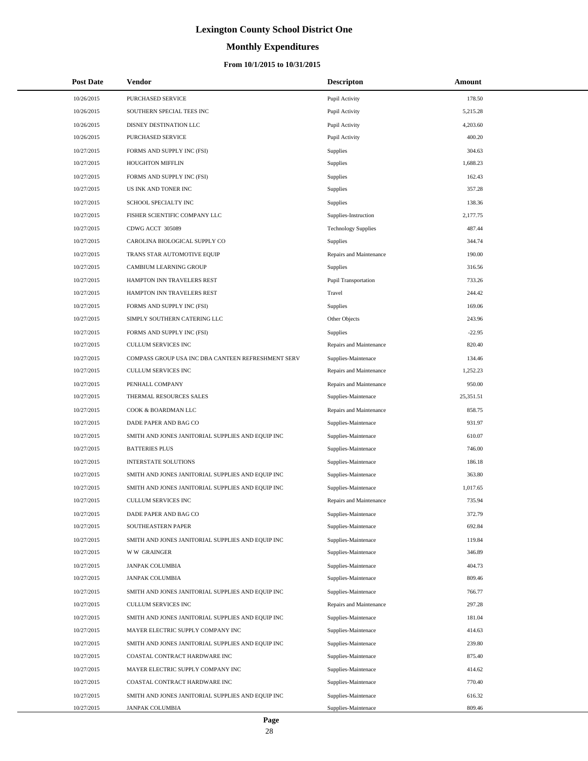# Lexington County School District One

## Monthly Expenditures

### From 10/1/2015 to 10/31/2015

| Post Date | Vendor | Descripton | Amount |
|---|---|---|---|
| 10/26/2015 | PURCHASED SERVICE | Pupil Activity | 178.50 |
| 10/26/2015 | SOUTHERN SPECIAL TEES INC | Pupil Activity | 5,215.28 |
| 10/26/2015 | DISNEY DESTINATION LLC | Pupil Activity | 4,203.60 |
| 10/26/2015 | PURCHASED SERVICE | Pupil Activity | 400.20 |
| 10/27/2015 | FORMS AND SUPPLY INC (FSI) | Supplies | 304.63 |
| 10/27/2015 | HOUGHTON MIFFLIN | Supplies | 1,688.23 |
| 10/27/2015 | FORMS AND SUPPLY INC (FSI) | Supplies | 162.43 |
| 10/27/2015 | US INK AND TONER INC | Supplies | 357.28 |
| 10/27/2015 | SCHOOL SPECIALTY INC | Supplies | 138.36 |
| 10/27/2015 | FISHER SCIENTIFIC COMPANY LLC | Supplies-Instruction | 2,177.75 |
| 10/27/2015 | CDWG ACCT 305089 | Technology Supplies | 487.44 |
| 10/27/2015 | CAROLINA BIOLOGICAL SUPPLY CO | Supplies | 344.74 |
| 10/27/2015 | TRANS STAR AUTOMOTIVE EQUIP | Repairs and Maintenance | 190.00 |
| 10/27/2015 | CAMBIUM LEARNING GROUP | Supplies | 316.56 |
| 10/27/2015 | HAMPTON INN TRAVELERS REST | Pupil Transportation | 733.26 |
| 10/27/2015 | HAMPTON INN TRAVELERS REST | Travel | 244.42 |
| 10/27/2015 | FORMS AND SUPPLY INC (FSI) | Supplies | 169.06 |
| 10/27/2015 | SIMPLY SOUTHERN CATERING LLC | Other Objects | 243.96 |
| 10/27/2015 | FORMS AND SUPPLY INC (FSI) | Supplies | -22.95 |
| 10/27/2015 | CULLUM SERVICES INC | Repairs and Maintenance | 820.40 |
| 10/27/2015 | COMPASS GROUP USA INC DBA CANTEEN REFRESHMENT SERV | Supplies-Maintenace | 134.46 |
| 10/27/2015 | CULLUM SERVICES INC | Repairs and Maintenance | 1,252.23 |
| 10/27/2015 | PENHALL COMPANY | Repairs and Maintenance | 950.00 |
| 10/27/2015 | THERMAL RESOURCES SALES | Supplies-Maintenace | 25,351.51 |
| 10/27/2015 | COOK & BOARDMAN LLC | Repairs and Maintenance | 858.75 |
| 10/27/2015 | DADE PAPER AND BAG CO | Supplies-Maintenace | 931.97 |
| 10/27/2015 | SMITH AND JONES JANITORIAL SUPPLIES AND EQUIP INC | Supplies-Maintenace | 610.07 |
| 10/27/2015 | BATTERIES PLUS | Supplies-Maintenace | 746.00 |
| 10/27/2015 | INTERSTATE SOLUTIONS | Supplies-Maintenace | 186.18 |
| 10/27/2015 | SMITH AND JONES JANITORIAL SUPPLIES AND EQUIP INC | Supplies-Maintenace | 363.80 |
| 10/27/2015 | SMITH AND JONES JANITORIAL SUPPLIES AND EQUIP INC | Supplies-Maintenace | 1,017.65 |
| 10/27/2015 | CULLUM SERVICES INC | Repairs and Maintenance | 735.94 |
| 10/27/2015 | DADE PAPER AND BAG CO | Supplies-Maintenace | 372.79 |
| 10/27/2015 | SOUTHEASTERN PAPER | Supplies-Maintenace | 692.84 |
| 10/27/2015 | SMITH AND JONES JANITORIAL SUPPLIES AND EQUIP INC | Supplies-Maintenace | 119.84 |
| 10/27/2015 | W W GRAINGER | Supplies-Maintenace | 346.89 |
| 10/27/2015 | JANPAK COLUMBIA | Supplies-Maintenace | 404.73 |
| 10/27/2015 | JANPAK COLUMBIA | Supplies-Maintenace | 809.46 |
| 10/27/2015 | SMITH AND JONES JANITORIAL SUPPLIES AND EQUIP INC | Supplies-Maintenace | 766.77 |
| 10/27/2015 | CULLUM SERVICES INC | Repairs and Maintenance | 297.28 |
| 10/27/2015 | SMITH AND JONES JANITORIAL SUPPLIES AND EQUIP INC | Supplies-Maintenace | 181.04 |
| 10/27/2015 | MAYER ELECTRIC SUPPLY COMPANY INC | Supplies-Maintenace | 414.63 |
| 10/27/2015 | SMITH AND JONES JANITORIAL SUPPLIES AND EQUIP INC | Supplies-Maintenace | 239.80 |
| 10/27/2015 | COASTAL CONTRACT HARDWARE INC | Supplies-Maintenace | 875.40 |
| 10/27/2015 | MAYER ELECTRIC SUPPLY COMPANY INC | Supplies-Maintenace | 414.62 |
| 10/27/2015 | COASTAL CONTRACT HARDWARE INC | Supplies-Maintenace | 770.40 |
| 10/27/2015 | SMITH AND JONES JANITORIAL SUPPLIES AND EQUIP INC | Supplies-Maintenace | 616.32 |
| 10/27/2015 | JANPAK COLUMBIA | Supplies-Maintenace | 809.46 |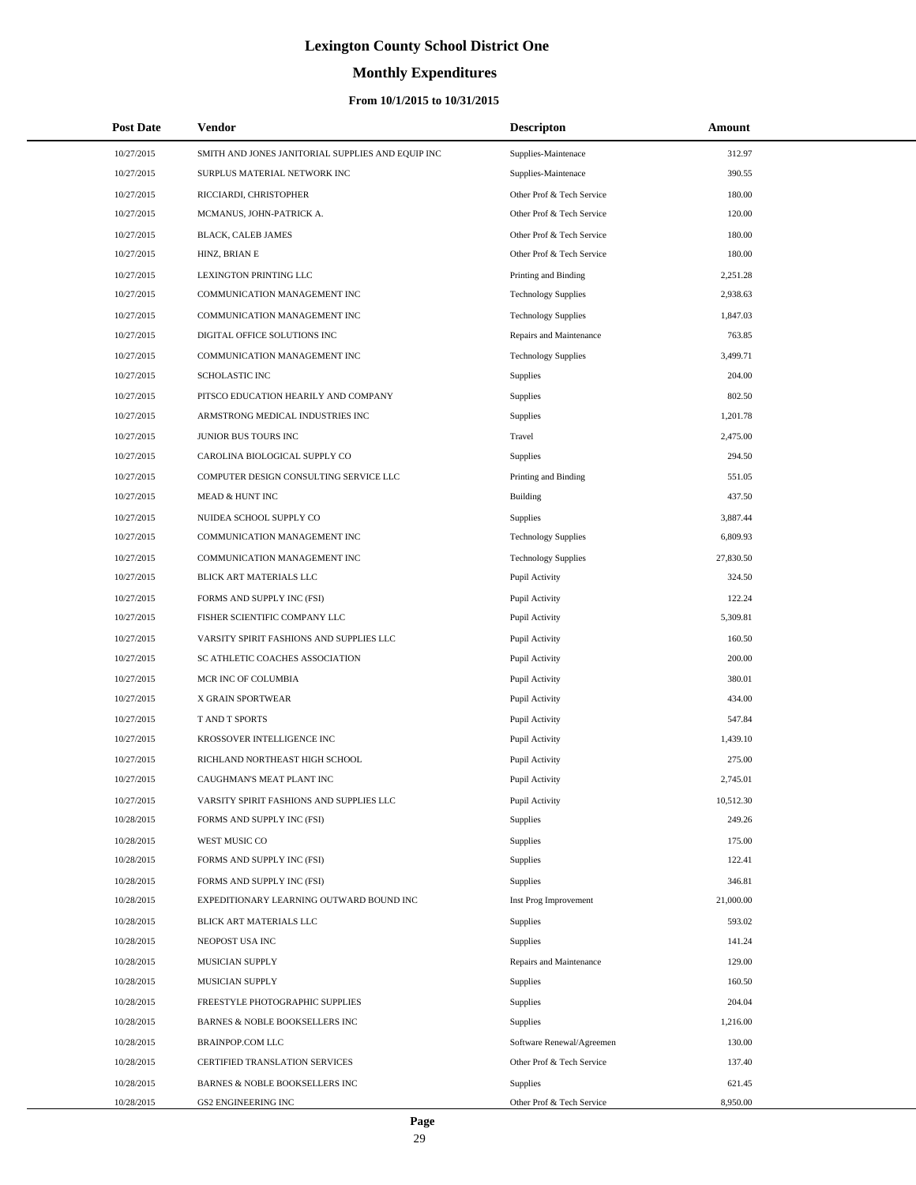# Lexington County School District One

## Monthly Expenditures

### From 10/1/2015 to 10/31/2015

| Post Date | Vendor | Descripton | Amount |
|---|---|---|---|
| 10/27/2015 | SMITH AND JONES JANITORIAL SUPPLIES AND EQUIP INC | Supplies-Maintenace | 312.97 |
| 10/27/2015 | SURPLUS MATERIAL NETWORK INC | Supplies-Maintenace | 390.55 |
| 10/27/2015 | RICCIARDI, CHRISTOPHER | Other Prof & Tech Service | 180.00 |
| 10/27/2015 | MCMANUS, JOHN-PATRICK A. | Other Prof & Tech Service | 120.00 |
| 10/27/2015 | BLACK, CALEB JAMES | Other Prof & Tech Service | 180.00 |
| 10/27/2015 | HINZ, BRIAN E | Other Prof & Tech Service | 180.00 |
| 10/27/2015 | LEXINGTON PRINTING LLC | Printing and Binding | 2,251.28 |
| 10/27/2015 | COMMUNICATION MANAGEMENT INC | Technology Supplies | 2,938.63 |
| 10/27/2015 | COMMUNICATION MANAGEMENT INC | Technology Supplies | 1,847.03 |
| 10/27/2015 | DIGITAL OFFICE SOLUTIONS INC | Repairs and Maintenance | 763.85 |
| 10/27/2015 | COMMUNICATION MANAGEMENT INC | Technology Supplies | 3,499.71 |
| 10/27/2015 | SCHOLASTIC INC | Supplies | 204.00 |
| 10/27/2015 | PITSCO EDUCATION HEARILY AND COMPANY | Supplies | 802.50 |
| 10/27/2015 | ARMSTRONG MEDICAL INDUSTRIES INC | Supplies | 1,201.78 |
| 10/27/2015 | JUNIOR BUS TOURS INC | Travel | 2,475.00 |
| 10/27/2015 | CAROLINA BIOLOGICAL SUPPLY CO | Supplies | 294.50 |
| 10/27/2015 | COMPUTER DESIGN CONSULTING SERVICE LLC | Printing and Binding | 551.05 |
| 10/27/2015 | MEAD & HUNT INC | Building | 437.50 |
| 10/27/2015 | NUIDEA SCHOOL SUPPLY CO | Supplies | 3,887.44 |
| 10/27/2015 | COMMUNICATION MANAGEMENT INC | Technology Supplies | 6,809.93 |
| 10/27/2015 | COMMUNICATION MANAGEMENT INC | Technology Supplies | 27,830.50 |
| 10/27/2015 | BLICK ART MATERIALS LLC | Pupil Activity | 324.50 |
| 10/27/2015 | FORMS AND SUPPLY INC (FSI) | Pupil Activity | 122.24 |
| 10/27/2015 | FISHER SCIENTIFIC COMPANY LLC | Pupil Activity | 5,309.81 |
| 10/27/2015 | VARSITY SPIRIT FASHIONS AND SUPPLIES LLC | Pupil Activity | 160.50 |
| 10/27/2015 | SC ATHLETIC COACHES ASSOCIATION | Pupil Activity | 200.00 |
| 10/27/2015 | MCR INC OF COLUMBIA | Pupil Activity | 380.01 |
| 10/27/2015 | X GRAIN SPORTWEAR | Pupil Activity | 434.00 |
| 10/27/2015 | T AND T SPORTS | Pupil Activity | 547.84 |
| 10/27/2015 | KROSSOVER INTELLIGENCE INC | Pupil Activity | 1,439.10 |
| 10/27/2015 | RICHLAND NORTHEAST HIGH SCHOOL | Pupil Activity | 275.00 |
| 10/27/2015 | CAUGHMAN'S MEAT PLANT INC | Pupil Activity | 2,745.01 |
| 10/27/2015 | VARSITY SPIRIT FASHIONS AND SUPPLIES LLC | Pupil Activity | 10,512.30 |
| 10/28/2015 | FORMS AND SUPPLY INC (FSI) | Supplies | 249.26 |
| 10/28/2015 | WEST MUSIC CO | Supplies | 175.00 |
| 10/28/2015 | FORMS AND SUPPLY INC (FSI) | Supplies | 122.41 |
| 10/28/2015 | FORMS AND SUPPLY INC (FSI) | Supplies | 346.81 |
| 10/28/2015 | EXPEDITIONARY LEARNING OUTWARD BOUND INC | Inst Prog Improvement | 21,000.00 |
| 10/28/2015 | BLICK ART MATERIALS LLC | Supplies | 593.02 |
| 10/28/2015 | NEOPOST USA INC | Supplies | 141.24 |
| 10/28/2015 | MUSICIAN SUPPLY | Repairs and Maintenance | 129.00 |
| 10/28/2015 | MUSICIAN SUPPLY | Supplies | 160.50 |
| 10/28/2015 | FREESTYLE PHOTOGRAPHIC SUPPLIES | Supplies | 204.04 |
| 10/28/2015 | BARNES & NOBLE BOOKSELLERS INC | Supplies | 1,216.00 |
| 10/28/2015 | BRAINPOP.COM LLC | Software Renewal/Agreemen | 130.00 |
| 10/28/2015 | CERTIFIED TRANSLATION SERVICES | Other Prof & Tech Service | 137.40 |
| 10/28/2015 | BARNES & NOBLE BOOKSELLERS INC | Supplies | 621.45 |
| 10/28/2015 | GS2 ENGINEERING INC | Other Prof & Tech Service | 8,950.00 |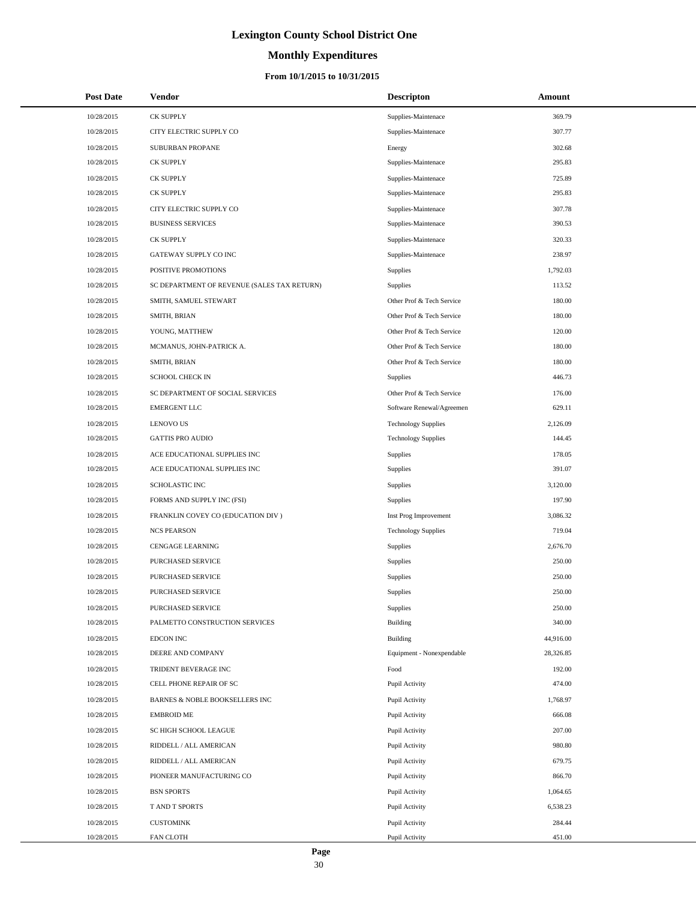# Lexington County School District One

## Monthly Expenditures

### From 10/1/2015 to 10/31/2015

| Post Date | Vendor | Descripton | Amount |
|---|---|---|---|
| 10/28/2015 | CK SUPPLY | Supplies-Maintenace | 369.79 |
| 10/28/2015 | CITY ELECTRIC SUPPLY CO | Supplies-Maintenace | 307.77 |
| 10/28/2015 | SUBURBAN PROPANE | Energy | 302.68 |
| 10/28/2015 | CK SUPPLY | Supplies-Maintenace | 295.83 |
| 10/28/2015 | CK SUPPLY | Supplies-Maintenace | 725.89 |
| 10/28/2015 | CK SUPPLY | Supplies-Maintenace | 295.83 |
| 10/28/2015 | CITY ELECTRIC SUPPLY CO | Supplies-Maintenace | 307.78 |
| 10/28/2015 | BUSINESS SERVICES | Supplies-Maintenace | 390.53 |
| 10/28/2015 | CK SUPPLY | Supplies-Maintenace | 320.33 |
| 10/28/2015 | GATEWAY SUPPLY CO INC | Supplies-Maintenace | 238.97 |
| 10/28/2015 | POSITIVE PROMOTIONS | Supplies | 1,792.03 |
| 10/28/2015 | SC DEPARTMENT OF REVENUE (SALES TAX RETURN) | Supplies | 113.52 |
| 10/28/2015 | SMITH, SAMUEL STEWART | Other Prof & Tech Service | 180.00 |
| 10/28/2015 | SMITH, BRIAN | Other Prof & Tech Service | 180.00 |
| 10/28/2015 | YOUNG, MATTHEW | Other Prof & Tech Service | 120.00 |
| 10/28/2015 | MCMANUS, JOHN-PATRICK A. | Other Prof & Tech Service | 180.00 |
| 10/28/2015 | SMITH, BRIAN | Other Prof & Tech Service | 180.00 |
| 10/28/2015 | SCHOOL CHECK IN | Supplies | 446.73 |
| 10/28/2015 | SC DEPARTMENT OF SOCIAL SERVICES | Other Prof & Tech Service | 176.00 |
| 10/28/2015 | EMERGENT LLC | Software Renewal/Agreemen | 629.11 |
| 10/28/2015 | LENOVO US | Technology Supplies | 2,126.09 |
| 10/28/2015 | GATTIS PRO AUDIO | Technology Supplies | 144.45 |
| 10/28/2015 | ACE EDUCATIONAL SUPPLIES INC | Supplies | 178.05 |
| 10/28/2015 | ACE EDUCATIONAL SUPPLIES INC | Supplies | 391.07 |
| 10/28/2015 | SCHOLASTIC INC | Supplies | 3,120.00 |
| 10/28/2015 | FORMS AND SUPPLY INC (FSI) | Supplies | 197.90 |
| 10/28/2015 | FRANKLIN COVEY CO (EDUCATION DIV ) | Inst Prog Improvement | 3,086.32 |
| 10/28/2015 | NCS PEARSON | Technology Supplies | 719.04 |
| 10/28/2015 | CENGAGE LEARNING | Supplies | 2,676.70 |
| 10/28/2015 | PURCHASED SERVICE | Supplies | 250.00 |
| 10/28/2015 | PURCHASED SERVICE | Supplies | 250.00 |
| 10/28/2015 | PURCHASED SERVICE | Supplies | 250.00 |
| 10/28/2015 | PURCHASED SERVICE | Supplies | 250.00 |
| 10/28/2015 | PALMETTO CONSTRUCTION SERVICES | Building | 340.00 |
| 10/28/2015 | EDCON INC | Building | 44,916.00 |
| 10/28/2015 | DEERE AND COMPANY | Equipment - Nonexpendable | 28,326.85 |
| 10/28/2015 | TRIDENT BEVERAGE INC | Food | 192.00 |
| 10/28/2015 | CELL PHONE REPAIR OF SC | Pupil Activity | 474.00 |
| 10/28/2015 | BARNES & NOBLE BOOKSELLERS INC | Pupil Activity | 1,768.97 |
| 10/28/2015 | EMBROID ME | Pupil Activity | 666.08 |
| 10/28/2015 | SC HIGH SCHOOL LEAGUE | Pupil Activity | 207.00 |
| 10/28/2015 | RIDDELL / ALL AMERICAN | Pupil Activity | 980.80 |
| 10/28/2015 | RIDDELL / ALL AMERICAN | Pupil Activity | 679.75 |
| 10/28/2015 | PIONEER MANUFACTURING CO | Pupil Activity | 866.70 |
| 10/28/2015 | BSN SPORTS | Pupil Activity | 1,064.65 |
| 10/28/2015 | T AND T SPORTS | Pupil Activity | 6,538.23 |
| 10/28/2015 | CUSTOMINK | Pupil Activity | 284.44 |
| 10/28/2015 | FAN CLOTH | Pupil Activity | 451.00 |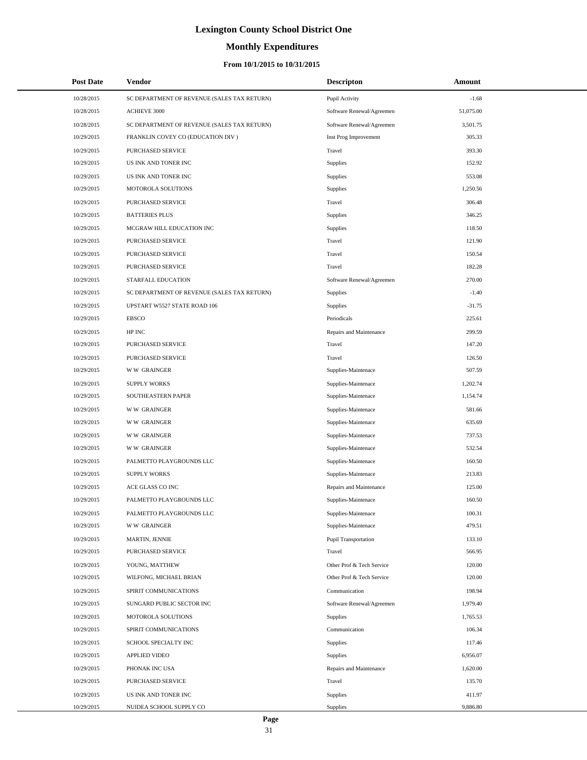# Lexington County School District One

## Monthly Expenditures

### From 10/1/2015 to 10/31/2015

| Post Date | Vendor | Descripton | Amount |
|---|---|---|---|
| 10/28/2015 | SC DEPARTMENT OF REVENUE (SALES TAX RETURN) | Pupil Activity | -1.68 |
| 10/28/2015 | ACHIEVE 3000 | Software Renewal/Agreemen | 51,075.00 |
| 10/28/2015 | SC DEPARTMENT OF REVENUE (SALES TAX RETURN) | Software Renewal/Agreemen | 3,501.75 |
| 10/29/2015 | FRANKLIN COVEY CO (EDUCATION DIV ) | Inst Prog Improvement | 305.33 |
| 10/29/2015 | PURCHASED SERVICE | Travel | 393.30 |
| 10/29/2015 | US INK AND TONER INC | Supplies | 152.92 |
| 10/29/2015 | US INK AND TONER INC | Supplies | 553.08 |
| 10/29/2015 | MOTOROLA SOLUTIONS | Supplies | 1,250.56 |
| 10/29/2015 | PURCHASED SERVICE | Travel | 306.48 |
| 10/29/2015 | BATTERIES PLUS | Supplies | 346.25 |
| 10/29/2015 | MCGRAW HILL EDUCATION INC | Supplies | 118.50 |
| 10/29/2015 | PURCHASED SERVICE | Travel | 121.90 |
| 10/29/2015 | PURCHASED SERVICE | Travel | 150.54 |
| 10/29/2015 | PURCHASED SERVICE | Travel | 182.28 |
| 10/29/2015 | STARFALL EDUCATION | Software Renewal/Agreemen | 270.00 |
| 10/29/2015 | SC DEPARTMENT OF REVENUE (SALES TAX RETURN) | Supplies | -1.40 |
| 10/29/2015 | UPSTART W5527 STATE ROAD 106 | Supplies | -31.75 |
| 10/29/2015 | EBSCO | Periodicals | 225.61 |
| 10/29/2015 | HP INC | Repairs and Maintenance | 299.59 |
| 10/29/2015 | PURCHASED SERVICE | Travel | 147.20 |
| 10/29/2015 | PURCHASED SERVICE | Travel | 126.50 |
| 10/29/2015 | W W GRAINGER | Supplies-Maintenace | 507.59 |
| 10/29/2015 | SUPPLY WORKS | Supplies-Maintenace | 1,202.74 |
| 10/29/2015 | SOUTHEASTERN PAPER | Supplies-Maintenace | 1,154.74 |
| 10/29/2015 | W W GRAINGER | Supplies-Maintenace | 581.66 |
| 10/29/2015 | W W GRAINGER | Supplies-Maintenace | 635.69 |
| 10/29/2015 | W W GRAINGER | Supplies-Maintenace | 737.53 |
| 10/29/2015 | W W GRAINGER | Supplies-Maintenace | 532.54 |
| 10/29/2015 | PALMETTO PLAYGROUNDS LLC | Supplies-Maintenace | 160.50 |
| 10/29/2015 | SUPPLY WORKS | Supplies-Maintenace | 213.83 |
| 10/29/2015 | ACE GLASS CO INC | Repairs and Maintenance | 125.00 |
| 10/29/2015 | PALMETTO PLAYGROUNDS LLC | Supplies-Maintenace | 160.50 |
| 10/29/2015 | PALMETTO PLAYGROUNDS LLC | Supplies-Maintenace | 100.31 |
| 10/29/2015 | W W GRAINGER | Supplies-Maintenace | 479.51 |
| 10/29/2015 | MARTIN, JENNIE | Pupil Transportation | 133.10 |
| 10/29/2015 | PURCHASED SERVICE | Travel | 566.95 |
| 10/29/2015 | YOUNG, MATTHEW | Other Prof & Tech Service | 120.00 |
| 10/29/2015 | WILFONG, MICHAEL BRIAN | Other Prof & Tech Service | 120.00 |
| 10/29/2015 | SPIRIT COMMUNICATIONS | Communication | 198.94 |
| 10/29/2015 | SUNGARD PUBLIC SECTOR INC | Software Renewal/Agreemen | 1,979.40 |
| 10/29/2015 | MOTOROLA SOLUTIONS | Supplies | 1,765.53 |
| 10/29/2015 | SPIRIT COMMUNICATIONS | Communication | 106.34 |
| 10/29/2015 | SCHOOL SPECIALTY INC | Supplies | 117.46 |
| 10/29/2015 | APPLIED VIDEO | Supplies | 6,956.07 |
| 10/29/2015 | PHONAK INC USA | Repairs and Maintenance | 1,620.00 |
| 10/29/2015 | PURCHASED SERVICE | Travel | 135.70 |
| 10/29/2015 | US INK AND TONER INC | Supplies | 411.97 |
| 10/29/2015 | NUIDEA SCHOOL SUPPLY CO | Supplies | 9,886.80 |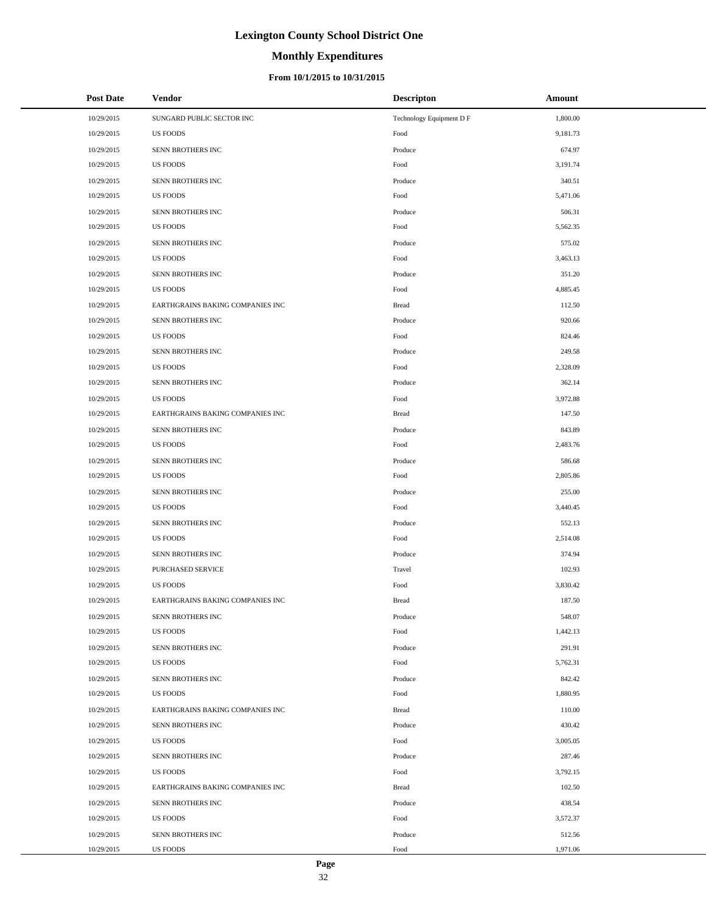# Lexington County School District One

## Monthly Expenditures

### From 10/1/2015 to 10/31/2015

| Post Date | Vendor | Descripton | Amount |
|---|---|---|---|
| 10/29/2015 | SUNGARD PUBLIC SECTOR INC | Technology Equipment D F | 1,800.00 |
| 10/29/2015 | US FOODS | Food | 9,181.73 |
| 10/29/2015 | SENN BROTHERS INC | Produce | 674.97 |
| 10/29/2015 | US FOODS | Food | 3,191.74 |
| 10/29/2015 | SENN BROTHERS INC | Produce | 340.51 |
| 10/29/2015 | US FOODS | Food | 5,471.06 |
| 10/29/2015 | SENN BROTHERS INC | Produce | 506.31 |
| 10/29/2015 | US FOODS | Food | 5,562.35 |
| 10/29/2015 | SENN BROTHERS INC | Produce | 575.02 |
| 10/29/2015 | US FOODS | Food | 3,463.13 |
| 10/29/2015 | SENN BROTHERS INC | Produce | 351.20 |
| 10/29/2015 | US FOODS | Food | 4,885.45 |
| 10/29/2015 | EARTHGRAINS BAKING COMPANIES INC | Bread | 112.50 |
| 10/29/2015 | SENN BROTHERS INC | Produce | 920.66 |
| 10/29/2015 | US FOODS | Food | 824.46 |
| 10/29/2015 | SENN BROTHERS INC | Produce | 249.58 |
| 10/29/2015 | US FOODS | Food | 2,328.09 |
| 10/29/2015 | SENN BROTHERS INC | Produce | 362.14 |
| 10/29/2015 | US FOODS | Food | 3,972.88 |
| 10/29/2015 | EARTHGRAINS BAKING COMPANIES INC | Bread | 147.50 |
| 10/29/2015 | SENN BROTHERS INC | Produce | 843.89 |
| 10/29/2015 | US FOODS | Food | 2,483.76 |
| 10/29/2015 | SENN BROTHERS INC | Produce | 586.68 |
| 10/29/2015 | US FOODS | Food | 2,805.86 |
| 10/29/2015 | SENN BROTHERS INC | Produce | 255.00 |
| 10/29/2015 | US FOODS | Food | 3,440.45 |
| 10/29/2015 | SENN BROTHERS INC | Produce | 552.13 |
| 10/29/2015 | US FOODS | Food | 2,514.08 |
| 10/29/2015 | SENN BROTHERS INC | Produce | 374.94 |
| 10/29/2015 | PURCHASED SERVICE | Travel | 102.93 |
| 10/29/2015 | US FOODS | Food | 3,830.42 |
| 10/29/2015 | EARTHGRAINS BAKING COMPANIES INC | Bread | 187.50 |
| 10/29/2015 | SENN BROTHERS INC | Produce | 548.07 |
| 10/29/2015 | US FOODS | Food | 1,442.13 |
| 10/29/2015 | SENN BROTHERS INC | Produce | 291.91 |
| 10/29/2015 | US FOODS | Food | 5,762.31 |
| 10/29/2015 | SENN BROTHERS INC | Produce | 842.42 |
| 10/29/2015 | US FOODS | Food | 1,880.95 |
| 10/29/2015 | EARTHGRAINS BAKING COMPANIES INC | Bread | 110.00 |
| 10/29/2015 | SENN BROTHERS INC | Produce | 430.42 |
| 10/29/2015 | US FOODS | Food | 3,005.05 |
| 10/29/2015 | SENN BROTHERS INC | Produce | 287.46 |
| 10/29/2015 | US FOODS | Food | 3,792.15 |
| 10/29/2015 | EARTHGRAINS BAKING COMPANIES INC | Bread | 102.50 |
| 10/29/2015 | SENN BROTHERS INC | Produce | 438.54 |
| 10/29/2015 | US FOODS | Food | 3,572.37 |
| 10/29/2015 | SENN BROTHERS INC | Produce | 512.56 |
| 10/29/2015 | US FOODS | Food | 1,971.06 |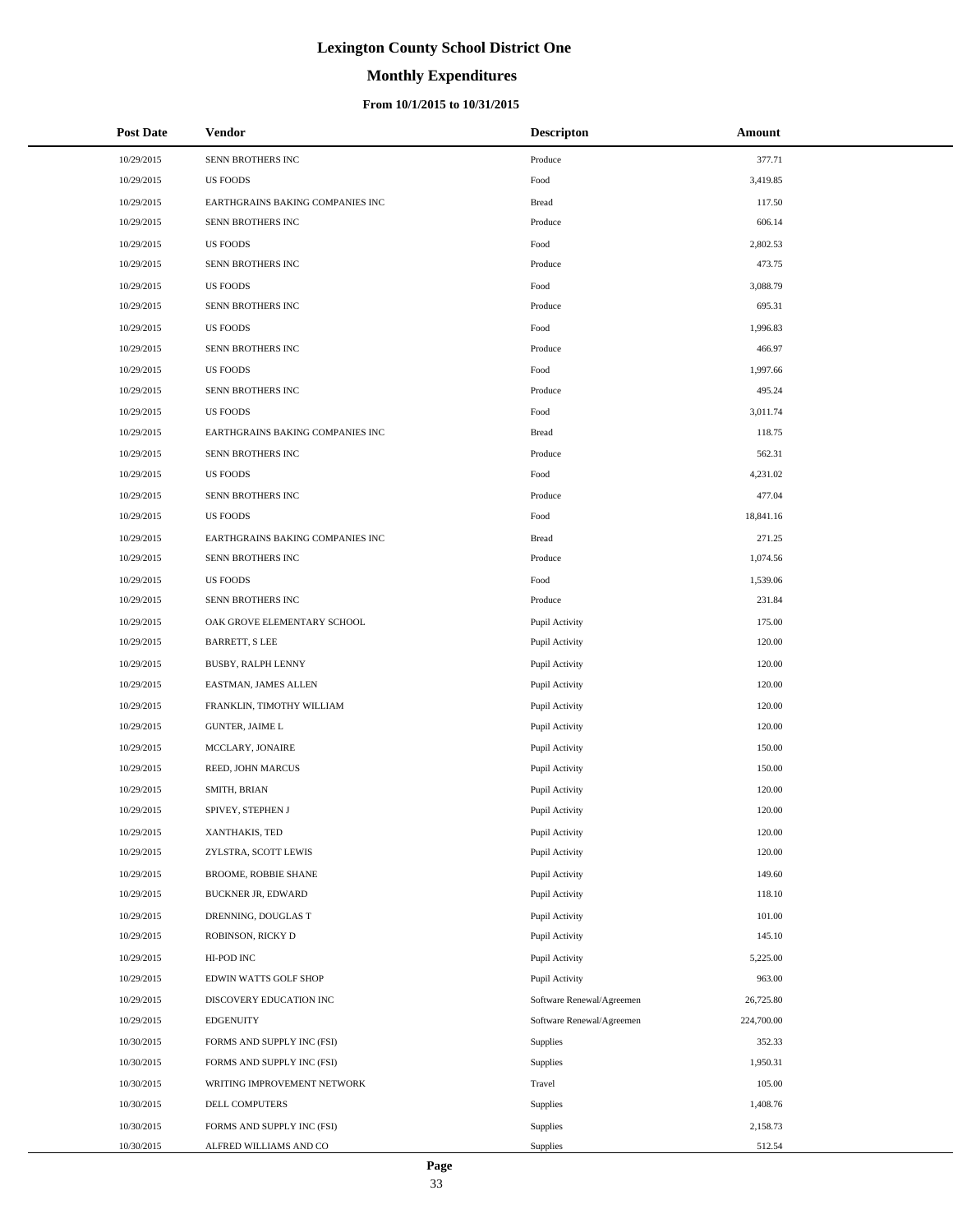# Lexington County School District One

## Monthly Expenditures

### From 10/1/2015 to 10/31/2015

| Post Date | Vendor | Descripton | Amount |
|---|---|---|---|
| 10/29/2015 | SENN BROTHERS INC | Produce | 377.71 |
| 10/29/2015 | US FOODS | Food | 3,419.85 |
| 10/29/2015 | EARTHGRAINS BAKING COMPANIES INC | Bread | 117.50 |
| 10/29/2015 | SENN BROTHERS INC | Produce | 606.14 |
| 10/29/2015 | US FOODS | Food | 2,802.53 |
| 10/29/2015 | SENN BROTHERS INC | Produce | 473.75 |
| 10/29/2015 | US FOODS | Food | 3,088.79 |
| 10/29/2015 | SENN BROTHERS INC | Produce | 695.31 |
| 10/29/2015 | US FOODS | Food | 1,996.83 |
| 10/29/2015 | SENN BROTHERS INC | Produce | 466.97 |
| 10/29/2015 | US FOODS | Food | 1,997.66 |
| 10/29/2015 | SENN BROTHERS INC | Produce | 495.24 |
| 10/29/2015 | US FOODS | Food | 3,011.74 |
| 10/29/2015 | EARTHGRAINS BAKING COMPANIES INC | Bread | 118.75 |
| 10/29/2015 | SENN BROTHERS INC | Produce | 562.31 |
| 10/29/2015 | US FOODS | Food | 4,231.02 |
| 10/29/2015 | SENN BROTHERS INC | Produce | 477.04 |
| 10/29/2015 | US FOODS | Food | 18,841.16 |
| 10/29/2015 | EARTHGRAINS BAKING COMPANIES INC | Bread | 271.25 |
| 10/29/2015 | SENN BROTHERS INC | Produce | 1,074.56 |
| 10/29/2015 | US FOODS | Food | 1,539.06 |
| 10/29/2015 | SENN BROTHERS INC | Produce | 231.84 |
| 10/29/2015 | OAK GROVE ELEMENTARY SCHOOL | Pupil Activity | 175.00 |
| 10/29/2015 | BARRETT, S LEE | Pupil Activity | 120.00 |
| 10/29/2015 | BUSBY, RALPH LENNY | Pupil Activity | 120.00 |
| 10/29/2015 | EASTMAN, JAMES ALLEN | Pupil Activity | 120.00 |
| 10/29/2015 | FRANKLIN, TIMOTHY WILLIAM | Pupil Activity | 120.00 |
| 10/29/2015 | GUNTER, JAIME L | Pupil Activity | 120.00 |
| 10/29/2015 | MCCLARY, JONAIRE | Pupil Activity | 150.00 |
| 10/29/2015 | REED, JOHN MARCUS | Pupil Activity | 150.00 |
| 10/29/2015 | SMITH, BRIAN | Pupil Activity | 120.00 |
| 10/29/2015 | SPIVEY, STEPHEN J | Pupil Activity | 120.00 |
| 10/29/2015 | XANTHAKIS, TED | Pupil Activity | 120.00 |
| 10/29/2015 | ZYLSTRA, SCOTT LEWIS | Pupil Activity | 120.00 |
| 10/29/2015 | BROOME, ROBBIE SHANE | Pupil Activity | 149.60 |
| 10/29/2015 | BUCKNER JR, EDWARD | Pupil Activity | 118.10 |
| 10/29/2015 | DRENNING, DOUGLAS T | Pupil Activity | 101.00 |
| 10/29/2015 | ROBINSON, RICKY D | Pupil Activity | 145.10 |
| 10/29/2015 | HI-POD INC | Pupil Activity | 5,225.00 |
| 10/29/2015 | EDWIN WATTS GOLF SHOP | Pupil Activity | 963.00 |
| 10/29/2015 | DISCOVERY EDUCATION INC | Software Renewal/Agreemen | 26,725.80 |
| 10/29/2015 | EDGENUITY | Software Renewal/Agreemen | 224,700.00 |
| 10/30/2015 | FORMS AND SUPPLY INC (FSI) | Supplies | 352.33 |
| 10/30/2015 | FORMS AND SUPPLY INC (FSI) | Supplies | 1,950.31 |
| 10/30/2015 | WRITING IMPROVEMENT NETWORK | Travel | 105.00 |
| 10/30/2015 | DELL COMPUTERS | Supplies | 1,408.76 |
| 10/30/2015 | FORMS AND SUPPLY INC (FSI) | Supplies | 2,158.73 |
| 10/30/2015 | ALFRED WILLIAMS AND CO | Supplies | 512.54 |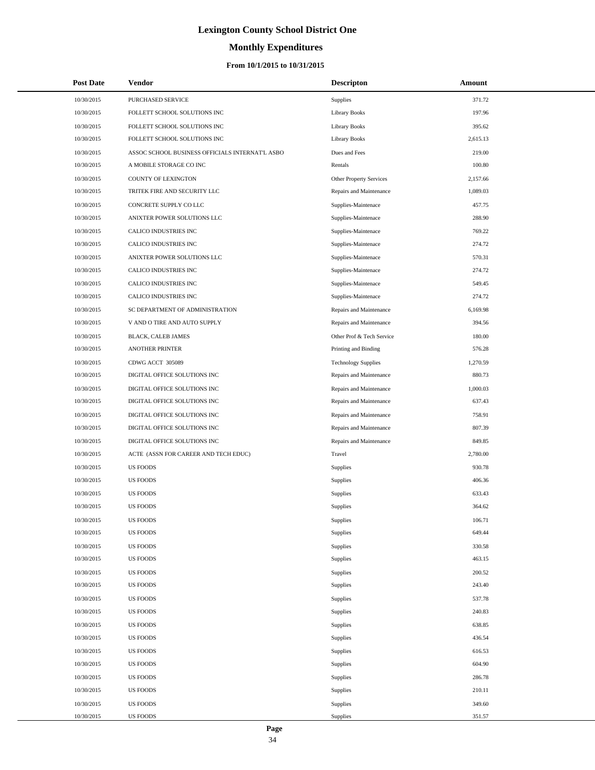# Lexington County School District One

## Monthly Expenditures

### From 10/1/2015 to 10/31/2015

| Post Date | Vendor | Descripton | Amount |
|---|---|---|---|
| 10/30/2015 | PURCHASED SERVICE | Supplies | 371.72 |
| 10/30/2015 | FOLLETT SCHOOL SOLUTIONS INC | Library Books | 197.96 |
| 10/30/2015 | FOLLETT SCHOOL SOLUTIONS INC | Library Books | 395.62 |
| 10/30/2015 | FOLLETT SCHOOL SOLUTIONS INC | Library Books | 2,615.13 |
| 10/30/2015 | ASSOC SCHOOL BUSINESS OFFICIALS INTERNAT'L ASBO | Dues and Fees | 219.00 |
| 10/30/2015 | A MOBILE STORAGE CO INC | Rentals | 100.80 |
| 10/30/2015 | COUNTY OF LEXINGTON | Other Property Services | 2,157.66 |
| 10/30/2015 | TRITEK FIRE AND SECURITY LLC | Repairs and Maintenance | 1,089.03 |
| 10/30/2015 | CONCRETE SUPPLY CO LLC | Supplies-Maintenace | 457.75 |
| 10/30/2015 | ANIXTER POWER SOLUTIONS LLC | Supplies-Maintenace | 288.90 |
| 10/30/2015 | CALICO INDUSTRIES INC | Supplies-Maintenace | 769.22 |
| 10/30/2015 | CALICO INDUSTRIES INC | Supplies-Maintenace | 274.72 |
| 10/30/2015 | ANIXTER POWER SOLUTIONS LLC | Supplies-Maintenace | 570.31 |
| 10/30/2015 | CALICO INDUSTRIES INC | Supplies-Maintenace | 274.72 |
| 10/30/2015 | CALICO INDUSTRIES INC | Supplies-Maintenace | 549.45 |
| 10/30/2015 | CALICO INDUSTRIES INC | Supplies-Maintenace | 274.72 |
| 10/30/2015 | SC DEPARTMENT OF ADMINISTRATION | Repairs and Maintenance | 6,169.98 |
| 10/30/2015 | V AND O TIRE AND AUTO SUPPLY | Repairs and Maintenance | 394.56 |
| 10/30/2015 | BLACK, CALEB JAMES | Other Prof & Tech Service | 180.00 |
| 10/30/2015 | ANOTHER PRINTER | Printing and Binding | 576.28 |
| 10/30/2015 | CDWG ACCT 305089 | Technology Supplies | 1,270.59 |
| 10/30/2015 | DIGITAL OFFICE SOLUTIONS INC | Repairs and Maintenance | 880.73 |
| 10/30/2015 | DIGITAL OFFICE SOLUTIONS INC | Repairs and Maintenance | 1,000.03 |
| 10/30/2015 | DIGITAL OFFICE SOLUTIONS INC | Repairs and Maintenance | 637.43 |
| 10/30/2015 | DIGITAL OFFICE SOLUTIONS INC | Repairs and Maintenance | 758.91 |
| 10/30/2015 | DIGITAL OFFICE SOLUTIONS INC | Repairs and Maintenance | 807.39 |
| 10/30/2015 | DIGITAL OFFICE SOLUTIONS INC | Repairs and Maintenance | 849.85 |
| 10/30/2015 | ACTE (ASSN FOR CAREER AND TECH EDUC) | Travel | 2,780.00 |
| 10/30/2015 | US FOODS | Supplies | 930.78 |
| 10/30/2015 | US FOODS | Supplies | 406.36 |
| 10/30/2015 | US FOODS | Supplies | 633.43 |
| 10/30/2015 | US FOODS | Supplies | 364.62 |
| 10/30/2015 | US FOODS | Supplies | 106.71 |
| 10/30/2015 | US FOODS | Supplies | 649.44 |
| 10/30/2015 | US FOODS | Supplies | 330.58 |
| 10/30/2015 | US FOODS | Supplies | 463.15 |
| 10/30/2015 | US FOODS | Supplies | 200.52 |
| 10/30/2015 | US FOODS | Supplies | 243.40 |
| 10/30/2015 | US FOODS | Supplies | 537.78 |
| 10/30/2015 | US FOODS | Supplies | 240.83 |
| 10/30/2015 | US FOODS | Supplies | 638.85 |
| 10/30/2015 | US FOODS | Supplies | 436.54 |
| 10/30/2015 | US FOODS | Supplies | 616.53 |
| 10/30/2015 | US FOODS | Supplies | 604.90 |
| 10/30/2015 | US FOODS | Supplies | 286.78 |
| 10/30/2015 | US FOODS | Supplies | 210.11 |
| 10/30/2015 | US FOODS | Supplies | 349.60 |
| 10/30/2015 | US FOODS | Supplies | 351.57 |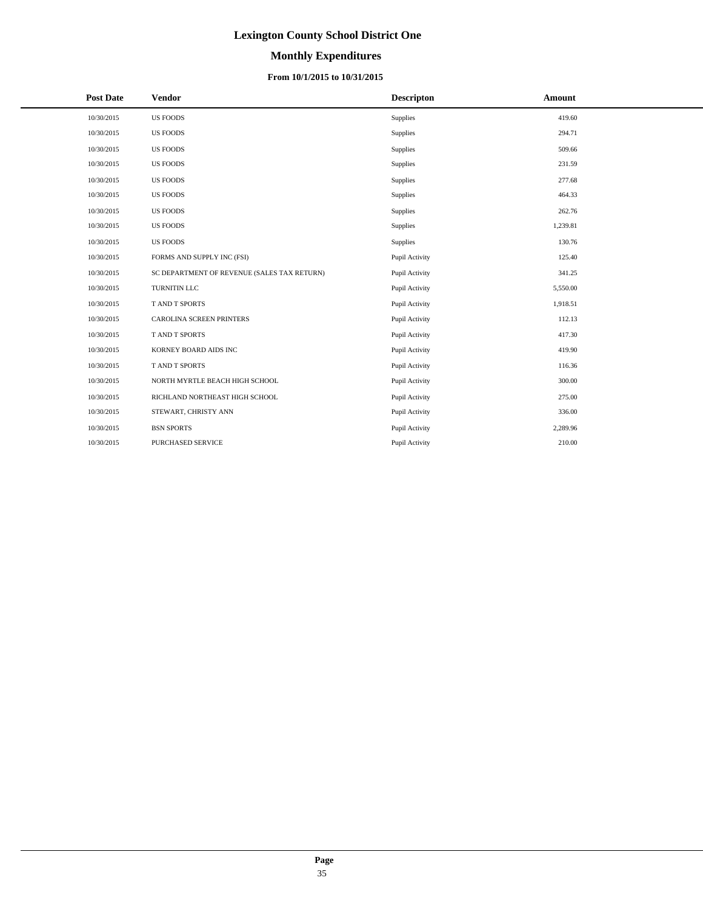# Lexington County School District One

## Monthly Expenditures

### From 10/1/2015 to 10/31/2015

| Post Date | Vendor | Descripton | Amount |
|---|---|---|---|
| 10/30/2015 | US FOODS | Supplies | 419.60 |
| 10/30/2015 | US FOODS | Supplies | 294.71 |
| 10/30/2015 | US FOODS | Supplies | 509.66 |
| 10/30/2015 | US FOODS | Supplies | 231.59 |
| 10/30/2015 | US FOODS | Supplies | 277.68 |
| 10/30/2015 | US FOODS | Supplies | 464.33 |
| 10/30/2015 | US FOODS | Supplies | 262.76 |
| 10/30/2015 | US FOODS | Supplies | 1,239.81 |
| 10/30/2015 | US FOODS | Supplies | 130.76 |
| 10/30/2015 | FORMS AND SUPPLY INC (FSI) | Pupil Activity | 125.40 |
| 10/30/2015 | SC DEPARTMENT OF REVENUE (SALES TAX RETURN) | Pupil Activity | 341.25 |
| 10/30/2015 | TURNITIN LLC | Pupil Activity | 5,550.00 |
| 10/30/2015 | T AND T SPORTS | Pupil Activity | 1,918.51 |
| 10/30/2015 | CAROLINA SCREEN PRINTERS | Pupil Activity | 112.13 |
| 10/30/2015 | T AND T SPORTS | Pupil Activity | 417.30 |
| 10/30/2015 | KORNEY BOARD AIDS INC | Pupil Activity | 419.90 |
| 10/30/2015 | T AND T SPORTS | Pupil Activity | 116.36 |
| 10/30/2015 | NORTH MYRTLE BEACH HIGH SCHOOL | Pupil Activity | 300.00 |
| 10/30/2015 | RICHLAND NORTHEAST HIGH SCHOOL | Pupil Activity | 275.00 |
| 10/30/2015 | STEWART, CHRISTY ANN | Pupil Activity | 336.00 |
| 10/30/2015 | BSN SPORTS | Pupil Activity | 2,289.96 |
| 10/30/2015 | PURCHASED SERVICE | Pupil Activity | 210.00 |